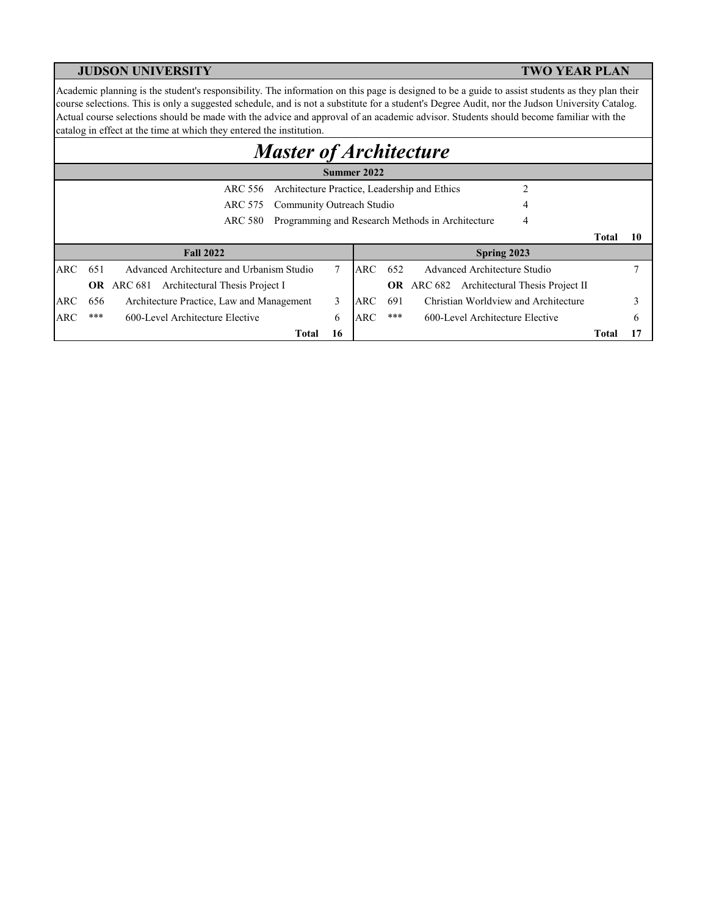**JUDSON UNIVERSITY** **TWO YEAR PLAN**

Academic planning is the student's responsibility. The information on this page is designed to be a guide to assist students as they plan their course selections. This is only a suggested schedule, and is not a substitute for a student's Degree Audit, nor the Judson University Catalog. Actual course selections should be made with the advice and approval of an academic advisor. Students should become familiar with the catalog in effect at the time at which they entered the institution.

# *Master of Architecture*

## Summer 2022

| Course | Title | Credits |
|---|---|---|
| ARC 556 | Architecture Practice, Leadership and Ethics | 2 |
| ARC 575 | Community Outreach Studio | 4 |
| ARC 580 | Programming and Research Methods in Architecture | 4 |
| | **Total** | **10** |

## Fall 2022 / Spring 2023

| Fall 2022 | | | | Spring 2023 | | | |
|---|---|---|---|---|---|---|---|
| ARC | 651 | Advanced Architecture and Urbanism Studio | 7 | ARC | 652 | Advanced Architecture Studio | 7 |
| | **OR** ARC 681 | Architectural Thesis Project I | | | **OR** ARC 682 | Architectural Thesis Project II | |
| ARC | 656 | Architecture Practice, Law and Management | 3 | ARC | 691 | Christian Worldview and Architecture | 3 |
| ARC | *** | 600-Level Architecture Elective | 6 | ARC | *** | 600-Level Architecture Elective | 6 |
| | | **Total** | **16** | | | **Total** | **17** |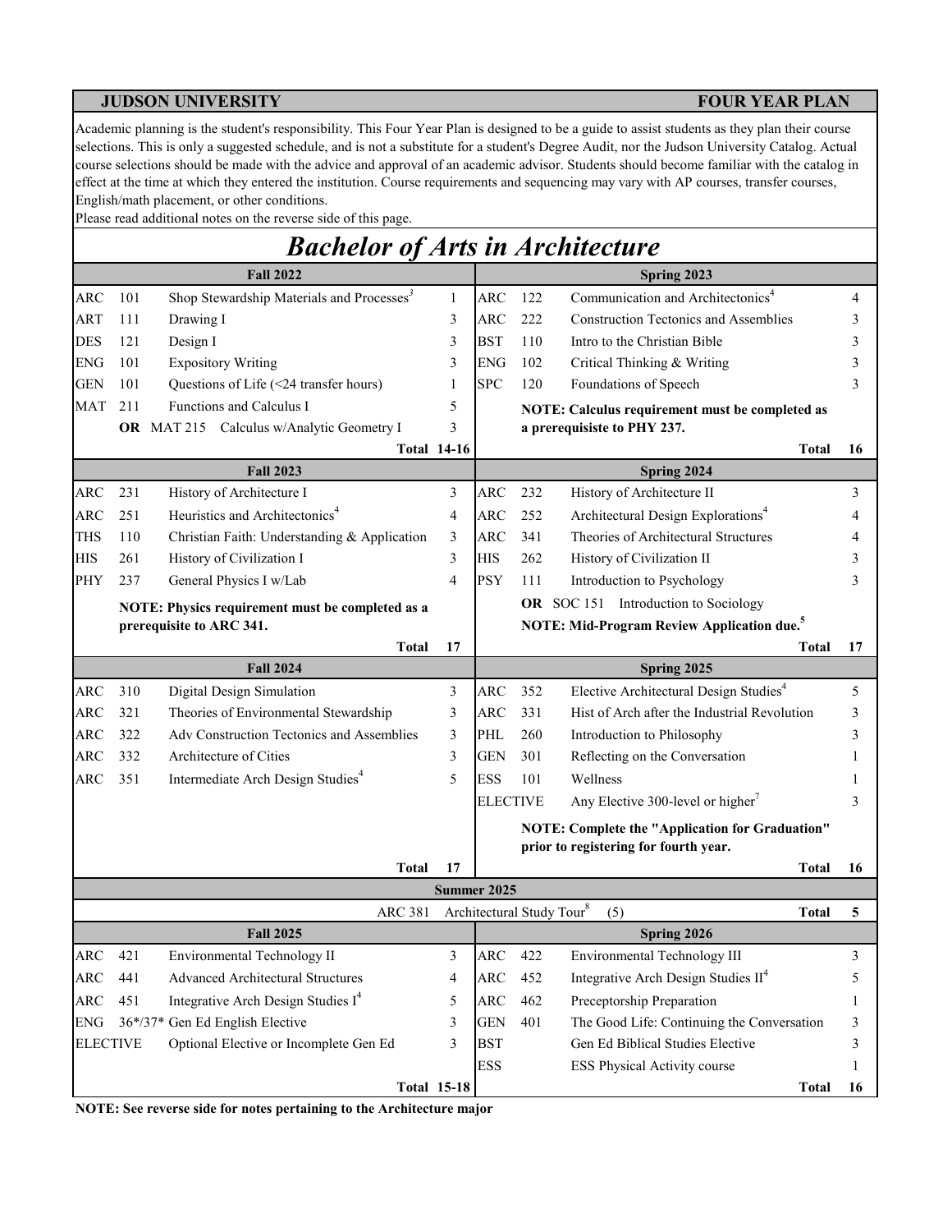**JUDSON UNIVERSITY** **FOUR YEAR PLAN**

Academic planning is the student's responsibility. This Four Year Plan is designed to be a guide to assist students as they plan their course selections. This is only a suggested schedule, and is not a substitute for a student's Degree Audit, nor the Judson University Catalog. Actual course selections should be made with the advice and approval of an academic advisor. Students should become familiar with the catalog in effect at the time at which they entered the institution. Course requirements and sequencing may vary with AP courses, transfer courses, English/math placement, or other conditions.

Please read additional notes on the reverse side of this page.

# *Bachelor of Arts in Architecture*

| Fall 2022 | | | | Spring 2023 | | | |
|---|---|---|---|---|---|---|---|
| ARC | 101 | Shop Stewardship Materials and Processes[3] | 1 | ARC | 122 | Communication and Architectonics[4] | 4 |
| ART | 111 | Drawing I | 3 | ARC | 222 | Construction Tectonics and Assemblies | 3 |
| DES | 121 | Design I | 3 | BST | 110 | Intro to the Christian Bible | 3 |
| ENG | 101 | Expository Writing | 3 | ENG | 102 | Critical Thinking & Writing | 3 |
| GEN | 101 | Questions of Life (<24 transfer hours) | 1 | SPC | 120 | Foundations of Speech | 3 |
| MAT | 211 | Functions and Calculus I | 5 | | | **NOTE: Calculus requirement must be completed as a prerequisite to PHY 237.** | |
| | **OR** MAT 215 | Calculus w/Analytic Geometry I | 3 | | | | |
| | | **Total** | **14-16** | | | **Total** | **16** |

| Fall 2023 | | | | Spring 2024 | | | |
|---|---|---|---|---|---|---|---|
| ARC | 231 | History of Architecture I | 3 | ARC | 232 | History of Architecture II | 3 |
| ARC | 251 | Heuristics and Architectonics[4] | 4 | ARC | 252 | Architectural Design Explorations[4] | 4 |
| THS | 110 | Christian Faith: Understanding & Application | 3 | ARC | 341 | Theories of Architectural Structures | 4 |
| HIS | 261 | History of Civilization I | 3 | HIS | 262 | History of Civilization II | 3 |
| PHY | 237 | General Physics I w/Lab | 4 | PSY | 111 | Introduction to Psychology | 3 |
| | | **NOTE: Physics requirement must be completed as a prerequisite to ARC 341.** | | | **OR** SOC 151 | Introduction to Sociology | |
| | | | | | | **NOTE: Mid-Program Review Application due.[5]** | |
| | | **Total** | **17** | | | **Total** | **17** |

| Fall 2024 | | | | Spring 2025 | | | |
|---|---|---|---|---|---|---|---|
| ARC | 310 | Digital Design Simulation | 3 | ARC | 352 | Elective Architectural Design Studies[4] | 5 |
| ARC | 321 | Theories of Environmental Stewardship | 3 | ARC | 331 | Hist of Arch after the Industrial Revolution | 3 |
| ARC | 322 | Adv Construction Tectonics and Assemblies | 3 | PHL | 260 | Introduction to Philosophy | 3 |
| ARC | 332 | Architecture of Cities | 3 | GEN | 301 | Reflecting on the Conversation | 1 |
| ARC | 351 | Intermediate Arch Design Studies[4] | 5 | ESS | 101 | Wellness | 1 |
| | | | | ELECTIVE | | Any Elective 300-level or higher[7] | 3 |
| | | | | | | **NOTE: Complete the "Application for Graduation" prior to registering for fourth year.** | |
| | | **Total** | **17** | | | **Total** | **16** |

| Summer 2025 | | | |
|---|---|---|---|
| ARC 381 | Architectural Study Tour[8] | (5) | **Total 5** |

| Fall 2025 | | | | Spring 2026 | | | |
|---|---|---|---|---|---|---|---|
| ARC | 421 | Environmental Technology II | 3 | ARC | 422 | Environmental Technology III | 3 |
| ARC | 441 | Advanced Architectural Structures | 4 | ARC | 452 | Integrative Arch Design Studies II[4] | 5 |
| ARC | 451 | Integrative Arch Design Studies I[4] | 5 | ARC | 462 | Preceptorship Preparation | 1 |
| ENG | 36*/37* | Gen Ed English Elective | 3 | GEN | 401 | The Good Life: Continuing the Conversation | 3 |
| ELECTIVE | | Optional Elective or Incomplete Gen Ed | 3 | BST | | Gen Ed Biblical Studies Elective | 3 |
| | | | | ESS | | ESS Physical Activity course | 1 |
| | | **Total** | **15-18** | | | **Total** | **16** |

**NOTE: See reverse side for notes pertaining to the Architecture major**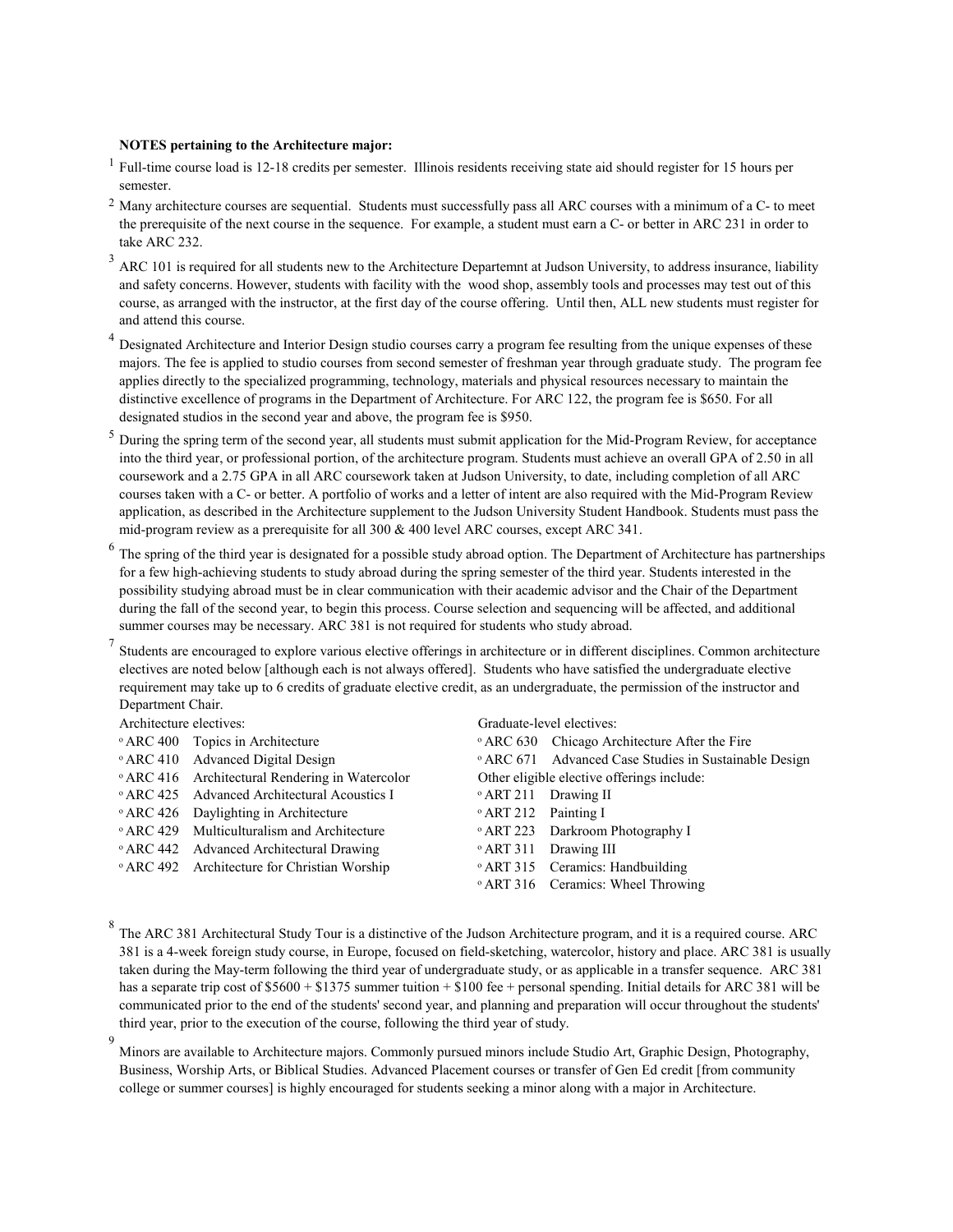**NOTES pertaining to the Architecture major:**

[1] Full-time course load is 12-18 credits per semester. Illinois residents receiving state aid should register for 15 hours per semester.

[2] Many architecture courses are sequential. Students must successfully pass all ARC courses with a minimum of a C- to meet the prerequisite of the next course in the sequence. For example, a student must earn a C- or better in ARC 231 in order to take ARC 232.

[3] ARC 101 is required for all students new to the Architecture Departemnt at Judson University, to address insurance, liability and safety concerns. However, students with facility with the wood shop, assembly tools and processes may test out of this course, as arranged with the instructor, at the first day of the course offering. Until then, ALL new students must register for and attend this course.

[4] Designated Architecture and Interior Design studio courses carry a program fee resulting from the unique expenses of these majors. The fee is applied to studio courses from second semester of freshman year through graduate study. The program fee applies directly to the specialized programming, technology, materials and physical resources necessary to maintain the distinctive excellence of programs in the Department of Architecture. For ARC 122, the program fee is $650. For all designated studios in the second year and above, the program fee is $950.

[5] During the spring term of the second year, all students must submit application for the Mid-Program Review, for acceptance into the third year, or professional portion, of the architecture program. Students must achieve an overall GPA of 2.50 in all coursework and a 2.75 GPA in all ARC coursework taken at Judson University, to date, including completion of all ARC courses taken with a C- or better. A portfolio of works and a letter of intent are also required with the Mid-Program Review application, as described in the Architecture supplement to the Judson University Student Handbook. Students must pass the mid-program review as a prerequisite for all 300 & 400 level ARC courses, except ARC 341.

[6] The spring of the third year is designated for a possible study abroad option. The Department of Architecture has partnerships for a few high-achieving students to study abroad during the spring semester of the third year. Students interested in the possibility studying abroad must be in clear communication with their academic advisor and the Chair of the Department during the fall of the second year, to begin this process. Course selection and sequencing will be affected, and additional summer courses may be necessary. ARC 381 is not required for students who study abroad.

[7] Students are encouraged to explore various elective offerings in architecture or in different disciplines. Common architecture electives are noted below [although each is not always offered]. Students who have satisfied the undergraduate elective requirement may take up to 6 credits of graduate elective credit, as an undergraduate, the permission of the instructor and Department Chair.

Architecture electives:

- ARC 400 Topics in Architecture
- ARC 410 Advanced Digital Design
- ARC 416 Architectural Rendering in Watercolor
- ARC 425 Advanced Architectural Acoustics I
- ARC 426 Daylighting in Architecture
- ARC 429 Multiculturalism and Architecture
- ARC 442 Advanced Architectural Drawing
- ARC 492 Architecture for Christian Worship

Graduate-level electives:

- ARC 630 Chicago Architecture After the Fire
- ARC 671 Advanced Case Studies in Sustainable Design

Other eligible elective offerings include:

- ART 211 Drawing II
- ART 212 Painting I
- ART 223 Darkroom Photography I
- ART 311 Drawing III
- ART 315 Ceramics: Handbuilding
- ART 316 Ceramics: Wheel Throwing

[8] The ARC 381 Architectural Study Tour is a distinctive of the Judson Architecture program, and it is a required course. ARC 381 is a 4-week foreign study course, in Europe, focused on field-sketching, watercolor, history and place. ARC 381 is usually taken during the May-term following the third year of undergraduate study, or as applicable in a transfer sequence. ARC 381 has a separate trip cost of $5600 + $1375 summer tuition + $100 fee + personal spending. Initial details for ARC 381 will be communicated prior to the end of the students' second year, and planning and preparation will occur throughout the students' third year, prior to the execution of the course, following the third year of study.

[9] Minors are available to Architecture majors. Commonly pursued minors include Studio Art, Graphic Design, Photography, Business, Worship Arts, or Biblical Studies. Advanced Placement courses or transfer of Gen Ed credit [from community college or summer courses] is highly encouraged for students seeking a minor along with a major in Architecture.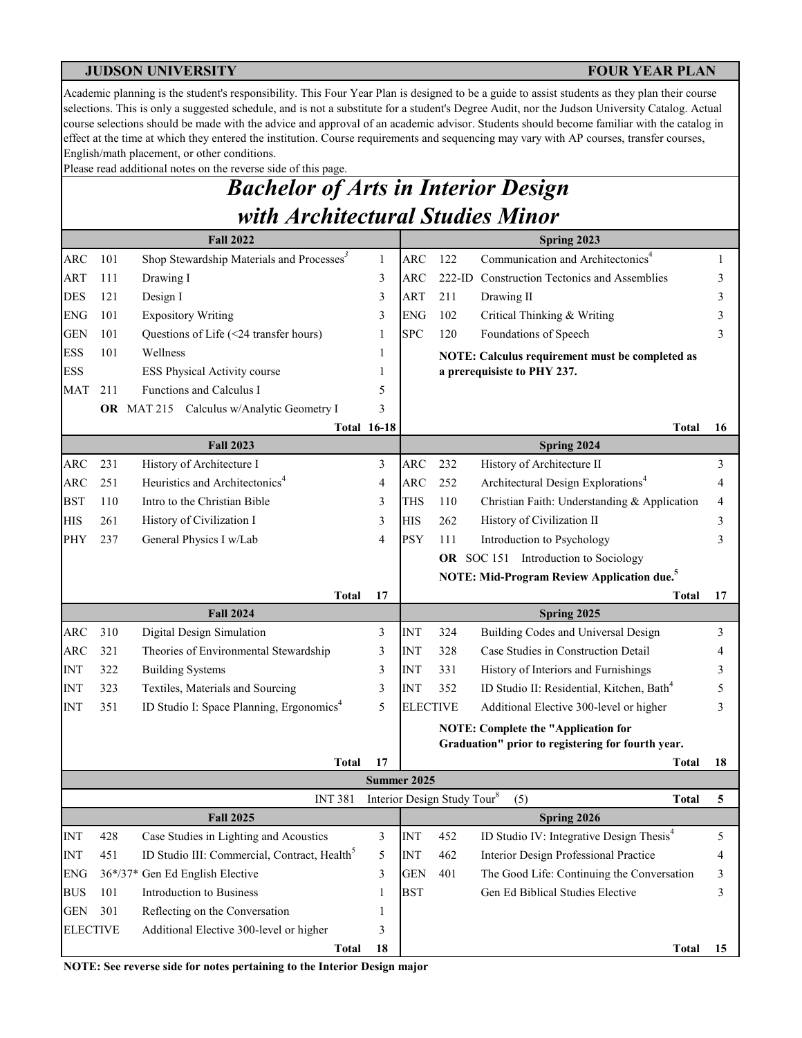**JUDSON UNIVERSITY** **FOUR YEAR PLAN**

Academic planning is the student's responsibility. This Four Year Plan is designed to be a guide to assist students as they plan their course selections. This is only a suggested schedule, and is not a substitute for a student's Degree Audit, nor the Judson University Catalog. Actual course selections should be made with the advice and approval of an academic advisor. Students should become familiar with the catalog in effect at the time at which they entered the institution. Course requirements and sequencing may vary with AP courses, transfer courses, English/math placement, or other conditions.
Please read additional notes on the reverse side of this page.

# *Bachelor of Arts in Interior Design with Architectural Studies Minor*

| Fall 2022 | | | | Spring 2023 | | | |
|---|---|---|---|---|---|---|---|
| ARC | 101 | Shop Stewardship Materials and Processes[3] | 1 | ARC | 122 | Communication and Architectonics[4] | 1 |
| ART | 111 | Drawing I | 3 | ARC | 222-ID | Construction Tectonics and Assemblies | 3 |
| DES | 121 | Design I | 3 | ART | 211 | Drawing II | 3 |
| ENG | 101 | Expository Writing | 3 | ENG | 102 | Critical Thinking & Writing | 3 |
| GEN | 101 | Questions of Life (<24 transfer hours) | 1 | SPC | 120 | Foundations of Speech | 3 |
| ESS | 101 | Wellness | 1 | | | **NOTE: Calculus requirement must be completed as a prerequisiste to PHY 237.** | |
| ESS | | ESS Physical Activity course | 1 | | | | |
| MAT | 211 | Functions and Calculus I | 5 | | | | |
| | **OR** | MAT 215 Calculus w/Analytic Geometry I | 3 | | | | |
| | | **Total** | **16-18** | | | **Total** | **16** |
| **Fall 2023** | | | | **Spring 2024** | | | |
| ARC | 231 | History of Architecture I | 3 | ARC | 232 | History of Architecture II | 3 |
| ARC | 251 | Heuristics and Architectonics[4] | 4 | ARC | 252 | Architectural Design Explorations[4] | 4 |
| BST | 110 | Intro to the Christian Bible | 3 | THS | 110 | Christian Faith: Understanding & Application | 4 |
| HIS | 261 | History of Civilization I | 3 | HIS | 262 | History of Civilization II | 3 |
| PHY | 237 | General Physics I w/Lab | 4 | PSY | 111 | Introduction to Psychology | 3 |
| | | | | | **OR** | SOC 151 Introduction to Sociology | |
| | | | | | | **NOTE: Mid-Program Review Application due.[5]** | |
| | | **Total** | **17** | | | **Total** | **17** |
| **Fall 2024** | | | | **Spring 2025** | | | |
| ARC | 310 | Digital Design Simulation | 3 | INT | 324 | Building Codes and Universal Design | 3 |
| ARC | 321 | Theories of Environmental Stewardship | 3 | INT | 328 | Case Studies in Construction Detail | 4 |
| INT | 322 | Building Systems | 3 | INT | 331 | History of Interiors and Furnishings | 3 |
| INT | 323 | Textiles, Materials and Sourcing | 3 | INT | 352 | ID Studio II: Residential, Kitchen, Bath[4] | 5 |
| INT | 351 | ID Studio I: Space Planning, Ergonomics[4] | 5 | ELECTIVE | | Additional Elective 300-level or higher | 3 |
| | | | | | | **NOTE: Complete the "Application for Graduation" prior to registering for fourth year.** | |
| | | **Total** | **17** | | | **Total** | **18** |
| **Summer 2025** | | | | | | | |
| | | INT 381 | | Interior Design Study Tour[8] | | (5) **Total** | **5** |
| **Fall 2025** | | | | **Spring 2026** | | | |
| INT | 428 | Case Studies in Lighting and Acoustics | 3 | INT | 452 | ID Studio IV: Integrative Design Thesis[4] | 5 |
| INT | 451 | ID Studio III: Commercial, Contract, Health[5] | 5 | INT | 462 | Interior Design Professional Practice | 4 |
| ENG | 36*/37* | Gen Ed English Elective | 3 | GEN | 401 | The Good Life: Continuing the Conversation | 3 |
| BUS | 101 | Introduction to Business | 1 | BST | | Gen Ed Biblical Studies Elective | 3 |
| GEN | 301 | Reflecting on the Conversation | 1 | | | | |
| ELECTIVE | | Additional Elective 300-level or higher | 3 | | | | |
| | | **Total** | **18** | | | **Total** | **15** |

**NOTE: See reverse side for notes pertaining to the Interior Design major**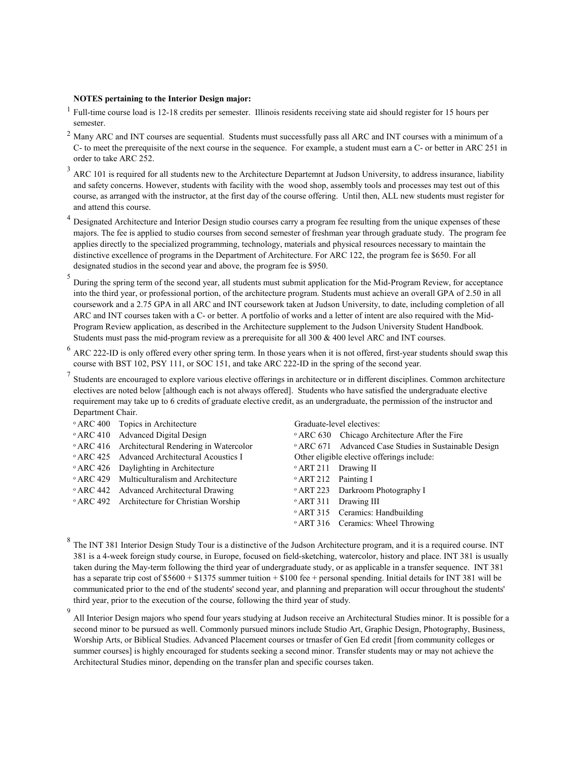**NOTES pertaining to the Interior Design major:**

[1] Full-time course load is 12-18 credits per semester. Illinois residents receiving state aid should register for 15 hours per semester.

[2] Many ARC and INT courses are sequential. Students must successfully pass all ARC and INT courses with a minimum of a C- to meet the prerequisite of the next course in the sequence. For example, a student must earn a C- or better in ARC 251 in order to take ARC 252.

[3] ARC 101 is required for all students new to the Architecture Departemnt at Judson University, to address insurance, liability and safety concerns. However, students with facility with the wood shop, assembly tools and processes may test out of this course, as arranged with the instructor, at the first day of the course offering. Until then, ALL new students must register for and attend this course.

[4] Designated Architecture and Interior Design studio courses carry a program fee resulting from the unique expenses of these majors. The fee is applied to studio courses from second semester of freshman year through graduate study. The program fee applies directly to the specialized programming, technology, materials and physical resources necessary to maintain the distinctive excellence of programs in the Department of Architecture. For ARC 122, the program fee is $650. For all designated studios in the second year and above, the program fee is $950.

[5] During the spring term of the second year, all students must submit application for the Mid-Program Review, for acceptance into the third year, or professional portion, of the architecture program. Students must achieve an overall GPA of 2.50 in all coursework and a 2.75 GPA in all ARC and INT coursework taken at Judson University, to date, including completion of all ARC and INT courses taken with a C- or better. A portfolio of works and a letter of intent are also required with the Mid-Program Review application, as described in the Architecture supplement to the Judson University Student Handbook. Students must pass the mid-program review as a prerequisite for all 300 & 400 level ARC and INT courses.

[6] ARC 222-ID is only offered every other spring term. In those years when it is not offered, first-year students should swap this course with BST 102, PSY 111, or SOC 151, and take ARC 222-ID in the spring of the second year.

[7] Students are encouraged to explore various elective offerings in architecture or in different disciplines. Common architecture electives are noted below [although each is not always offered]. Students who have satisfied the undergraduate elective requirement may take up to 6 credits of graduate elective credit, as an undergraduate, the permission of the instructor and Department Chair.

- ARC 400 Topics in Architecture
- ARC 410 Advanced Digital Design
- ARC 416 Architectural Rendering in Watercolor
- ARC 425 Advanced Architectural Acoustics I
- ARC 426 Daylighting in Architecture
- ARC 429 Multiculturalism and Architecture
- ARC 442 Advanced Architectural Drawing
- ARC 492 Architecture for Christian Worship

Graduate-level electives:

- ARC 630 Chicago Architecture After the Fire
- ARC 671 Advanced Case Studies in Sustainable Design

Other eligible elective offerings include:

- ART 211 Drawing II
- ART 212 Painting I
- ART 223 Darkroom Photography I
- ART 311 Drawing III
- ART 315 Ceramics: Handbuilding
- ART 316 Ceramics: Wheel Throwing

[8] The INT 381 Interior Design Study Tour is a distinctive of the Judson Architecture program, and it is a required course. INT 381 is a 4-week foreign study course, in Europe, focused on field-sketching, watercolor, history and place. INT 381 is usually taken during the May-term following the third year of undergraduate study, or as applicable in a transfer sequence. INT 381 has a separate trip cost of $5600 + $1375 summer tuition + $100 fee + personal spending. Initial details for INT 381 will be communicated prior to the end of the students' second year, and planning and preparation will occur throughout the students' third year, prior to the execution of the course, following the third year of study.

[9] All Interior Design majors who spend four years studying at Judson receive an Architectural Studies minor. It is possible for a second minor to be pursued as well. Commonly pursued minors include Studio Art, Graphic Design, Photography, Business, Worship Arts, or Biblical Studies. Advanced Placement courses or trnasfer of Gen Ed credit [from community colleges or summer courses] is highly encouraged for students seeking a second minor. Transfer students may or may not achieve the Architectural Studies minor, depending on the transfer plan and specific courses taken.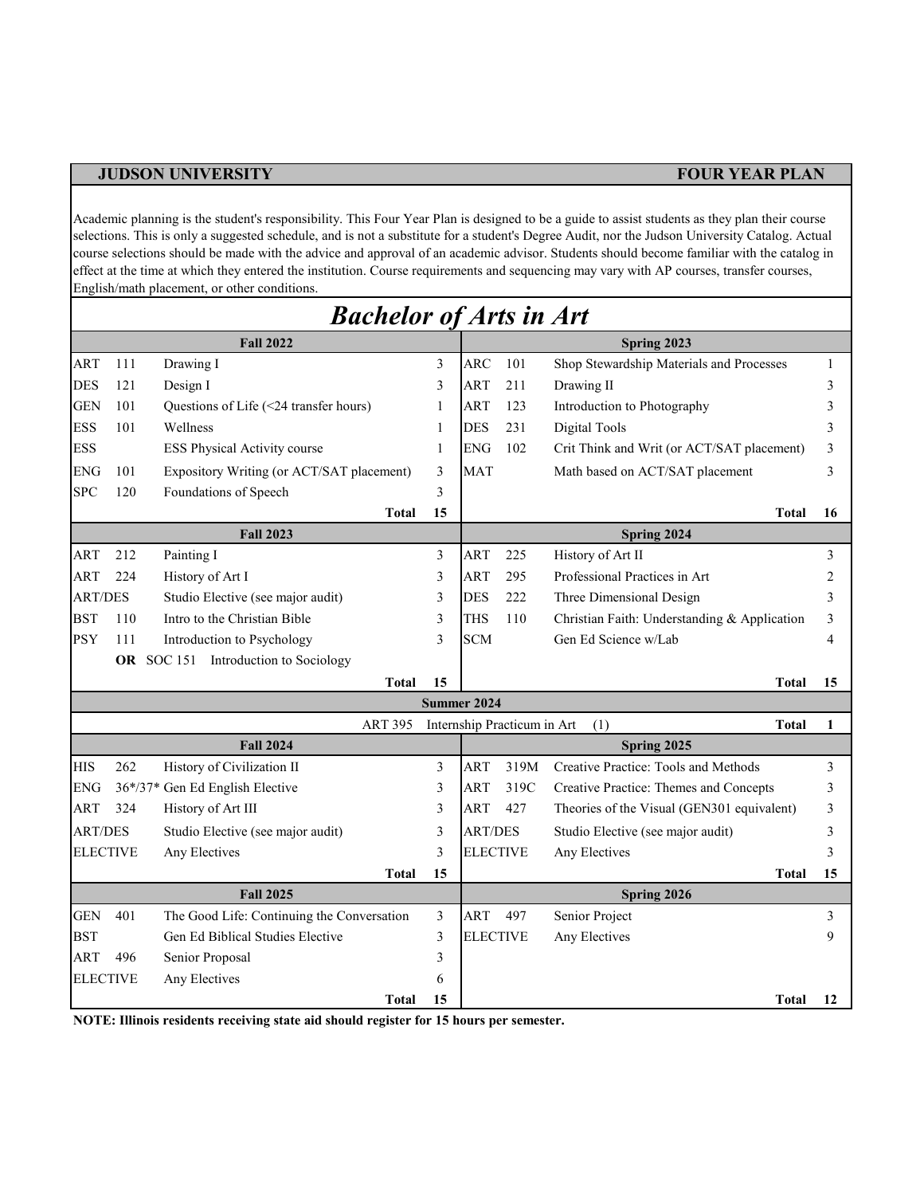**JUDSON UNIVERSITY** **FOUR YEAR PLAN**

Academic planning is the student's responsibility. This Four Year Plan is designed to be a guide to assist students as they plan their course selections. This is only a suggested schedule, and is not a substitute for a student's Degree Audit, nor the Judson University Catalog. Actual course selections should be made with the advice and approval of an academic advisor. Students should become familiar with the catalog in effect at the time at which they entered the institution. Course requirements and sequencing may vary with AP courses, transfer courses, English/math placement, or other conditions.

# *Bachelor of Arts in Art*

| **Fall 2022** | | | | **Spring 2023** | | | |
|---|---|---|---|---|---|---|---|
| ART | 111 | Drawing I | 3 | ARC | 101 | Shop Stewardship Materials and Processes | 1 |
| DES | 121 | Design I | 3 | ART | 211 | Drawing II | 3 |
| GEN | 101 | Questions of Life (<24 transfer hours) | 1 | ART | 123 | Introduction to Photography | 3 |
| ESS | 101 | Wellness | 1 | DES | 231 | Digital Tools | 3 |
| ESS | | ESS Physical Activity course | 1 | ENG | 102 | Crit Think and Writ (or ACT/SAT placement) | 3 |
| ENG | 101 | Expository Writing (or ACT/SAT placement) | 3 | MAT | | Math based on ACT/SAT placement | 3 |
| SPC | 120 | Foundations of Speech | 3 | | | | |
| | | **Total** | **15** | | | **Total** | **16** |
| **Fall 2023** | | | | **Spring 2024** | | | |
| ART | 212 | Painting I | 3 | ART | 225 | History of Art II | 3 |
| ART | 224 | History of Art I | 3 | ART | 295 | Professional Practices in Art | 2 |
| ART/DES | | Studio Elective (see major audit) | 3 | DES | 222 | Three Dimensional Design | 3 |
| BST | 110 | Intro to the Christian Bible | 3 | THS | 110 | Christian Faith: Understanding & Application | 3 |
| PSY | 111 | Introduction to Psychology | 3 | SCM | | Gen Ed Science w/Lab | 4 |
| | **OR** SOC 151 | Introduction to Sociology | | | | | |
| | | **Total** | **15** | | | **Total** | **15** |
| **Summer 2024** | | | | | | | |
| | | ART 395 Internship Practicum in Art (1) | | | | **Total** | **1** |
| **Fall 2024** | | | | **Spring 2025** | | | |
| HIS | 262 | History of Civilization II | 3 | ART | 319M | Creative Practice: Tools and Methods | 3 |
| ENG | 36*/37* | Gen Ed English Elective | 3 | ART | 319C | Creative Practice: Themes and Concepts | 3 |
| ART | 324 | History of Art III | 3 | ART | 427 | Theories of the Visual (GEN301 equivalent) | 3 |
| ART/DES | | Studio Elective (see major audit) | 3 | ART/DES | | Studio Elective (see major audit) | 3 |
| ELECTIVE | | Any Electives | 3 | ELECTIVE | | Any Electives | 3 |
| | | **Total** | **15** | | | **Total** | **15** |
| **Fall 2025** | | | | **Spring 2026** | | | |
| GEN | 401 | The Good Life: Continuing the Conversation | 3 | ART | 497 | Senior Project | 3 |
| BST | | Gen Ed Biblical Studies Elective | 3 | ELECTIVE | | Any Electives | 9 |
| ART | 496 | Senior Proposal | 3 | | | | |
| ELECTIVE | | Any Electives | 6 | | | | |
| | | **Total** | **15** | | | **Total** | **12** |

**NOTE: Illinois residents receiving state aid should register for 15 hours per semester.**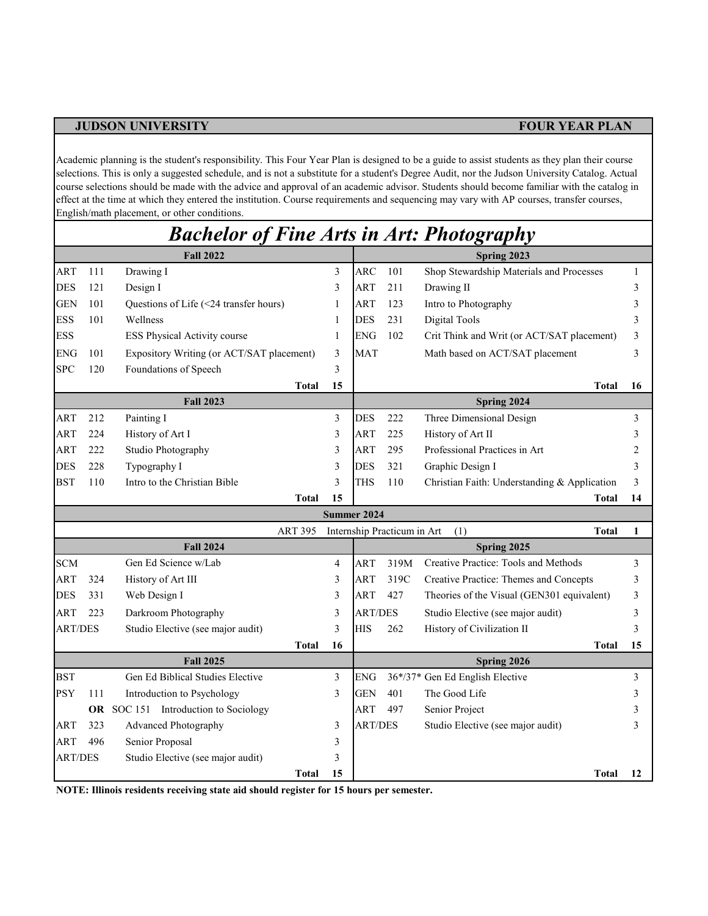**JUDSON UNIVERSITY** **FOUR YEAR PLAN**

Academic planning is the student's responsibility. This Four Year Plan is designed to be a guide to assist students as they plan their course selections. This is only a suggested schedule, and is not a substitute for a student's Degree Audit, nor the Judson University Catalog. Actual course selections should be made with the advice and approval of an academic advisor. Students should become familiar with the catalog in effect at the time at which they entered the institution. Course requirements and sequencing may vary with AP courses, transfer courses, English/math placement, or other conditions.

# *Bachelor of Fine Arts in Art: Photography*

| Fall 2022 | | | | Spring 2023 | | | |
|---|---|---|---|---|---|---|---|
| ART | 111 | Drawing I | 3 | ARC | 101 | Shop Stewardship Materials and Processes | 1 |
| DES | 121 | Design I | 3 | ART | 211 | Drawing II | 3 |
| GEN | 101 | Questions of Life (<24 transfer hours) | 1 | ART | 123 | Intro to Photography | 3 |
| ESS | 101 | Wellness | 1 | DES | 231 | Digital Tools | 3 |
| ESS | | ESS Physical Activity course | 1 | ENG | 102 | Crit Think and Writ (or ACT/SAT placement) | 3 |
| ENG | 101 | Expository Writing (or ACT/SAT placement) | 3 | MAT | | Math based on ACT/SAT placement | 3 |
| SPC | 120 | Foundations of Speech | 3 | | | | |
| | | **Total** | **15** | | | **Total** | **16** |
| **Fall 2023** | | | | **Spring 2024** | | | |
| ART | 212 | Painting I | 3 | DES | 222 | Three Dimensional Design | 3 |
| ART | 224 | History of Art I | 3 | ART | 225 | History of Art II | 3 |
| ART | 222 | Studio Photography | 3 | ART | 295 | Professional Practices in Art | 2 |
| DES | 228 | Typography I | 3 | DES | 321 | Graphic Design I | 3 |
| BST | 110 | Intro to the Christian Bible | 3 | THS | 110 | Christian Faith: Understanding & Application | 3 |
| | | **Total** | **15** | | | **Total** | **14** |
| **Summer 2024** | | | | | | | |
| | | ART 395 | Internship Practicum in Art (1) | | | **Total** | **1** |
| **Fall 2024** | | | | **Spring 2025** | | | |
| SCM | | Gen Ed Science w/Lab | 4 | ART | 319M | Creative Practice: Tools and Methods | 3 |
| ART | 324 | History of Art III | 3 | ART | 319C | Creative Practice: Themes and Concepts | 3 |
| DES | 331 | Web Design I | 3 | ART | 427 | Theories of the Visual (GEN301 equivalent) | 3 |
| ART | 223 | Darkroom Photography | 3 | ART/DES | | Studio Elective (see major audit) | 3 |
| ART/DES | | Studio Elective (see major audit) | 3 | HIS | 262 | History of Civilization II | 3 |
| | | **Total** | **16** | | | **Total** | **15** |
| **Fall 2025** | | | | **Spring 2026** | | | |
| BST | | Gen Ed Biblical Studies Elective | 3 | ENG | 36*/37* | Gen Ed English Elective | 3 |
| PSY | 111 | Introduction to Psychology | 3 | GEN | 401 | The Good Life | 3 |
| | **OR** | SOC 151 Introduction to Sociology | | ART | 497 | Senior Project | 3 |
| ART | 323 | Advanced Photography | 3 | ART/DES | | Studio Elective (see major audit) | 3 |
| ART | 496 | Senior Proposal | 3 | | | | |
| ART/DES | | Studio Elective (see major audit) | 3 | | | | |
| | | **Total** | **15** | | | **Total** | **12** |

**NOTE: Illinois residents receiving state aid should register for 15 hours per semester.**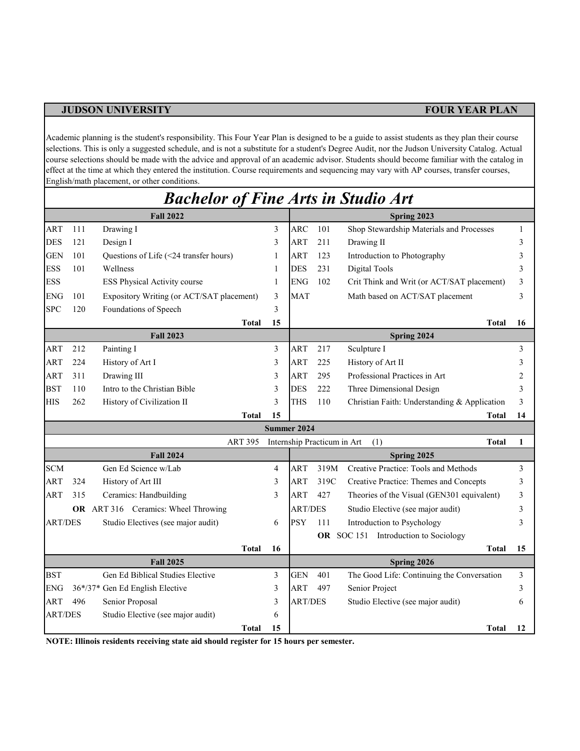**JUDSON UNIVERSITY** **FOUR YEAR PLAN**

Academic planning is the student's responsibility. This Four Year Plan is designed to be a guide to assist students as they plan their course selections. This is only a suggested schedule, and is not a substitute for a student's Degree Audit, nor the Judson University Catalog. Actual course selections should be made with the advice and approval of an academic advisor. Students should become familiar with the catalog in effect at the time at which they entered the institution. Course requirements and sequencing may vary with AP courses, transfer courses, English/math placement, or other conditions.

# *Bachelor of Fine Arts in Studio Art*

| **Fall 2022** | | | | **Spring 2023** | | | |
|---|---|---|---|---|---|---|---|
| ART | 111 | Drawing I | 3 | ARC | 101 | Shop Stewardship Materials and Processes | 1 |
| DES | 121 | Design I | 3 | ART | 211 | Drawing II | 3 |
| GEN | 101 | Questions of Life (<24 transfer hours) | 1 | ART | 123 | Introduction to Photography | 3 |
| ESS | 101 | Wellness | 1 | DES | 231 | Digital Tools | 3 |
| ESS | | ESS Physical Activity course | 1 | ENG | 102 | Crit Think and Writ (or ACT/SAT placement) | 3 |
| ENG | 101 | Expository Writing (or ACT/SAT placement) | 3 | MAT | | Math based on ACT/SAT placement | 3 |
| SPC | 120 | Foundations of Speech | 3 | | | | |
| | | **Total** | **15** | | | **Total** | **16** |
| **Fall 2023** | | | | **Spring 2024** | | | |
| ART | 212 | Painting I | 3 | ART | 217 | Sculpture I | 3 |
| ART | 224 | History of Art I | 3 | ART | 225 | History of Art II | 3 |
| ART | 311 | Drawing III | 3 | ART | 295 | Professional Practices in Art | 2 |
| BST | 110 | Intro to the Christian Bible | 3 | DES | 222 | Three Dimensional Design | 3 |
| HIS | 262 | History of Civilization II | 3 | THS | 110 | Christian Faith: Understanding & Application | 3 |
| | | **Total** | **15** | | | **Total** | **14** |
| **Summer 2024** | | | | | | | |
| | | ART 395 Internship Practicum in Art (1) | | | | **Total** | **1** |
| **Fall 2024** | | | | **Spring 2025** | | | |
| SCM | | Gen Ed Science w/Lab | 4 | ART | 319M | Creative Practice: Tools and Methods | 3 |
| ART | 324 | History of Art III | 3 | ART | 319C | Creative Practice: Themes and Concepts | 3 |
| ART | 315 | Ceramics: Handbuilding | 3 | ART | 427 | Theories of the Visual (GEN301 equivalent) | 3 |
| | **OR** | ART 316 Ceramics: Wheel Throwing | | ART/DES | | Studio Elective (see major audit) | 3 |
| ART/DES | | Studio Electives (see major audit) | 6 | PSY | 111 | Introduction to Psychology | 3 |
| | | | | | **OR** | SOC 151 Introduction to Sociology | |
| | | **Total** | **16** | | | **Total** | **15** |
| **Fall 2025** | | | | **Spring 2026** | | | |
| BST | | Gen Ed Biblical Studies Elective | 3 | GEN | 401 | The Good Life: Continuing the Conversation | 3 |
| ENG | 36*/37* | Gen Ed English Elective | 3 | ART | 497 | Senior Project | 3 |
| ART | 496 | Senior Proposal | 3 | ART/DES | | Studio Elective (see major audit) | 6 |
| ART/DES | | Studio Elective (see major audit) | 6 | | | | |
| | | **Total** | **15** | | | **Total** | **12** |

**NOTE: Illinois residents receiving state aid should register for 15 hours per semester.**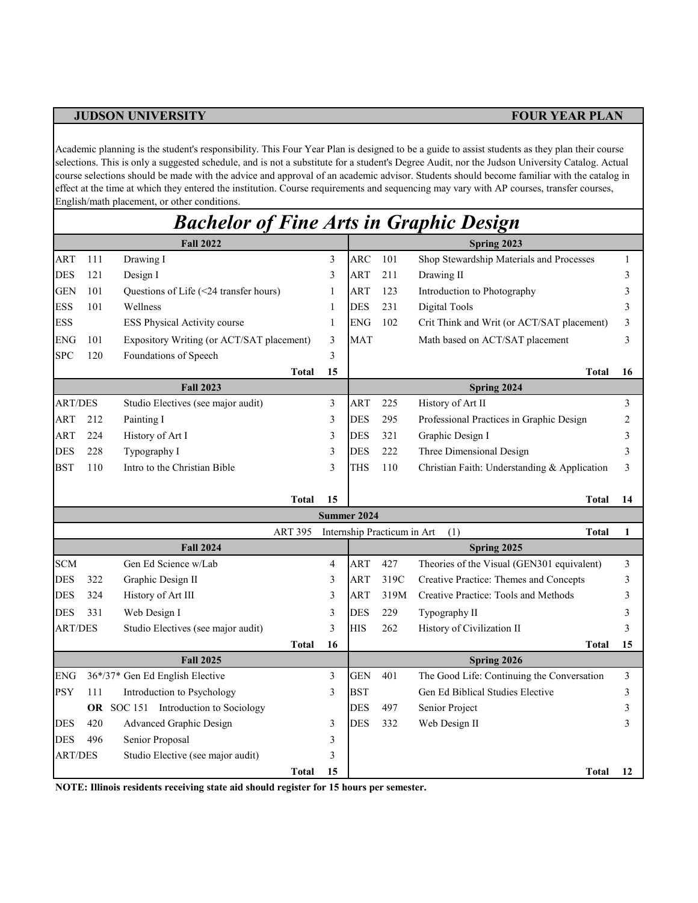**JUDSON UNIVERSITY** **FOUR YEAR PLAN**

Academic planning is the student's responsibility. This Four Year Plan is designed to be a guide to assist students as they plan their course selections. This is only a suggested schedule, and is not a substitute for a student's Degree Audit, nor the Judson University Catalog. Actual course selections should be made with the advice and approval of an academic advisor. Students should become familiar with the catalog in effect at the time at which they entered the institution. Course requirements and sequencing may vary with AP courses, transfer courses, English/math placement, or other conditions.

# *Bachelor of Fine Arts in Graphic Design*

| | | **Fall 2022** | | | | **Spring 2023** | |
|---|---|---|---|---|---|---|---|
| ART | 111 | Drawing I | 3 | ARC | 101 | Shop Stewardship Materials and Processes | 1 |
| DES | 121 | Design I | 3 | ART | 211 | Drawing II | 3 |
| GEN | 101 | Questions of Life (<24 transfer hours) | 1 | ART | 123 | Introduction to Photography | 3 |
| ESS | 101 | Wellness | 1 | DES | 231 | Digital Tools | 3 |
| ESS | | ESS Physical Activity course | 1 | ENG | 102 | Crit Think and Writ (or ACT/SAT placement) | 3 |
| ENG | 101 | Expository Writing (or ACT/SAT placement) | 3 | MAT | | Math based on ACT/SAT placement | 3 |
| SPC | 120 | Foundations of Speech | 3 | | | | |
| | | **Total** | **15** | | | **Total** | **16** |
| | | **Fall 2023** | | | | **Spring 2024** | |
| ART/DES | | Studio Electives (see major audit) | 3 | ART | 225 | History of Art II | 3 |
| ART | 212 | Painting I | 3 | DES | 295 | Professional Practices in Graphic Design | 2 |
| ART | 224 | History of Art I | 3 | DES | 321 | Graphic Design I | 3 |
| DES | 228 | Typography I | 3 | DES | 222 | Three Dimensional Design | 3 |
| BST | 110 | Intro to the Christian Bible | 3 | THS | 110 | Christian Faith: Understanding & Application | 3 |
| | | **Total** | **15** | | | **Total** | **14** |
| | | | | **Summer 2024** | | | |
| | | ART 395 | Internship Practicum in Art | (1) | | **Total** | **1** |
| | | **Fall 2024** | | | | **Spring 2025** | |
| SCM | | Gen Ed Science w/Lab | 4 | ART | 427 | Theories of the Visual (GEN301 equivalent) | 3 |
| DES | 322 | Graphic Design II | 3 | ART | 319C | Creative Practice: Themes and Concepts | 3 |
| DES | 324 | History of Art III | 3 | ART | 319M | Creative Practice: Tools and Methods | 3 |
| DES | 331 | Web Design I | 3 | DES | 229 | Typography II | 3 |
| ART/DES | | Studio Electives (see major audit) | 3 | HIS | 262 | History of Civilization II | 3 |
| | | **Total** | **16** | | | **Total** | **15** |
| | | **Fall 2025** | | | | **Spring 2026** | |
| ENG | 36*/37* | Gen Ed English Elective | 3 | GEN | 401 | The Good Life: Continuing the Conversation | 3 |
| PSY | 111 | Introduction to Psychology | 3 | BST | | Gen Ed Biblical Studies Elective | 3 |
| | **OR** | SOC 151 Introduction to Sociology | | DES | 497 | Senior Project | 3 |
| DES | 420 | Advanced Graphic Design | 3 | DES | 332 | Web Design II | 3 |
| DES | 496 | Senior Proposal | 3 | | | | |
| ART/DES | | Studio Elective (see major audit) | 3 | | | | |
| | | **Total** | **15** | | | **Total** | **12** |

**NOTE: Illinois residents receiving state aid should register for 15 hours per semester.**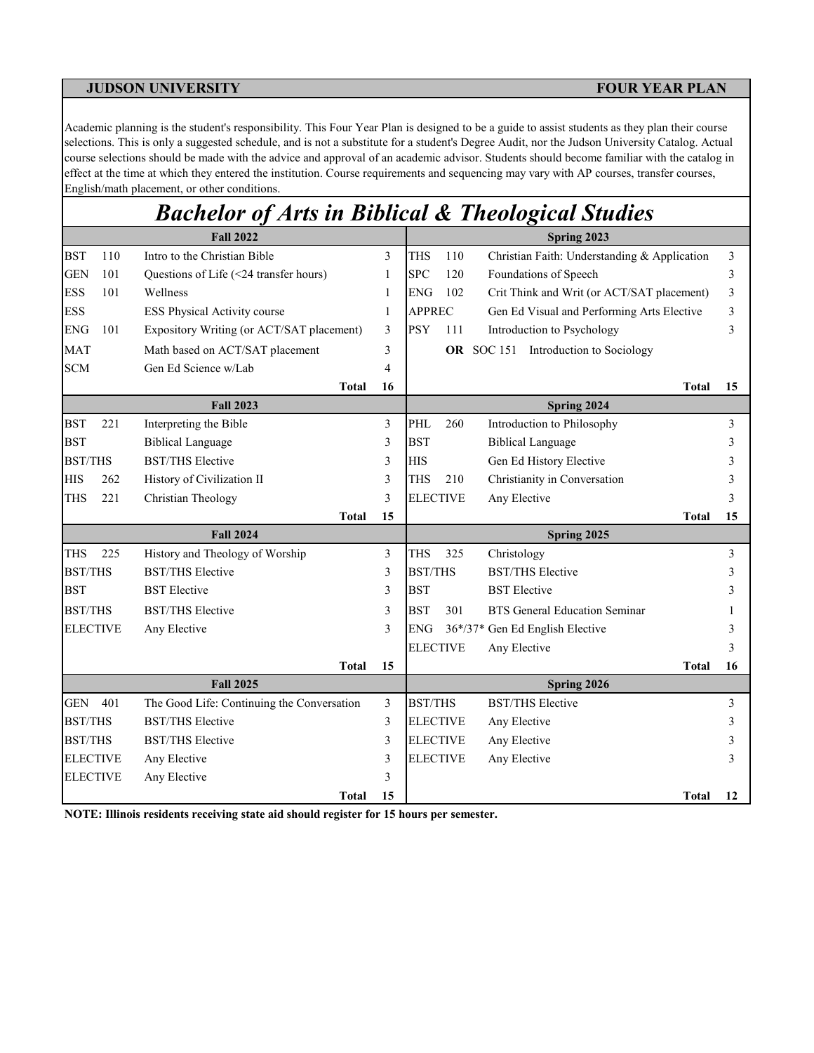**JUDSON UNIVERSITY** **FOUR YEAR PLAN**

Academic planning is the student's responsibility. This Four Year Plan is designed to be a guide to assist students as they plan their course selections. This is only a suggested schedule, and is not a substitute for a student's Degree Audit, nor the Judson University Catalog. Actual course selections should be made with the advice and approval of an academic advisor. Students should become familiar with the catalog in effect at the time at which they entered the institution. Course requirements and sequencing may vary with AP courses, transfer courses, English/math placement, or other conditions.

# *Bachelor of Arts in Biblical & Theological Studies*

| Fall 2022 | | | | Spring 2023 | | | |
|---|---|---|---|---|---|---|---|
| BST | 110 | Intro to the Christian Bible | 3 | THS | 110 | Christian Faith: Understanding & Application | 3 |
| GEN | 101 | Questions of Life (<24 transfer hours) | 1 | SPC | 120 | Foundations of Speech | 3 |
| ESS | 101 | Wellness | 1 | ENG | 102 | Crit Think and Writ (or ACT/SAT placement) | 3 |
| ESS | | ESS Physical Activity course | 1 | APPREC | | Gen Ed Visual and Performing Arts Elective | 3 |
| ENG | 101 | Expository Writing (or ACT/SAT placement) | 3 | PSY | 111 | Introduction to Psychology | 3 |
| MAT | | Math based on ACT/SAT placement | 3 | | **OR** | SOC 151 Introduction to Sociology | |
| SCM | | Gen Ed Science w/Lab | 4 | | | | |
| | | **Total** | **16** | | | **Total** | **15** |
| **Fall 2023** | | | | **Spring 2024** | | | |
| BST | 221 | Interpreting the Bible | 3 | PHL | 260 | Introduction to Philosophy | 3 |
| BST | | Biblical Language | 3 | BST | | Biblical Language | 3 |
| BST/THS | | BST/THS Elective | 3 | HIS | | Gen Ed History Elective | 3 |
| HIS | 262 | History of Civilization II | 3 | THS | 210 | Christianity in Conversation | 3 |
| THS | 221 | Christian Theology | 3 | ELECTIVE | | Any Elective | 3 |
| | | **Total** | **15** | | | **Total** | **15** |
| **Fall 2024** | | | | **Spring 2025** | | | |
| THS | 225 | History and Theology of Worship | 3 | THS | 325 | Christology | 3 |
| BST/THS | | BST/THS Elective | 3 | BST/THS | | BST/THS Elective | 3 |
| BST | | BST Elective | 3 | BST | | BST Elective | 3 |
| BST/THS | | BST/THS Elective | 3 | BST | 301 | BTS General Education Seminar | 1 |
| ELECTIVE | | Any Elective | 3 | ENG | 36*/37* | Gen Ed English Elective | 3 |
| | | | | ELECTIVE | | Any Elective | 3 |
| | | **Total** | **15** | | | **Total** | **16** |
| **Fall 2025** | | | | **Spring 2026** | | | |
| GEN | 401 | The Good Life: Continuing the Conversation | 3 | BST/THS | | BST/THS Elective | 3 |
| BST/THS | | BST/THS Elective | 3 | ELECTIVE | | Any Elective | 3 |
| BST/THS | | BST/THS Elective | 3 | ELECTIVE | | Any Elective | 3 |
| ELECTIVE | | Any Elective | 3 | ELECTIVE | | Any Elective | 3 |
| ELECTIVE | | Any Elective | 3 | | | | |
| | | **Total** | **15** | | | **Total** | **12** |

**NOTE: Illinois residents receiving state aid should register for 15 hours per semester.**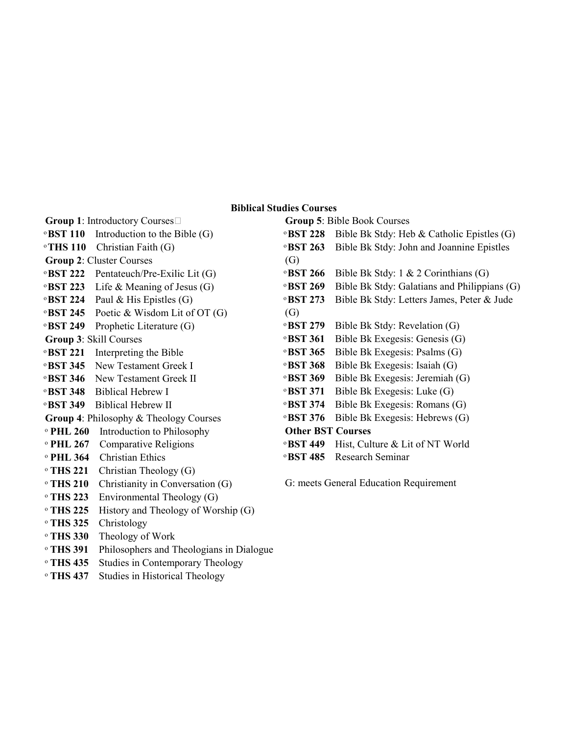## Biblical Studies Courses

**Group 1**: Introductory Courses

- ◦**BST 110** Introduction to the Bible (G)
- ◦**THS 110** Christian Faith (G)

**Group 2**: Cluster Courses

- ◦**BST 222** Pentateuch/Pre-Exilic Lit (G)
- ◦**BST 223** Life & Meaning of Jesus (G)
- ◦**BST 224** Paul & His Epistles (G)
- ◦**BST 245** Poetic & Wisdom Lit of OT (G)
- ◦**BST 249** Prophetic Literature (G)

**Group 3**: Skill Courses

- ◦**BST 221** Interpreting the Bible
- ◦**BST 345** New Testament Greek I
- ◦**BST 346** New Testament Greek II
- ◦**BST 348** Biblical Hebrew I
- ◦**BST 349** Biblical Hebrew II

**Group 4**: Philosophy & Theology Courses

- ◦ **PHL 260** Introduction to Philosophy
- ◦ **PHL 267** Comparative Religions
- ◦ **PHL 364** Christian Ethics
- ◦ **THS 221** Christian Theology (G)
- ◦ **THS 210** Christianity in Conversation (G)
- ◦ **THS 223** Environmental Theology (G)
- ◦ **THS 225** History and Theology of Worship (G)
- ◦ **THS 325** Christology
- ◦ **THS 330** Theology of Work
- ◦ **THS 391** Philosophers and Theologians in Dialogue
- ◦ **THS 435** Studies in Contemporary Theology
- ◦ **THS 437** Studies in Historical Theology

**Group 5**: Bible Book Courses

- ◦**BST 228** Bible Bk Stdy: Heb & Catholic Epistles (G)
- ◦**BST 263** Bible Bk Stdy: John and Joannine Epistles (G)
- ◦**BST 266** Bible Bk Stdy: 1 & 2 Corinthians (G)
- ◦**BST 269** Bible Bk Stdy: Galatians and Philippians (G)
- ◦**BST 273** Bible Bk Stdy: Letters James, Peter & Jude (G)
- ◦**BST 279** Bible Bk Stdy: Revelation (G)
- ◦**BST 361** Bible Bk Exegesis: Genesis (G)
- ◦**BST 365** Bible Bk Exegesis: Psalms (G)
- ◦**BST 368** Bible Bk Exegesis: Isaiah (G)
- ◦**BST 369** Bible Bk Exegesis: Jeremiah (G)
- ◦**BST 371** Bible Bk Exegesis: Luke (G)
- ◦**BST 374** Bible Bk Exegesis: Romans (G)
- ◦**BST 376** Bible Bk Exegesis: Hebrews (G)

**Other BST Courses**

- ◦**BST 449** Hist, Culture & Lit of NT World
- ◦**BST 485** Research Seminar

G: meets General Education Requirement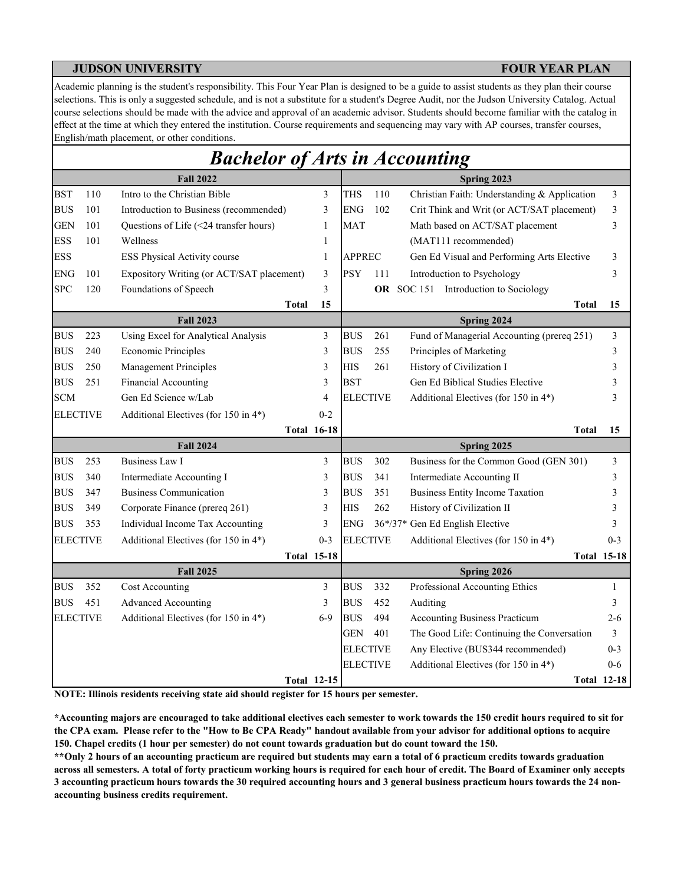**JUDSON UNIVERSITY** **FOUR YEAR PLAN**

Academic planning is the student's responsibility. This Four Year Plan is designed to be a guide to assist students as they plan their course selections. This is only a suggested schedule, and is not a substitute for a student's Degree Audit, nor the Judson University Catalog. Actual course selections should be made with the advice and approval of an academic advisor. Students should become familiar with the catalog in effect at the time at which they entered the institution. Course requirements and sequencing may vary with AP courses, transfer courses, English/math placement, or other conditions.

# *Bachelor of Arts in Accounting*

| Fall 2022 | | | | Spring 2023 | | | |
|---|---|---|---|---|---|---|---|
| BST | 110 | Intro to the Christian Bible | 3 | THS | 110 | Christian Faith: Understanding & Application | 3 |
| BUS | 101 | Introduction to Business (recommended) | 3 | ENG | 102 | Crit Think and Writ (or ACT/SAT placement) | 3 |
| GEN | 101 | Questions of Life (<24 transfer hours) | 1 | MAT | | Math based on ACT/SAT placement | 3 |
| ESS | 101 | Wellness | 1 | | | (MAT111 recommended) | |
| ESS | | ESS Physical Activity course | 1 | APPREC | | Gen Ed Visual and Performing Arts Elective | 3 |
| ENG | 101 | Expository Writing (or ACT/SAT placement) | 3 | PSY | 111 | Introduction to Psychology | 3 |
| SPC | 120 | Foundations of Speech | 3 | | **OR** | SOC 151 Introduction to Sociology | |
| | | **Total** | **15** | | | **Total** | **15** |
| **Fall 2023** | | | | **Spring 2024** | | | |
| BUS | 223 | Using Excel for Analytical Analysis | 3 | BUS | 261 | Fund of Managerial Accounting (prereq 251) | 3 |
| BUS | 240 | Economic Principles | 3 | BUS | 255 | Principles of Marketing | 3 |
| BUS | 250 | Management Principles | 3 | HIS | 261 | History of Civilization I | 3 |
| BUS | 251 | Financial Accounting | 3 | BST | | Gen Ed Biblical Studies Elective | 3 |
| SCM | | Gen Ed Science w/Lab | 4 | ELECTIVE | | Additional Electives (for 150 in 4*) | 3 |
| ELECTIVE | | Additional Electives (for 150 in 4*) | 0-2 | | | | |
| | | **Total** | **16-18** | | | **Total** | **15** |
| **Fall 2024** | | | | **Spring 2025** | | | |
| BUS | 253 | Business Law I | 3 | BUS | 302 | Business for the Common Good (GEN 301) | 3 |
| BUS | 340 | Intermediate Accounting I | 3 | BUS | 341 | Intermediate Accounting II | 3 |
| BUS | 347 | Business Communication | 3 | BUS | 351 | Business Entity Income Taxation | 3 |
| BUS | 349 | Corporate Finance (prereq 261) | 3 | HIS | 262 | History of Civilization II | 3 |
| BUS | 353 | Individual Income Tax Accounting | 3 | ENG | 36*/37* | Gen Ed English Elective | 3 |
| ELECTIVE | | Additional Electives (for 150 in 4*) | 0-3 | ELECTIVE | | Additional Electives (for 150 in 4*) | 0-3 |
| | | **Total** | **15-18** | | | **Total** | **15-18** |
| **Fall 2025** | | | | **Spring 2026** | | | |
| BUS | 352 | Cost Accounting | 3 | BUS | 332 | Professional Accounting Ethics | 1 |
| BUS | 451 | Advanced Accounting | 3 | BUS | 452 | Auditing | 3 |
| ELECTIVE | | Additional Electives (for 150 in 4*) | 6-9 | BUS | 494 | Accounting Business Practicum | 2-6 |
| | | | | GEN | 401 | The Good Life: Continuing the Conversation | 3 |
| | | | | ELECTIVE | | Any Elective (BUS344 recommended) | 0-3 |
| | | | | ELECTIVE | | Additional Electives (for 150 in 4*) | 0-6 |
| | | **Total** | **12-15** | | | **Total** | **12-18** |

**NOTE: Illinois residents receiving state aid should register for 15 hours per semester.**

**\*Accounting majors are encouraged to take additional electives each semester to work towards the 150 credit hours required to sit for the CPA exam. Please refer to the "How to Be CPA Ready" handout available from your advisor for additional options to acquire 150. Chapel credits (1 hour per semester) do not count towards graduation but do count toward the 150.**

**\*\*Only 2 hours of an accounting practicum are required but students may earn a total of 6 practicum credits towards graduation across all semesters. A total of forty practicum working hours is required for each hour of credit. The Board of Examiner only accepts 3 accounting practicum hours towards the 30 required accounting hours and 3 general business practicum hours towards the 24 non-accounting business credits requirement.**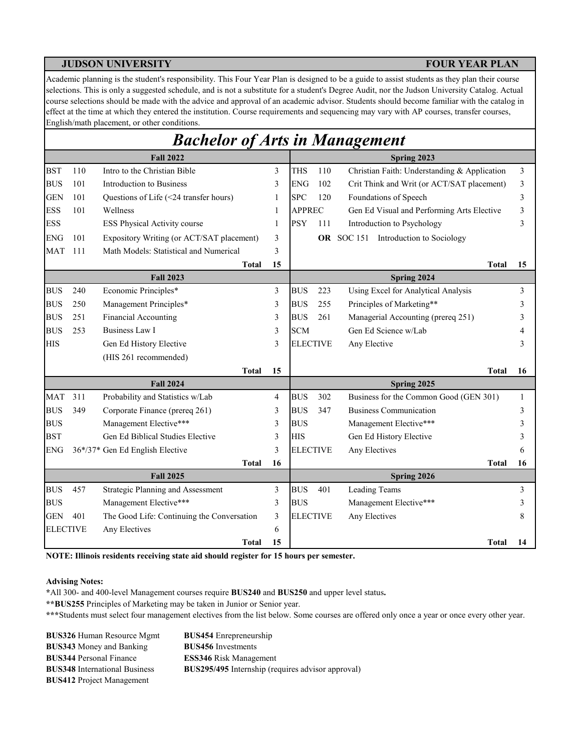**JUDSON UNIVERSITY** **FOUR YEAR PLAN**

Academic planning is the student's responsibility. This Four Year Plan is designed to be a guide to assist students as they plan their course selections. This is only a suggested schedule, and is not a substitute for a student's Degree Audit, nor the Judson University Catalog. Actual course selections should be made with the advice and approval of an academic advisor. Students should become familiar with the catalog in effect at the time at which they entered the institution. Course requirements and sequencing may vary with AP courses, transfer courses, English/math placement, or other conditions.

# *Bachelor of Arts in Management*

| | | **Fall 2022** | | | | **Spring 2023** | |
|---|---|---|---|---|---|---|---|
| BST | 110 | Intro to the Christian Bible | 3 | THS | 110 | Christian Faith: Understanding & Application | 3 |
| BUS | 101 | Introduction to Business | 3 | ENG | 102 | Crit Think and Writ (or ACT/SAT placement) | 3 |
| GEN | 101 | Questions of Life (<24 transfer hours) | 1 | SPC | 120 | Foundations of Speech | 3 |
| ESS | 101 | Wellness | 1 | APPREC | | Gen Ed Visual and Performing Arts Elective | 3 |
| ESS | | ESS Physical Activity course | 1 | PSY | 111 | Introduction to Psychology | 3 |
| ENG | 101 | Expository Writing (or ACT/SAT placement) | 3 | | **OR** | SOC 151 Introduction to Sociology | |
| MAT | 111 | Math Models: Statistical and Numerical | 3 | | | | |
| | | **Total** | **15** | | | **Total** | **15** |
| | | **Fall 2023** | | | | **Spring 2024** | |
| BUS | 240 | Economic Principles* | 3 | BUS | 223 | Using Excel for Analytical Analysis | 3 |
| BUS | 250 | Management Principles* | 3 | BUS | 255 | Principles of Marketing** | 3 |
| BUS | 251 | Financial Accounting | 3 | BUS | 261 | Managerial Accounting (prereq 251) | 3 |
| BUS | 253 | Business Law I | 3 | SCM | | Gen Ed Science w/Lab | 4 |
| HIS | | Gen Ed History Elective | 3 | ELECTIVE | | Any Elective | 3 |
| | | (HIS 261 recommended) | | | | | |
| | | **Total** | **15** | | | **Total** | **16** |
| | | **Fall 2024** | | | | **Spring 2025** | |
| MAT | 311 | Probability and Statistics w/Lab | 4 | BUS | 302 | Business for the Common Good (GEN 301) | 1 |
| BUS | 349 | Corporate Finance (prereq 261) | 3 | BUS | 347 | Business Communication | 3 |
| BUS | | Management Elective*** | 3 | BUS | | Management Elective*** | 3 |
| BST | | Gen Ed Biblical Studies Elective | 3 | HIS | | Gen Ed History Elective | 3 |
| ENG | 36*/37* | Gen Ed English Elective | 3 | ELECTIVE | | Any Electives | 6 |
| | | **Total** | **16** | | | **Total** | **16** |
| | | **Fall 2025** | | | | **Spring 2026** | |
| BUS | 457 | Strategic Planning and Assessment | 3 | BUS | 401 | Leading Teams | 3 |
| BUS | | Management Elective*** | 3 | BUS | | Management Elective*** | 3 |
| GEN | 401 | The Good Life: Continuing the Conversation | 3 | ELECTIVE | | Any Electives | 8 |
| ELECTIVE | | Any Electives | 6 | | | | |
| | | **Total** | **15** | | | **Total** | **14** |

**NOTE: Illinois residents receiving state aid should register for 15 hours per semester.**

**Advising Notes:**

**\***All 300- and 400-level Management courses require **BUS240** and **BUS250** and upper level status**.**

**\*\*BUS255** Principles of Marketing may be taken in Junior or Senior year.

**\*\*\***Students must select four management electives from the list below. Some courses are offered only once a year or once every other year.

**BUS326** Human Resource Mgmt
**BUS343** Money and Banking
**BUS344** Personal Finance
**BUS348** International Business
**BUS412** Project Management
**BUS454** Enrepreneurship
**BUS456** Investments
**ESS346** Risk Management
**BUS295/495** Internship (requires advisor approval)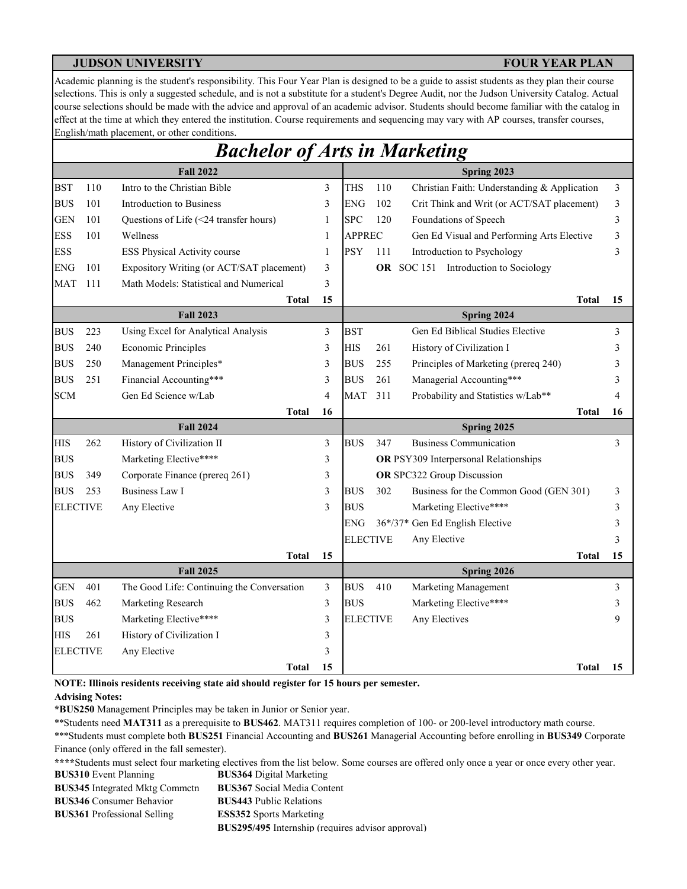**JUDSON UNIVERSITY** **FOUR YEAR PLAN**

Academic planning is the student's responsibility. This Four Year Plan is designed to be a guide to assist students as they plan their course selections. This is only a suggested schedule, and is not a substitute for a student's Degree Audit, nor the Judson University Catalog. Actual course selections should be made with the advice and approval of an academic advisor. Students should become familiar with the catalog in effect at the time at which they entered the institution. Course requirements and sequencing may vary with AP courses, transfer courses, English/math placement, or other conditions.

# *Bachelor of Arts in Marketing*

| Fall 2022 | | | | Spring 2023 | | | |
|---|---|---|---|---|---|---|---|
| BST | 110 | Intro to the Christian Bible | 3 | THS | 110 | Christian Faith: Understanding & Application | 3 |
| BUS | 101 | Introduction to Business | 3 | ENG | 102 | Crit Think and Writ (or ACT/SAT placement) | 3 |
| GEN | 101 | Questions of Life (<24 transfer hours) | 1 | SPC | 120 | Foundations of Speech | 3 |
| ESS | 101 | Wellness | 1 | APPREC | | Gen Ed Visual and Performing Arts Elective | 3 |
| ESS | | ESS Physical Activity course | 1 | PSY | 111 | Introduction to Psychology | 3 |
| ENG | 101 | Expository Writing (or ACT/SAT placement) | 3 | | **OR** | SOC 151 Introduction to Sociology | |
| MAT | 111 | Math Models: Statistical and Numerical | 3 | | | | |
| | | **Total** | **15** | | | **Total** | **15** |
| **Fall 2023** | | | | **Spring 2024** | | | |
| BUS | 223 | Using Excel for Analytical Analysis | 3 | BST | | Gen Ed Biblical Studies Elective | 3 |
| BUS | 240 | Economic Principles | 3 | HIS | 261 | History of Civilization I | 3 |
| BUS | 250 | Management Principles* | 3 | BUS | 255 | Principles of Marketing (prereq 240) | 3 |
| BUS | 251 | Financial Accounting*** | 3 | BUS | 261 | Managerial Accounting*** | 3 |
| SCM | | Gen Ed Science w/Lab | 4 | MAT | 311 | Probability and Statistics w/Lab** | 4 |
| | | **Total** | **16** | | | **Total** | **16** |
| **Fall 2024** | | | | **Spring 2025** | | | |
| HIS | 262 | History of Civilization II | 3 | BUS | 347 | Business Communication | 3 |
| BUS | | Marketing Elective**** | 3 | | | **OR** PSY309 Interpersonal Relationships | |
| BUS | 349 | Corporate Finance (prereq 261) | 3 | | | **OR** SPC322 Group Discussion | |
| BUS | 253 | Business Law I | 3 | BUS | 302 | Business for the Common Good (GEN 301) | 3 |
| ELECTIVE | | Any Elective | 3 | BUS | | Marketing Elective**** | 3 |
| | | | | ENG | 36*/37* | Gen Ed English Elective | 3 |
| | | | | ELECTIVE | | Any Elective | 3 |
| | | **Total** | **15** | | | **Total** | **15** |
| **Fall 2025** | | | | **Spring 2026** | | | |
| GEN | 401 | The Good Life: Continuing the Conversation | 3 | BUS | 410 | Marketing Management | 3 |
| BUS | 462 | Marketing Research | 3 | BUS | | Marketing Elective**** | 3 |
| BUS | | Marketing Elective**** | 3 | ELECTIVE | | Any Electives | 9 |
| HIS | 261 | History of Civilization I | 3 | | | | |
| ELECTIVE | | Any Elective | 3 | | | | |
| | | **Total** | **15** | | | **Total** | **15** |

**NOTE: Illinois residents receiving state aid should register for 15 hours per semester.**

**Advising Notes:**

***BUS250** Management Principles may be taken in Junior or Senior year.

**Students need **MAT311** as a prerequisite to **BUS462**. MAT311 requires completion of 100- or 200-level introductory math course.

***Students must complete both **BUS251** Financial Accounting and **BUS261** Managerial Accounting before enrolling in **BUS349** Corporate Finance (only offered in the fall semester).

****Students must select four marketing electives from the list below. Some courses are offered only once a year or once every other year.

- **BUS310** Event Planning
- **BUS345** Integrated Mktg Commctn
- **BUS346** Consumer Behavior
- **BUS361** Professional Selling
- **BUS364** Digital Marketing
- **BUS367** Social Media Content
- **BUS443** Public Relations
- **ESS352** Sports Marketing
- **BUS295/495** Internship (requires advisor approval)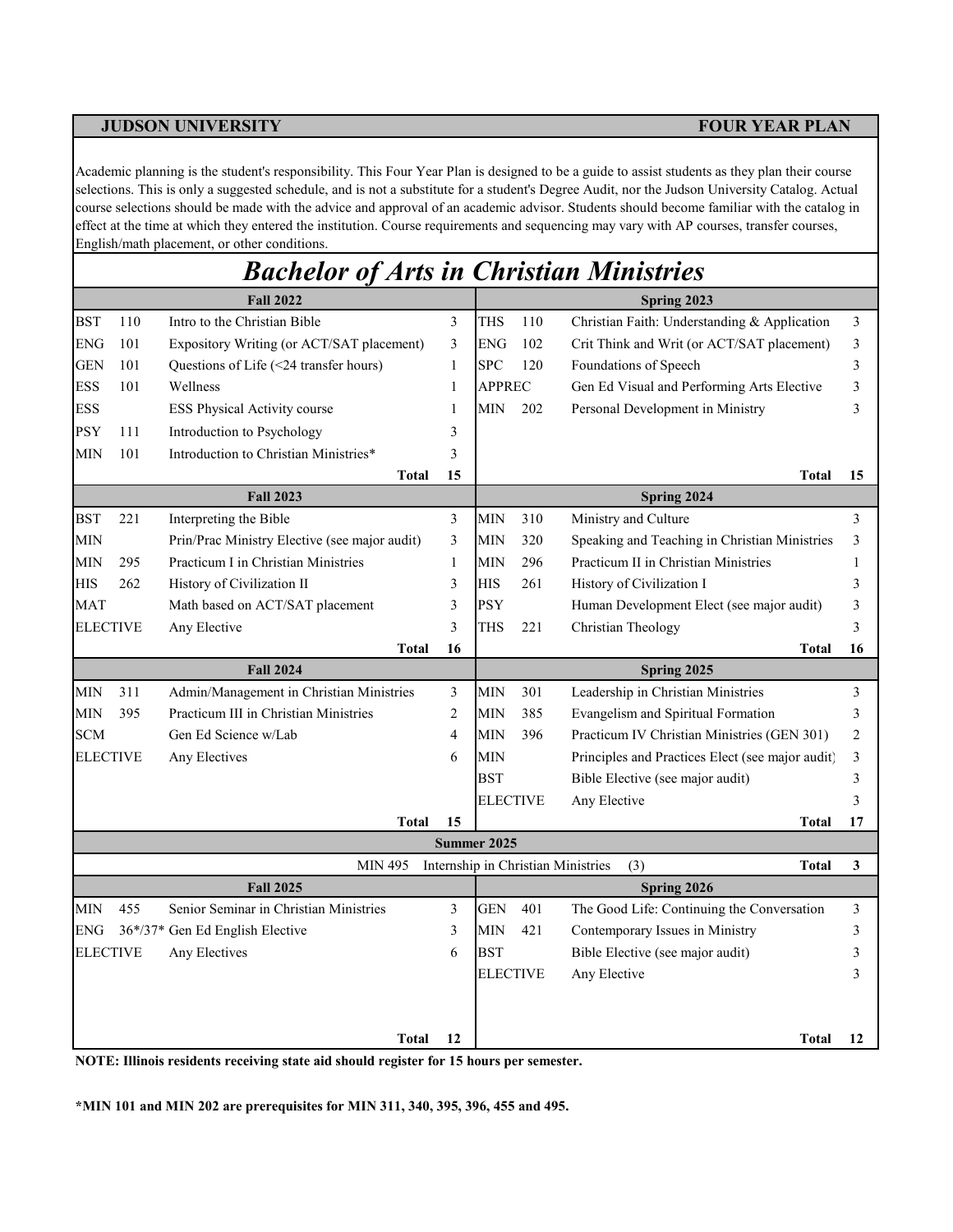**JUDSON UNIVERSITY** **FOUR YEAR PLAN**

Academic planning is the student's responsibility. This Four Year Plan is designed to be a guide to assist students as they plan their course selections. This is only a suggested schedule, and is not a substitute for a student's Degree Audit, nor the Judson University Catalog. Actual course selections should be made with the advice and approval of an academic advisor. Students should become familiar with the catalog in effect at the time at which they entered the institution. Course requirements and sequencing may vary with AP courses, transfer courses, English/math placement, or other conditions.

# *Bachelor of Arts in Christian Ministries*

| Fall 2022 | | | | Spring 2023 | | | |
|---|---|---|---|---|---|---|---|
| BST | 110 | Intro to the Christian Bible | 3 | THS | 110 | Christian Faith: Understanding & Application | 3 |
| ENG | 101 | Expository Writing (or ACT/SAT placement) | 3 | ENG | 102 | Crit Think and Writ (or ACT/SAT placement) | 3 |
| GEN | 101 | Questions of Life (<24 transfer hours) | 1 | SPC | 120 | Foundations of Speech | 3 |
| ESS | 101 | Wellness | 1 | APPREC | | Gen Ed Visual and Performing Arts Elective | 3 |
| ESS | | ESS Physical Activity course | 1 | MIN | 202 | Personal Development in Ministry | 3 |
| PSY | 111 | Introduction to Psychology | 3 | | | | |
| MIN | 101 | Introduction to Christian Ministries* | 3 | | | | |
| | | **Total** | **15** | | | **Total** | **15** |
| **Fall 2023** | | | | **Spring 2024** | | | |
| BST | 221 | Interpreting the Bible | 3 | MIN | 310 | Ministry and Culture | 3 |
| MIN | | Prin/Prac Ministry Elective (see major audit) | 3 | MIN | 320 | Speaking and Teaching in Christian Ministries | 3 |
| MIN | 295 | Practicum I in Christian Ministries | 1 | MIN | 296 | Practicum II in Christian Ministries | 1 |
| HIS | 262 | History of Civilization II | 3 | HIS | 261 | History of Civilization I | 3 |
| MAT | | Math based on ACT/SAT placement | 3 | PSY | | Human Development Elect (see major audit) | 3 |
| ELECTIVE | | Any Elective | 3 | THS | 221 | Christian Theology | 3 |
| | | **Total** | **16** | | | **Total** | **16** |
| **Fall 2024** | | | | **Spring 2025** | | | |
| MIN | 311 | Admin/Management in Christian Ministries | 3 | MIN | 301 | Leadership in Christian Ministries | 3 |
| MIN | 395 | Practicum III in Christian Ministries | 2 | MIN | 385 | Evangelism and Spiritual Formation | 3 |
| SCM | | Gen Ed Science w/Lab | 4 | MIN | 396 | Practicum IV Christian Ministries (GEN 301) | 2 |
| ELECTIVE | | Any Electives | 6 | MIN | | Principles and Practices Elect (see major audit) | 3 |
| | | | | BST | | Bible Elective (see major audit) | 3 |
| | | | | ELECTIVE | | Any Elective | 3 |
| | | **Total** | **15** | | | **Total** | **17** |
| **Summer 2025** | | | | | | | |
| MIN 495 | | Internship in Christian Ministries | (3) | | | **Total** | **3** |
| **Fall 2025** | | | | **Spring 2026** | | | |
| MIN | 455 | Senior Seminar in Christian Ministries | 3 | GEN | 401 | The Good Life: Continuing the Conversation | 3 |
| ENG | 36*/37* | Gen Ed English Elective | 3 | MIN | 421 | Contemporary Issues in Ministry | 3 |
| ELECTIVE | | Any Electives | 6 | BST | | Bible Elective (see major audit) | 3 |
| | | | | ELECTIVE | | Any Elective | 3 |
| | | **Total** | **12** | | | **Total** | **12** |

**NOTE: Illinois residents receiving state aid should register for 15 hours per semester.**

**\*MIN 101 and MIN 202 are prerequisites for MIN 311, 340, 395, 396, 455 and 495.**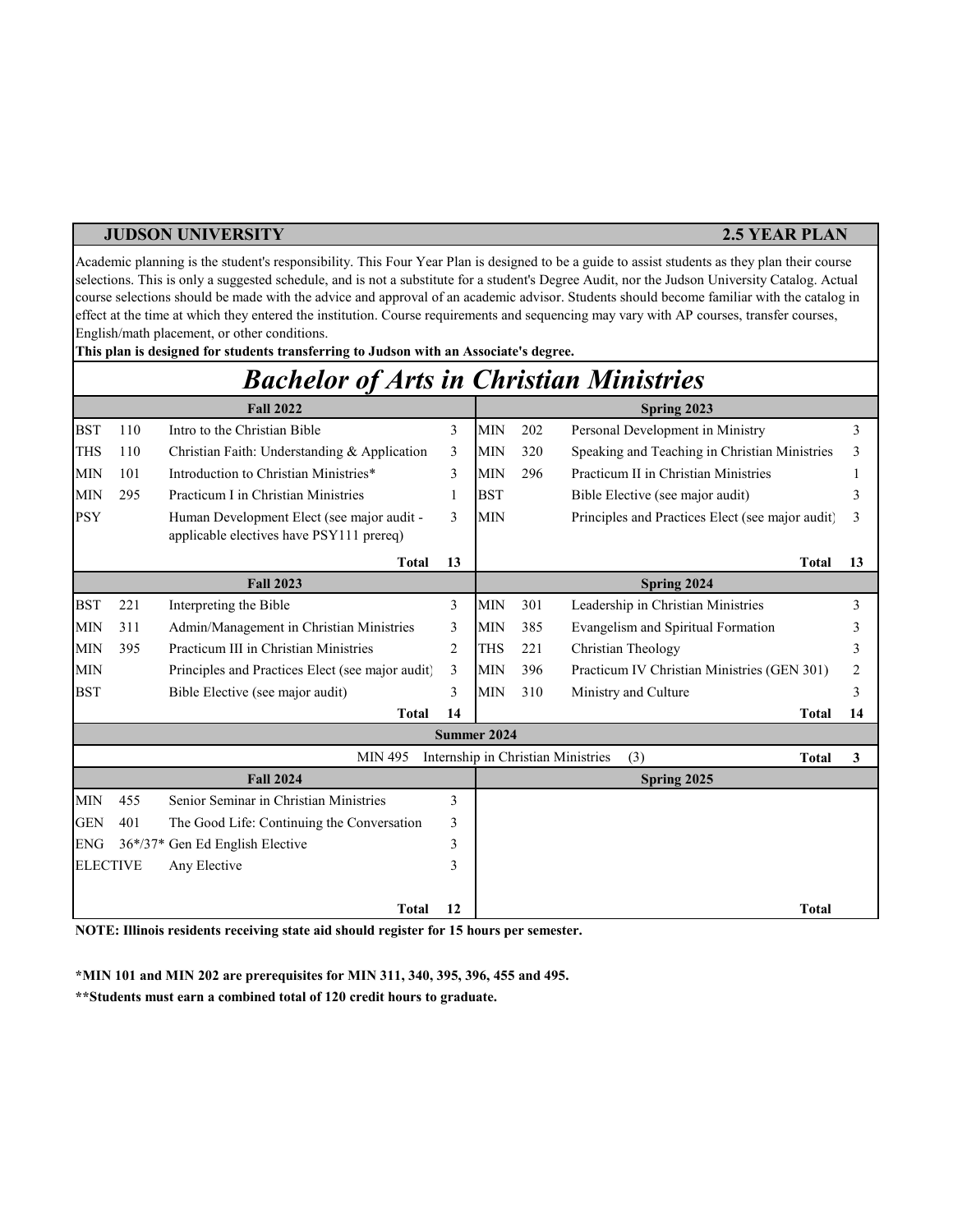**JUDSON UNIVERSITY** **2.5 YEAR PLAN**

Academic planning is the student's responsibility. This Four Year Plan is designed to be a guide to assist students as they plan their course selections. This is only a suggested schedule, and is not a substitute for a student's Degree Audit, nor the Judson University Catalog. Actual course selections should be made with the advice and approval of an academic advisor. Students should become familiar with the catalog in effect at the time at which they entered the institution. Course requirements and sequencing may vary with AP courses, transfer courses, English/math placement, or other conditions.

**This plan is designed for students transferring to Judson with an Associate's degree.**

# *Bachelor of Arts in Christian Ministries*

| **Fall 2022** | | | | **Spring 2023** | | | |
|---|---|---|---|---|---|---|---|
| BST | 110 | Intro to the Christian Bible | 3 | MIN | 202 | Personal Development in Ministry | 3 |
| THS | 110 | Christian Faith: Understanding & Application | 3 | MIN | 320 | Speaking and Teaching in Christian Ministries | 3 |
| MIN | 101 | Introduction to Christian Ministries* | 3 | MIN | 296 | Practicum II in Christian Ministries | 1 |
| MIN | 295 | Practicum I in Christian Ministries | 1 | BST | | Bible Elective (see major audit) | 3 |
| PSY | | Human Development Elect (see major audit - applicable electives have PSY111 prereq) | 3 | MIN | | Principles and Practices Elect (see major audit) | 3 |
| | | **Total** | **13** | | | **Total** | **13** |
| **Fall 2023** | | | | **Spring 2024** | | | |
| BST | 221 | Interpreting the Bible | 3 | MIN | 301 | Leadership in Christian Ministries | 3 |
| MIN | 311 | Admin/Management in Christian Ministries | 3 | MIN | 385 | Evangelism and Spiritual Formation | 3 |
| MIN | 395 | Practicum III in Christian Ministries | 2 | THS | 221 | Christian Theology | 3 |
| MIN | | Principles and Practices Elect (see major audit) | 3 | MIN | 396 | Practicum IV Christian Ministries (GEN 301) | 2 |
| BST | | Bible Elective (see major audit) | 3 | MIN | 310 | Ministry and Culture | 3 |
| | | **Total** | **14** | | | **Total** | **14** |
| **Summer 2024** | | | | | | | |
| | | MIN 495 | Internship in Christian Ministries | (3) | | **Total** | **3** |
| **Fall 2024** | | | | **Spring 2025** | | | |
| MIN | 455 | Senior Seminar in Christian Ministries | 3 | | | | |
| GEN | 401 | The Good Life: Continuing the Conversation | 3 | | | | |
| ENG | 36*/37* | Gen Ed English Elective | 3 | | | | |
| ELECTIVE | | Any Elective | 3 | | | | |
| | | **Total** | **12** | | | **Total** | |

**NOTE: Illinois residents receiving state aid should register for 15 hours per semester.**

**\*MIN 101 and MIN 202 are prerequisites for MIN 311, 340, 395, 396, 455 and 495.**

**\*\*Students must earn a combined total of 120 credit hours to graduate.**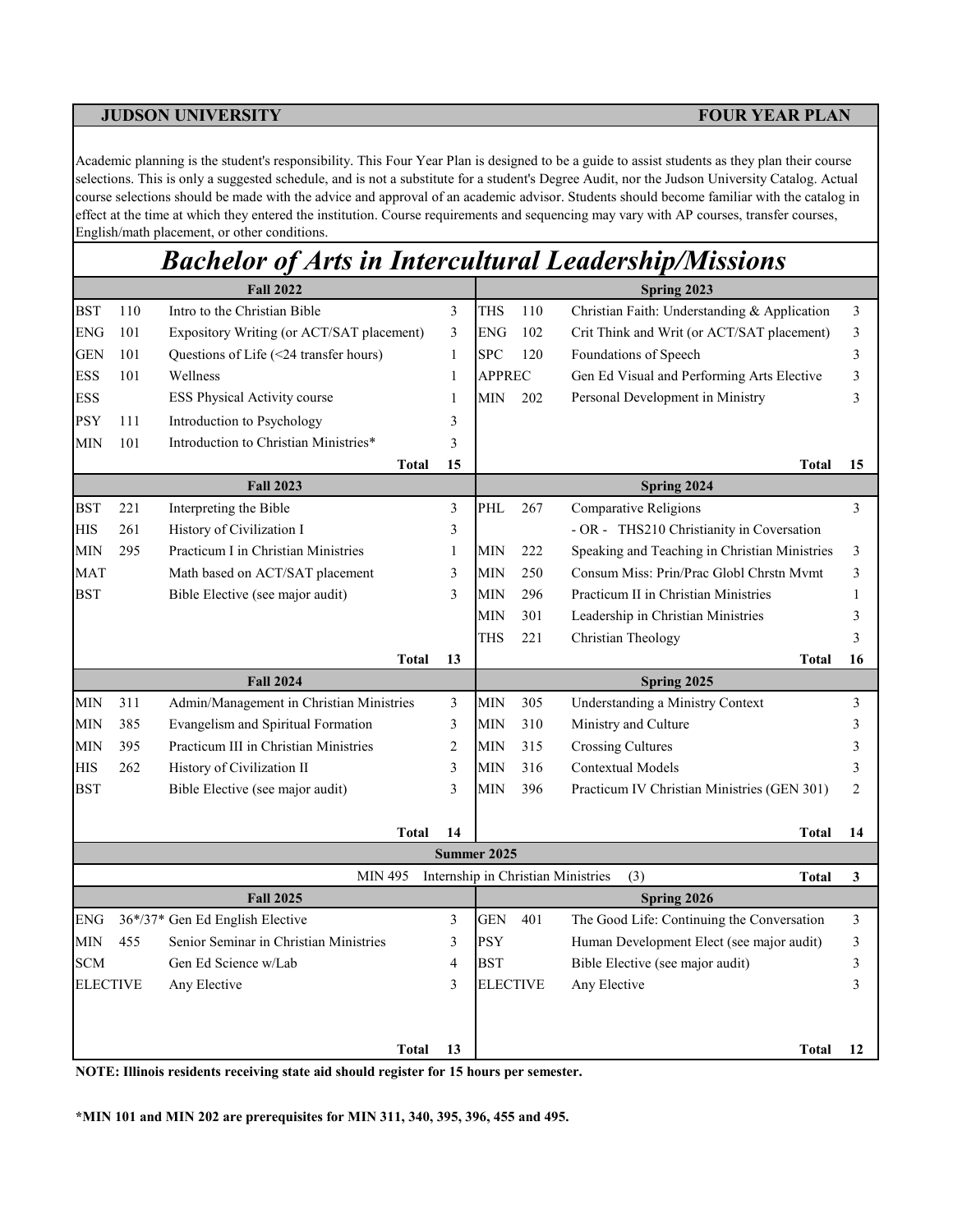**JUDSON UNIVERSITY** **FOUR YEAR PLAN**

Academic planning is the student's responsibility. This Four Year Plan is designed to be a guide to assist students as they plan their course selections. This is only a suggested schedule, and is not a substitute for a student's Degree Audit, nor the Judson University Catalog. Actual course selections should be made with the advice and approval of an academic advisor. Students should become familiar with the catalog in effect at the time at which they entered the institution. Course requirements and sequencing may vary with AP courses, transfer courses, English/math placement, or other conditions.

# *Bachelor of Arts in Intercultural Leadership/Missions*

| Fall 2022 | | | | Spring 2023 | | | |
|---|---|---|---|---|---|---|---|
| BST | 110 | Intro to the Christian Bible | 3 | THS | 110 | Christian Faith: Understanding & Application | 3 |
| ENG | 101 | Expository Writing (or ACT/SAT placement) | 3 | ENG | 102 | Crit Think and Writ (or ACT/SAT placement) | 3 |
| GEN | 101 | Questions of Life (<24 transfer hours) | 1 | SPC | 120 | Foundations of Speech | 3 |
| ESS | 101 | Wellness | 1 | APPREC | | Gen Ed Visual and Performing Arts Elective | 3 |
| ESS | | ESS Physical Activity course | 1 | MIN | 202 | Personal Development in Ministry | 3 |
| PSY | 111 | Introduction to Psychology | 3 | | | | |
| MIN | 101 | Introduction to Christian Ministries* | 3 | | | | |
| | | **Total** | **15** | | | **Total** | **15** |
| **Fall 2023** | | | | **Spring 2024** | | | |
| BST | 221 | Interpreting the Bible | 3 | PHL | 267 | Comparative Religions | 3 |
| HIS | 261 | History of Civilization I | 3 | | | - OR - THS210 Christianity in Coversation | |
| MIN | 295 | Practicum I in Christian Ministries | 1 | MIN | 222 | Speaking and Teaching in Christian Ministries | 3 |
| MAT | | Math based on ACT/SAT placement | 3 | MIN | 250 | Consum Miss: Prin/Prac Globl Chrstn Mvmt | 3 |
| BST | | Bible Elective (see major audit) | 3 | MIN | 296 | Practicum II in Christian Ministries | 1 |
| | | | | MIN | 301 | Leadership in Christian Ministries | 3 |
| | | | | THS | 221 | Christian Theology | 3 |
| | | **Total** | **13** | | | **Total** | **16** |
| **Fall 2024** | | | | **Spring 2025** | | | |
| MIN | 311 | Admin/Management in Christian Ministries | 3 | MIN | 305 | Understanding a Ministry Context | 3 |
| MIN | 385 | Evangelism and Spiritual Formation | 3 | MIN | 310 | Ministry and Culture | 3 |
| MIN | 395 | Practicum III in Christian Ministries | 2 | MIN | 315 | Crossing Cultures | 3 |
| HIS | 262 | History of Civilization II | 3 | MIN | 316 | Contextual Models | 3 |
| BST | | Bible Elective (see major audit) | 3 | MIN | 396 | Practicum IV Christian Ministries (GEN 301) | 2 |
| | | **Total** | **14** | | | **Total** | **14** |
| **Summer 2025** | | | | | | | |
| | | MIN 495 Internship in Christian Ministries (3) | | | | **Total** | **3** |
| **Fall 2025** | | | | **Spring 2026** | | | |
| ENG | 36*/37* | Gen Ed English Elective | 3 | GEN | 401 | The Good Life: Continuing the Conversation | 3 |
| MIN | 455 | Senior Seminar in Christian Ministries | 3 | PSY | | Human Development Elect (see major audit) | 3 |
| SCM | | Gen Ed Science w/Lab | 4 | BST | | Bible Elective (see major audit) | 3 |
| ELECTIVE | | Any Elective | 3 | ELECTIVE | | Any Elective | 3 |
| | | **Total** | **13** | | | **Total** | **12** |

**NOTE: Illinois residents receiving state aid should register for 15 hours per semester.**

**\*MIN 101 and MIN 202 are prerequisites for MIN 311, 340, 395, 396, 455 and 495.**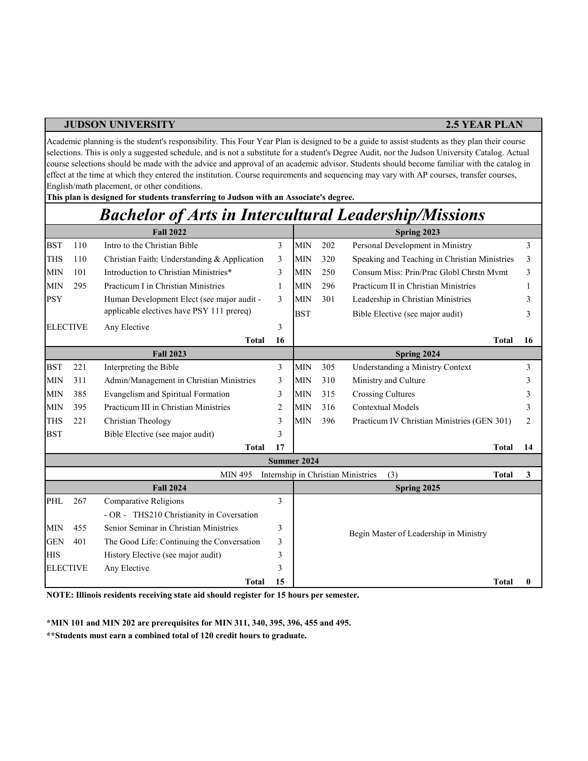**JUDSON UNIVERSITY** **2.5 YEAR PLAN**

Academic planning is the student's responsibility. This Four Year Plan is designed to be a guide to assist students as they plan their course selections. This is only a suggested schedule, and is not a substitute for a student's Degree Audit, nor the Judson University Catalog. Actual course selections should be made with the advice and approval of an academic advisor. Students should become familiar with the catalog in effect at the time at which they entered the institution. Course requirements and sequencing may vary with AP courses, transfer courses, English/math placement, or other conditions.

**This plan is designed for students transferring to Judson with an Associate's degree.**

# *Bachelor of Arts in Intercultural Leadership/Missions*

| Fall 2022 | | | | Spring 2023 | | | |
|---|---|---|---|---|---|---|---|
| BST | 110 | Intro to the Christian Bible | 3 | MIN | 202 | Personal Development in Ministry | 3 |
| THS | 110 | Christian Faith: Understanding & Application | 3 | MIN | 320 | Speaking and Teaching in Christian Ministries | 3 |
| MIN | 101 | Introduction to Christian Ministries* | 3 | MIN | 250 | Consum Miss: Prin/Prac Globl Chrstn Mvmt | 3 |
| MIN | 295 | Practicum I in Christian Ministries | 1 | MIN | 296 | Practicum II in Christian Ministries | 1 |
| PSY | | Human Development Elect (see major audit - applicable electives have PSY 111 prereq) | 3 | MIN | 301 | Leadership in Christian Ministries | 3 |
| | | | | BST | | Bible Elective (see major audit) | 3 |
| ELECTIVE | | Any Elective | 3 | | | | |
| | | **Total** | **16** | | | **Total** | **16** |
| **Fall 2023** | | | | **Spring 2024** | | | |
| BST | 221 | Interpreting the Bible | 3 | MIN | 305 | Understanding a Ministry Context | 3 |
| MIN | 311 | Admin/Management in Christian Ministries | 3 | MIN | 310 | Ministry and Culture | 3 |
| MIN | 385 | Evangelism and Spiritual Formation | 3 | MIN | 315 | Crossing Cultures | 3 |
| MIN | 395 | Practicum III in Christian Ministries | 2 | MIN | 316 | Contextual Models | 3 |
| THS | 221 | Christian Theology | 3 | MIN | 396 | Practicum IV Christian Ministries (GEN 301) | 2 |
| BST | | Bible Elective (see major audit) | 3 | | | | |
| | | **Total** | **17** | | | **Total** | **14** |
| **Summer 2024** | | | | | | | |
| | | MIN 495 | | Internship in Christian Ministries | | (3) **Total** | **3** |
| **Fall 2024** | | | | **Spring 2025** | | | |
| PHL | 267 | Comparative Religions | 3 | | | | |
| | | - OR - THS210 Christianity in Coversation | | | | | |
| MIN | 455 | Senior Seminar in Christian Ministries | 3 | | | Begin Master of Leadership in Ministry | |
| GEN | 401 | The Good Life: Continuing the Conversation | 3 | | | | |
| HIS | | History Elective (see major audit) | 3 | | | | |
| ELECTIVE | | Any Elective | 3 | | | | |
| | | **Total** | **15** | | | **Total** | **0** |

**NOTE: Illinois residents receiving state aid should register for 15 hours per semester.**

**\*MIN 101 and MIN 202 are prerequisites for MIN 311, 340, 395, 396, 455 and 495.**

**\*\*Students must earn a combined total of 120 credit hours to graduate.**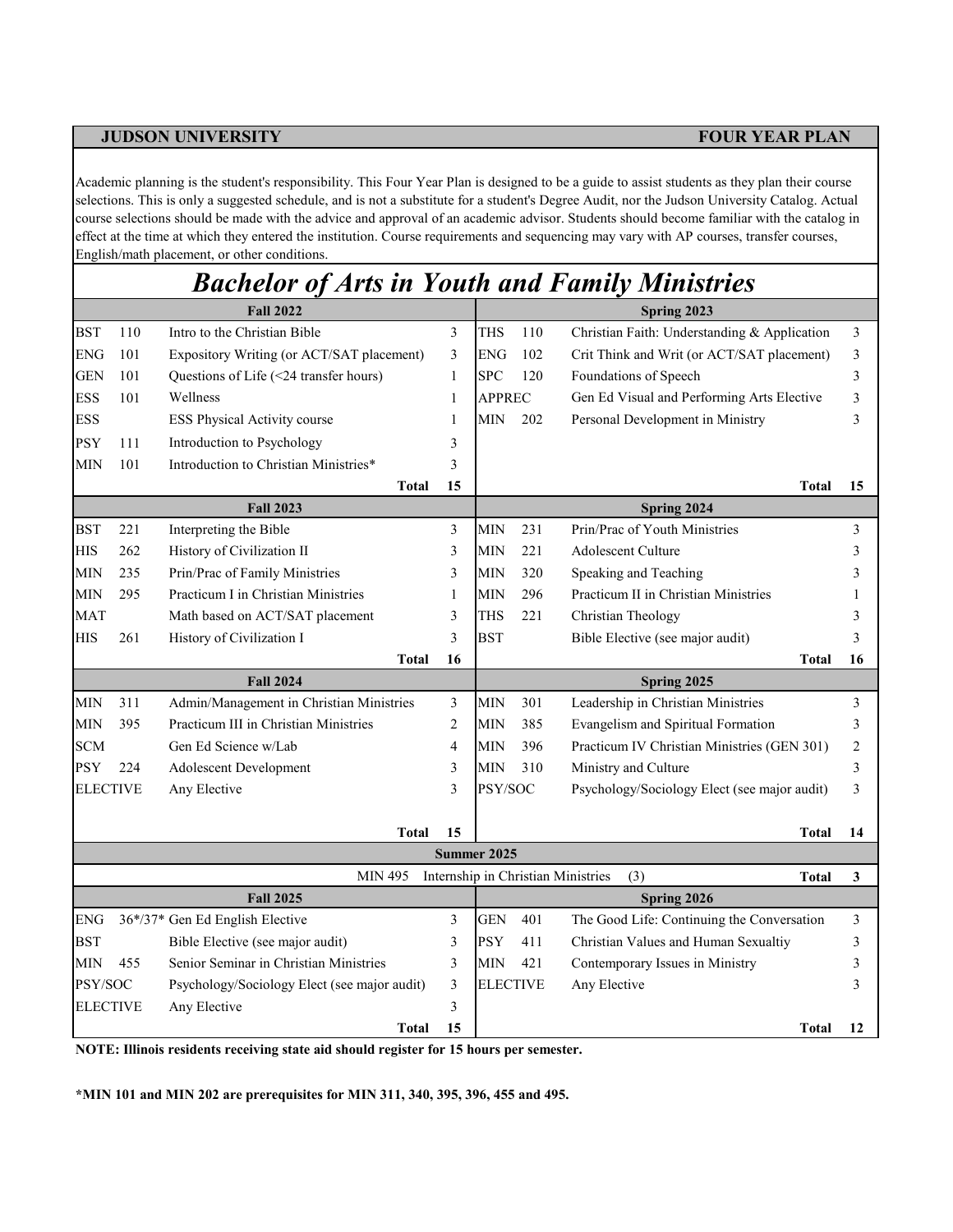**JUDSON UNIVERSITY** **FOUR YEAR PLAN**

Academic planning is the student's responsibility. This Four Year Plan is designed to be a guide to assist students as they plan their course selections. This is only a suggested schedule, and is not a substitute for a student's Degree Audit, nor the Judson University Catalog. Actual course selections should be made with the advice and approval of an academic advisor. Students should become familiar with the catalog in effect at the time at which they entered the institution. Course requirements and sequencing may vary with AP courses, transfer courses, English/math placement, or other conditions.

# *Bachelor of Arts in Youth and Family Ministries*

| **Fall 2022** | | | | **Spring 2023** | | | |
|---|---|---|---|---|---|---|---|
| BST | 110 | Intro to the Christian Bible | 3 | THS | 110 | Christian Faith: Understanding & Application | 3 |
| ENG | 101 | Expository Writing (or ACT/SAT placement) | 3 | ENG | 102 | Crit Think and Writ (or ACT/SAT placement) | 3 |
| GEN | 101 | Questions of Life (<24 transfer hours) | 1 | SPC | 120 | Foundations of Speech | 3 |
| ESS | 101 | Wellness | 1 | APPREC | | Gen Ed Visual and Performing Arts Elective | 3 |
| ESS | | ESS Physical Activity course | 1 | MIN | 202 | Personal Development in Ministry | 3 |
| PSY | 111 | Introduction to Psychology | 3 | | | | |
| MIN | 101 | Introduction to Christian Ministries* | 3 | | | | |
| | | **Total** | **15** | | | **Total** | **15** |
| **Fall 2023** | | | | **Spring 2024** | | | |
| BST | 221 | Interpreting the Bible | 3 | MIN | 231 | Prin/Prac of Youth Ministries | 3 |
| HIS | 262 | History of Civilization II | 3 | MIN | 221 | Adolescent Culture | 3 |
| MIN | 235 | Prin/Prac of Family Ministries | 3 | MIN | 320 | Speaking and Teaching | 3 |
| MIN | 295 | Practicum I in Christian Ministries | 1 | MIN | 296 | Practicum II in Christian Ministries | 1 |
| MAT | | Math based on ACT/SAT placement | 3 | THS | 221 | Christian Theology | 3 |
| HIS | 261 | History of Civilization I | 3 | BST | | Bible Elective (see major audit) | 3 |
| | | **Total** | **16** | | | **Total** | **16** |
| **Fall 2024** | | | | **Spring 2025** | | | |
| MIN | 311 | Admin/Management in Christian Ministries | 3 | MIN | 301 | Leadership in Christian Ministries | 3 |
| MIN | 395 | Practicum III in Christian Ministries | 2 | MIN | 385 | Evangelism and Spiritual Formation | 3 |
| SCM | | Gen Ed Science w/Lab | 4 | MIN | 396 | Practicum IV Christian Ministries (GEN 301) | 2 |
| PSY | 224 | Adolescent Development | 3 | MIN | 310 | Ministry and Culture | 3 |
| ELECTIVE | | Any Elective | 3 | PSY/SOC | | Psychology/Sociology Elect (see major audit) | 3 |
| | | **Total** | **15** | | | **Total** | **14** |
| **Summer 2025** | | | | | | | |
| | | MIN 495 | Internship in Christian Ministries | (3) | | **Total** | **3** |
| **Fall 2025** | | | | **Spring 2026** | | | |
| ENG | 36*/37* | Gen Ed English Elective | 3 | GEN | 401 | The Good Life: Continuing the Conversation | 3 |
| BST | | Bible Elective (see major audit) | 3 | PSY | 411 | Christian Values and Human Sexualtiy | 3 |
| MIN | 455 | Senior Seminar in Christian Ministries | 3 | MIN | 421 | Contemporary Issues in Ministry | 3 |
| PSY/SOC | | Psychology/Sociology Elect (see major audit) | 3 | ELECTIVE | | Any Elective | 3 |
| ELECTIVE | | Any Elective | 3 | | | | |
| | | **Total** | **15** | | | **Total** | **12** |

**NOTE: Illinois residents receiving state aid should register for 15 hours per semester.**

**\*MIN 101 and MIN 202 are prerequisites for MIN 311, 340, 395, 396, 455 and 495.**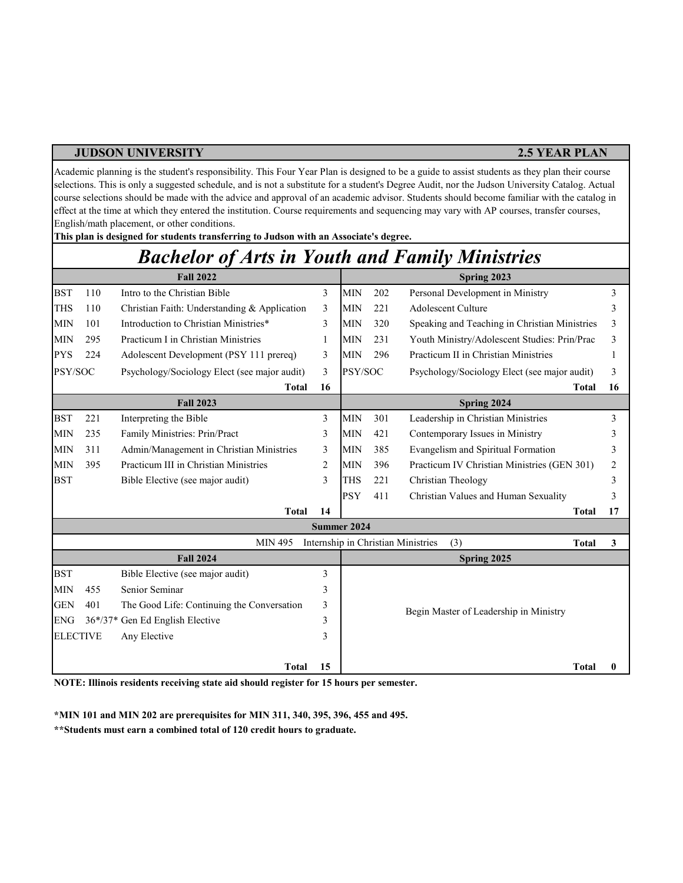**JUDSON UNIVERSITY** **2.5 YEAR PLAN**

Academic planning is the student's responsibility. This Four Year Plan is designed to be a guide to assist students as they plan their course selections. This is only a suggested schedule, and is not a substitute for a student's Degree Audit, nor the Judson University Catalog. Actual course selections should be made with the advice and approval of an academic advisor. Students should become familiar with the catalog in effect at the time at which they entered the institution. Course requirements and sequencing may vary with AP courses, transfer courses, English/math placement, or other conditions.

**This plan is designed for students transferring to Judson with an Associate's degree.**

# *Bachelor of Arts in Youth and Family Ministries*

| Fall 2022 | | | | Spring 2023 | | | |
|---|---|---|---|---|---|---|---|
| BST | 110 | Intro to the Christian Bible | 3 | MIN | 202 | Personal Development in Ministry | 3 |
| THS | 110 | Christian Faith: Understanding & Application | 3 | MIN | 221 | Adolescent Culture | 3 |
| MIN | 101 | Introduction to Christian Ministries* | 3 | MIN | 320 | Speaking and Teaching in Christian Ministries | 3 |
| MIN | 295 | Practicum I in Christian Ministries | 1 | MIN | 231 | Youth Ministry/Adolescent Studies: Prin/Prac | 3 |
| PYS | 224 | Adolescent Development (PSY 111 prereq) | 3 | MIN | 296 | Practicum II in Christian Ministries | 1 |
| PSY/SOC | | Psychology/Sociology Elect (see major audit) | 3 | PSY/SOC | | Psychology/Sociology Elect (see major audit) | 3 |
| | | **Total** | **16** | | | **Total** | **16** |
| **Fall 2023** | | | | **Spring 2024** | | | |
| BST | 221 | Interpreting the Bible | 3 | MIN | 301 | Leadership in Christian Ministries | 3 |
| MIN | 235 | Family Ministries: Prin/Pract | 3 | MIN | 421 | Contemporary Issues in Ministry | 3 |
| MIN | 311 | Admin/Management in Christian Ministries | 3 | MIN | 385 | Evangelism and Spiritual Formation | 3 |
| MIN | 395 | Practicum III in Christian Ministries | 2 | MIN | 396 | Practicum IV Christian Ministries (GEN 301) | 2 |
| BST | | Bible Elective (see major audit) | 3 | THS | 221 | Christian Theology | 3 |
| | | | | PSY | 411 | Christian Values and Human Sexuality | 3 |
| | | **Total** | **14** | | | **Total** | **17** |
| **Summer 2024** | | | | | | | |
| | | MIN 495 | | Internship in Christian Ministries | | (3) **Total** | **3** |
| **Fall 2024** | | | | **Spring 2025** | | | |
| BST | | Bible Elective (see major audit) | 3 | | | Begin Master of Leadership in Ministry | |
| MIN | 455 | Senior Seminar | 3 | | | | |
| GEN | 401 | The Good Life: Continuing the Conversation | 3 | | | | |
| ENG | 36*/37* | Gen Ed English Elective | 3 | | | | |
| ELECTIVE | | Any Elective | 3 | | | | |
| | | **Total** | **15** | | | **Total** | **0** |

**NOTE: Illinois residents receiving state aid should register for 15 hours per semester.**

***MIN 101 and MIN 202 are prerequisites for MIN 311, 340, 395, 396, 455 and 495.**

****Students must earn a combined total of 120 credit hours to graduate.**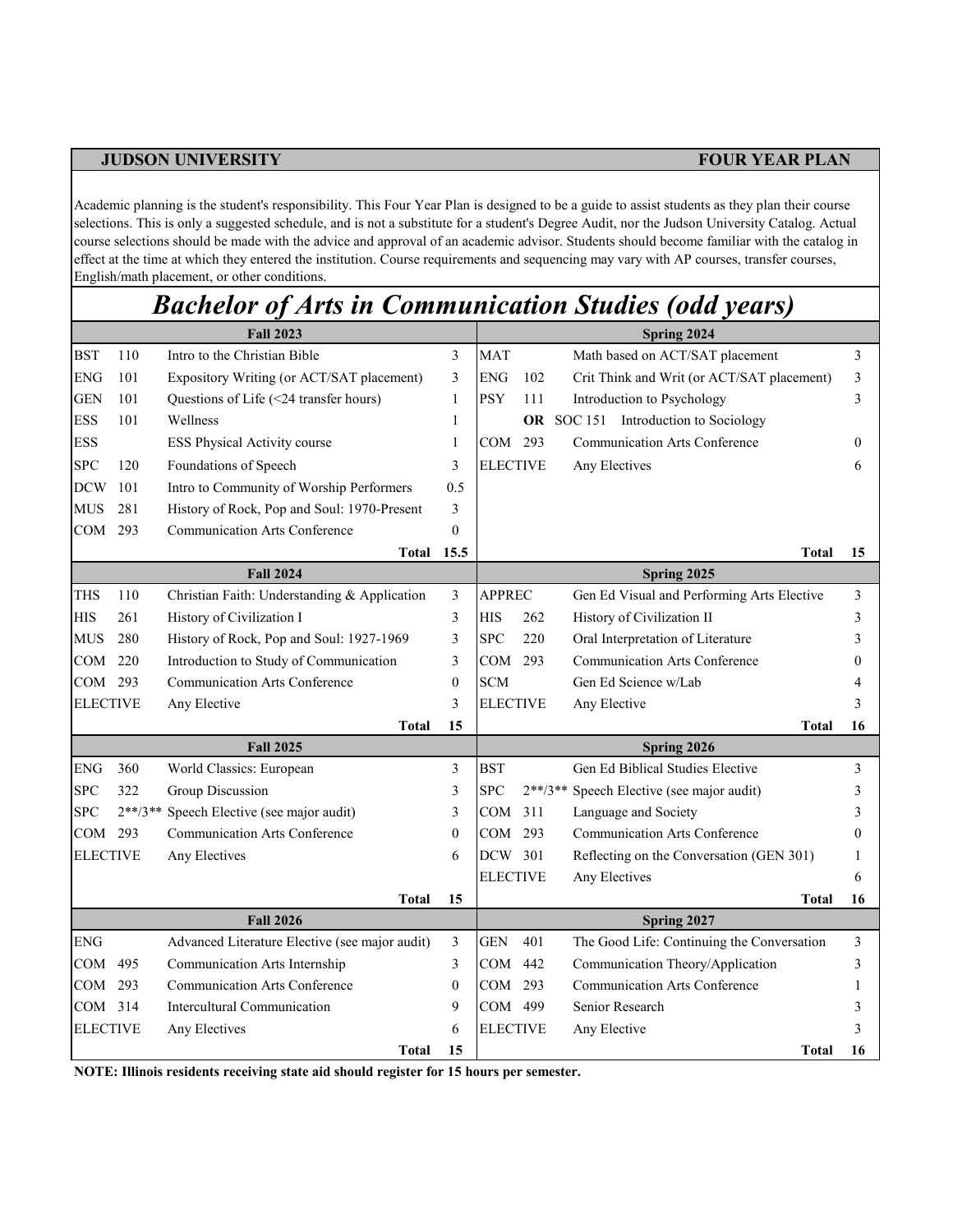**JUDSON UNIVERSITY** **FOUR YEAR PLAN**

Academic planning is the student's responsibility. This Four Year Plan is designed to be a guide to assist students as they plan their course selections. This is only a suggested schedule, and is not a substitute for a student's Degree Audit, nor the Judson University Catalog. Actual course selections should be made with the advice and approval of an academic advisor. Students should become familiar with the catalog in effect at the time at which they entered the institution. Course requirements and sequencing may vary with AP courses, transfer courses, English/math placement, or other conditions.

# *Bachelor of Arts in Communication Studies (odd years)*

| Fall 2023 | | | | Spring 2024 | | | |
|---|---|---|---|---|---|---|---|
| BST | 110 | Intro to the Christian Bible | 3 | MAT | | Math based on ACT/SAT placement | 3 |
| ENG | 101 | Expository Writing (or ACT/SAT placement) | 3 | ENG | 102 | Crit Think and Writ (or ACT/SAT placement) | 3 |
| GEN | 101 | Questions of Life (<24 transfer hours) | 1 | PSY | 111 | Introduction to Psychology | 3 |
| ESS | 101 | Wellness | 1 | | **OR** | SOC 151 Introduction to Sociology | |
| ESS | | ESS Physical Activity course | 1 | COM | 293 | Communication Arts Conference | 0 |
| SPC | 120 | Foundations of Speech | 3 | ELECTIVE | | Any Electives | 6 |
| DCW | 101 | Intro to Community of Worship Performers | 0.5 | | | | |
| MUS | 281 | History of Rock, Pop and Soul: 1970-Present | 3 | | | | |
| COM | 293 | Communication Arts Conference | 0 | | | | |
| | | **Total** | **15.5** | | | **Total** | **15** |
| **Fall 2024** | | | | **Spring 2025** | | | |
| THS | 110 | Christian Faith: Understanding & Application | 3 | APPREC | | Gen Ed Visual and Performing Arts Elective | 3 |
| HIS | 261 | History of Civilization I | 3 | HIS | 262 | History of Civilization II | 3 |
| MUS | 280 | History of Rock, Pop and Soul: 1927-1969 | 3 | SPC | 220 | Oral Interpretation of Literature | 3 |
| COM | 220 | Introduction to Study of Communication | 3 | COM | 293 | Communication Arts Conference | 0 |
| COM | 293 | Communication Arts Conference | 0 | SCM | | Gen Ed Science w/Lab | 4 |
| ELECTIVE | | Any Elective | 3 | ELECTIVE | | Any Elective | 3 |
| | | **Total** | **15** | | | **Total** | **16** |
| **Fall 2025** | | | | **Spring 2026** | | | |
| ENG | 360 | World Classics: European | 3 | BST | | Gen Ed Biblical Studies Elective | 3 |
| SPC | 322 | Group Discussion | 3 | SPC | 2**/3** | Speech Elective (see major audit) | 3 |
| SPC | 2**/3** | Speech Elective (see major audit) | 3 | COM | 311 | Language and Society | 3 |
| COM | 293 | Communication Arts Conference | 0 | COM | 293 | Communication Arts Conference | 0 |
| ELECTIVE | | Any Electives | 6 | DCW | 301 | Reflecting on the Conversation (GEN 301) | 1 |
| | | | | ELECTIVE | | Any Electives | 6 |
| | | **Total** | **15** | | | **Total** | **16** |
| **Fall 2026** | | | | **Spring 2027** | | | |
| ENG | | Advanced Literature Elective (see major audit) | 3 | GEN | 401 | The Good Life: Continuing the Conversation | 3 |
| COM | 495 | Communication Arts Internship | 3 | COM | 442 | Communication Theory/Application | 3 |
| COM | 293 | Communication Arts Conference | 0 | COM | 293 | Communication Arts Conference | 1 |
| COM | 314 | Intercultural Communication | 9 | COM | 499 | Senior Research | 3 |
| ELECTIVE | | Any Electives | 6 | ELECTIVE | | Any Elective | 3 |
| | | **Total** | **15** | | | **Total** | **16** |

**NOTE: Illinois residents receiving state aid should register for 15 hours per semester.**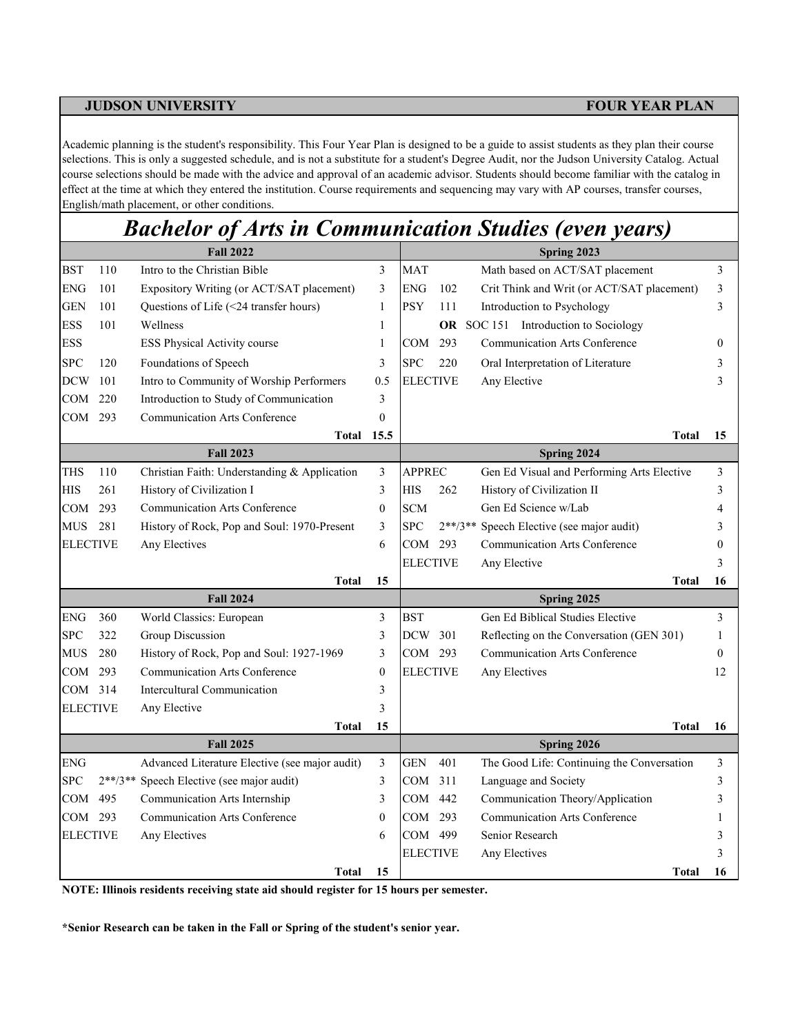**JUDSON UNIVERSITY** **FOUR YEAR PLAN**

Academic planning is the student's responsibility. This Four Year Plan is designed to be a guide to assist students as they plan their course selections. This is only a suggested schedule, and is not a substitute for a student's Degree Audit, nor the Judson University Catalog. Actual course selections should be made with the advice and approval of an academic advisor. Students should become familiar with the catalog in effect at the time at which they entered the institution. Course requirements and sequencing may vary with AP courses, transfer courses, English/math placement, or other conditions.

# *Bachelor of Arts in Communication Studies (even years)*

| | | **Fall 2022** | | | | **Spring 2023** | |
|---|---|---|---|---|---|---|---|
| BST | 110 | Intro to the Christian Bible | 3 | MAT | | Math based on ACT/SAT placement | 3 |
| ENG | 101 | Expository Writing (or ACT/SAT placement) | 3 | ENG | 102 | Crit Think and Writ (or ACT/SAT placement) | 3 |
| GEN | 101 | Questions of Life (<24 transfer hours) | 1 | PSY | 111 | Introduction to Psychology | 3 |
| ESS | 101 | Wellness | 1 | | **OR** | SOC 151 Introduction to Sociology | |
| ESS | | ESS Physical Activity course | 1 | COM | 293 | Communication Arts Conference | 0 |
| SPC | 120 | Foundations of Speech | 3 | SPC | 220 | Oral Interpretation of Literature | 3 |
| DCW | 101 | Intro to Community of Worship Performers | 0.5 | ELECTIVE | | Any Elective | 3 |
| COM | 220 | Introduction to Study of Communication | 3 | | | | |
| COM | 293 | Communication Arts Conference | 0 | | | | |
| | | **Total** | **15.5** | | | **Total** | **15** |
| | | **Fall 2023** | | | | **Spring 2024** | |
| THS | 110 | Christian Faith: Understanding & Application | 3 | APPREC | | Gen Ed Visual and Performing Arts Elective | 3 |
| HIS | 261 | History of Civilization I | 3 | HIS | 262 | History of Civilization II | 3 |
| COM | 293 | Communication Arts Conference | 0 | SCM | | Gen Ed Science w/Lab | 4 |
| MUS | 281 | History of Rock, Pop and Soul: 1970-Present | 3 | SPC | 2**/3** | Speech Elective (see major audit) | 3 |
| ELECTIVE | | Any Electives | 6 | COM | 293 | Communication Arts Conference | 0 |
| | | | | ELECTIVE | | Any Elective | 3 |
| | | **Total** | **15** | | | **Total** | **16** |
| | | **Fall 2024** | | | | **Spring 2025** | |
| ENG | 360 | World Classics: European | 3 | BST | | Gen Ed Biblical Studies Elective | 3 |
| SPC | 322 | Group Discussion | 3 | DCW | 301 | Reflecting on the Conversation (GEN 301) | 1 |
| MUS | 280 | History of Rock, Pop and Soul: 1927-1969 | 3 | COM | 293 | Communication Arts Conference | 0 |
| COM | 293 | Communication Arts Conference | 0 | ELECTIVE | | Any Electives | 12 |
| COM | 314 | Intercultural Communication | 3 | | | | |
| ELECTIVE | | Any Elective | 3 | | | | |
| | | **Total** | **15** | | | **Total** | **16** |
| | | **Fall 2025** | | | | **Spring 2026** | |
| ENG | | Advanced Literature Elective (see major audit) | 3 | GEN | 401 | The Good Life: Continuing the Conversation | 3 |
| SPC | 2**/3** | Speech Elective (see major audit) | 3 | COM | 311 | Language and Society | 3 |
| COM | 495 | Communication Arts Internship | 3 | COM | 442 | Communication Theory/Application | 3 |
| COM | 293 | Communication Arts Conference | 0 | COM | 293 | Communication Arts Conference | 1 |
| ELECTIVE | | Any Electives | 6 | COM | 499 | Senior Research | 3 |
| | | | | ELECTIVE | | Any Electives | 3 |
| | | **Total** | **15** | | | **Total** | **16** |

**NOTE: Illinois residents receiving state aid should register for 15 hours per semester.**

***Senior Research can be taken in the Fall or Spring of the student's senior year.**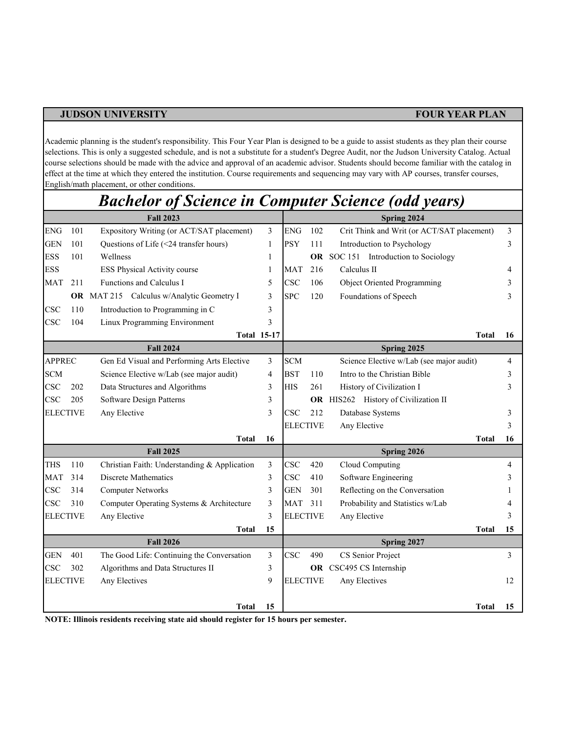**JUDSON UNIVERSITY** **FOUR YEAR PLAN**

Academic planning is the student's responsibility. This Four Year Plan is designed to be a guide to assist students as they plan their course selections. This is only a suggested schedule, and is not a substitute for a student's Degree Audit, nor the Judson University Catalog. Actual course selections should be made with the advice and approval of an academic advisor. Students should become familiar with the catalog in effect at the time at which they entered the institution. Course requirements and sequencing may vary with AP courses, transfer courses, English/math placement, or other conditions.

# *Bachelor of Science in Computer Science (odd years)*

| Fall 2023 | | | | Spring 2024 | | | |
|---|---|---|---|---|---|---|---|
| ENG | 101 | Expository Writing (or ACT/SAT placement) | 3 | ENG | 102 | Crit Think and Writ (or ACT/SAT placement) | 3 |
| GEN | 101 | Questions of Life (<24 transfer hours) | 1 | PSY | 111 | Introduction to Psychology | 3 |
| ESS | 101 | Wellness | 1 | | **OR** | SOC 151 Introduction to Sociology | |
| ESS | | ESS Physical Activity course | 1 | MAT | 216 | Calculus II | 4 |
| MAT | 211 | Functions and Calculus I | 5 | CSC | 106 | Object Oriented Programming | 3 |
| | **OR** | MAT 215 Calculus w/Analytic Geometry I | 3 | SPC | 120 | Foundations of Speech | 3 |
| CSC | 110 | Introduction to Programming in C | 3 | | | | |
| CSC | 104 | Linux Programming Environment | 3 | | | | |
| | | **Total** | **15-17** | | | **Total** | **16** |
| **Fall 2024** | | | | **Spring 2025** | | | |
| APPREC | | Gen Ed Visual and Performing Arts Elective | 3 | SCM | | Science Elective w/Lab (see major audit) | 4 |
| SCM | | Science Elective w/Lab (see major audit) | 4 | BST | 110 | Intro to the Christian Bible | 3 |
| CSC | 202 | Data Structures and Algorithms | 3 | HIS | 261 | History of Civilization I | 3 |
| CSC | 205 | Software Design Patterns | 3 | | **OR** | HIS262 History of Civilization II | |
| ELECTIVE | | Any Elective | 3 | CSC | 212 | Database Systems | 3 |
| | | | | ELECTIVE | | Any Elective | 3 |
| | | **Total** | **16** | | | **Total** | **16** |
| **Fall 2025** | | | | **Spring 2026** | | | |
| THS | 110 | Christian Faith: Understanding & Application | 3 | CSC | 420 | Cloud Computing | 4 |
| MAT | 314 | Discrete Mathematics | 3 | CSC | 410 | Software Engineering | 3 |
| CSC | 314 | Computer Networks | 3 | GEN | 301 | Reflecting on the Conversation | 1 |
| CSC | 310 | Computer Operating Systems & Architecture | 3 | MAT | 311 | Probability and Statistics w/Lab | 4 |
| ELECTIVE | | Any Elective | 3 | ELECTIVE | | Any Elective | 3 |
| | | **Total** | **15** | | | **Total** | **15** |
| **Fall 2026** | | | | **Spring 2027** | | | |
| GEN | 401 | The Good Life: Continuing the Conversation | 3 | CSC | 490 | CS Senior Project | 3 |
| CSC | 302 | Algorithms and Data Structures II | 3 | | **OR** | CSC495 CS Internship | |
| ELECTIVE | | Any Electives | 9 | ELECTIVE | | Any Electives | 12 |
| | | **Total** | **15** | | | **Total** | **15** |

**NOTE: Illinois residents receiving state aid should register for 15 hours per semester.**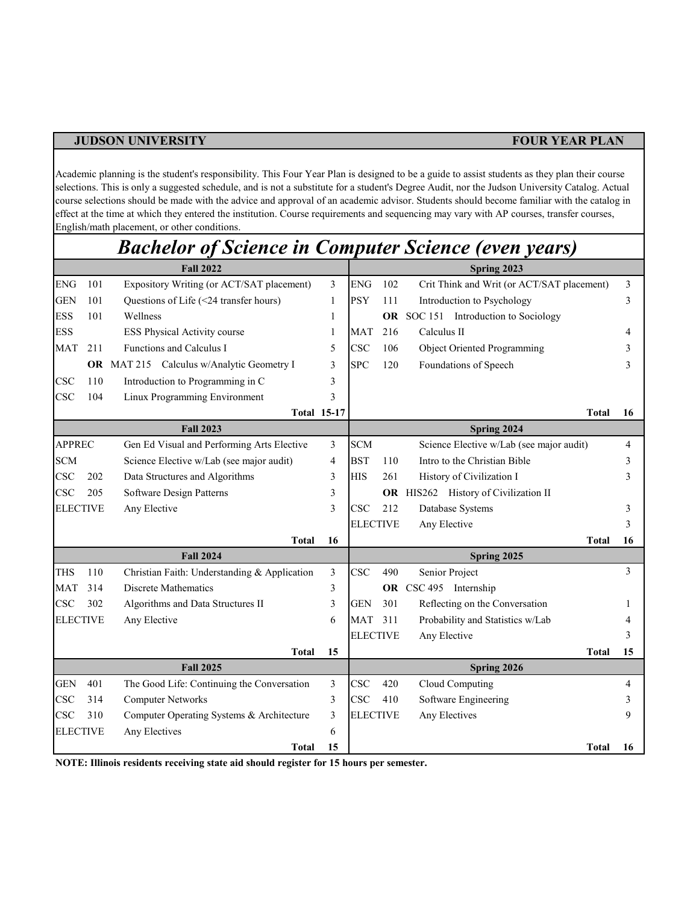**JUDSON UNIVERSITY** **FOUR YEAR PLAN**

Academic planning is the student's responsibility. This Four Year Plan is designed to be a guide to assist students as they plan their course selections. This is only a suggested schedule, and is not a substitute for a student's Degree Audit, nor the Judson University Catalog. Actual course selections should be made with the advice and approval of an academic advisor. Students should become familiar with the catalog in effect at the time at which they entered the institution. Course requirements and sequencing may vary with AP courses, transfer courses, English/math placement, or other conditions.

# *Bachelor of Science in Computer Science (even years)*

| Fall 2022 | | | | Spring 2023 | | | |
|---|---|---|---|---|---|---|---|
| ENG | 101 | Expository Writing (or ACT/SAT placement) | 3 | ENG | 102 | Crit Think and Writ (or ACT/SAT placement) | 3 |
| GEN | 101 | Questions of Life (<24 transfer hours) | 1 | PSY | 111 | Introduction to Psychology | 3 |
| ESS | 101 | Wellness | 1 | | **OR** | SOC 151 Introduction to Sociology | |
| ESS | | ESS Physical Activity course | 1 | MAT | 216 | Calculus II | 4 |
| MAT | 211 | Functions and Calculus I | 5 | CSC | 106 | Object Oriented Programming | 3 |
| | **OR** | MAT 215 Calculus w/Analytic Geometry I | 3 | SPC | 120 | Foundations of Speech | 3 |
| CSC | 110 | Introduction to Programming in C | 3 | | | | |
| CSC | 104 | Linux Programming Environment | 3 | | | | |
| | | **Total** | **15-17** | | | **Total** | **16** |
| **Fall 2023** | | | | **Spring 2024** | | | |
| APPREC | | Gen Ed Visual and Performing Arts Elective | 3 | SCM | | Science Elective w/Lab (see major audit) | 4 |
| SCM | | Science Elective w/Lab (see major audit) | 4 | BST | 110 | Intro to the Christian Bible | 3 |
| CSC | 202 | Data Structures and Algorithms | 3 | HIS | 261 | History of Civilization I | 3 |
| CSC | 205 | Software Design Patterns | 3 | | **OR** | HIS262 History of Civilization II | |
| ELECTIVE | | Any Elective | 3 | CSC | 212 | Database Systems | 3 |
| | | | | ELECTIVE | | Any Elective | 3 |
| | | **Total** | **16** | | | **Total** | **16** |
| **Fall 2024** | | | | **Spring 2025** | | | |
| THS | 110 | Christian Faith: Understanding & Application | 3 | CSC | 490 | Senior Project | 3 |
| MAT | 314 | Discrete Mathematics | 3 | | **OR** | CSC 495 Internship | |
| CSC | 302 | Algorithms and Data Structures II | 3 | GEN | 301 | Reflecting on the Conversation | 1 |
| ELECTIVE | | Any Elective | 6 | MAT | 311 | Probability and Statistics w/Lab | 4 |
| | | | | ELECTIVE | | Any Elective | 3 |
| | | **Total** | **15** | | | **Total** | **15** |
| **Fall 2025** | | | | **Spring 2026** | | | |
| GEN | 401 | The Good Life: Continuing the Conversation | 3 | CSC | 420 | Cloud Computing | 4 |
| CSC | 314 | Computer Networks | 3 | CSC | 410 | Software Engineering | 3 |
| CSC | 310 | Computer Operating Systems & Architecture | 3 | ELECTIVE | | Any Electives | 9 |
| ELECTIVE | | Any Electives | 6 | | | | |
| | | **Total** | **15** | | | **Total** | **16** |

**NOTE: Illinois residents receiving state aid should register for 15 hours per semester.**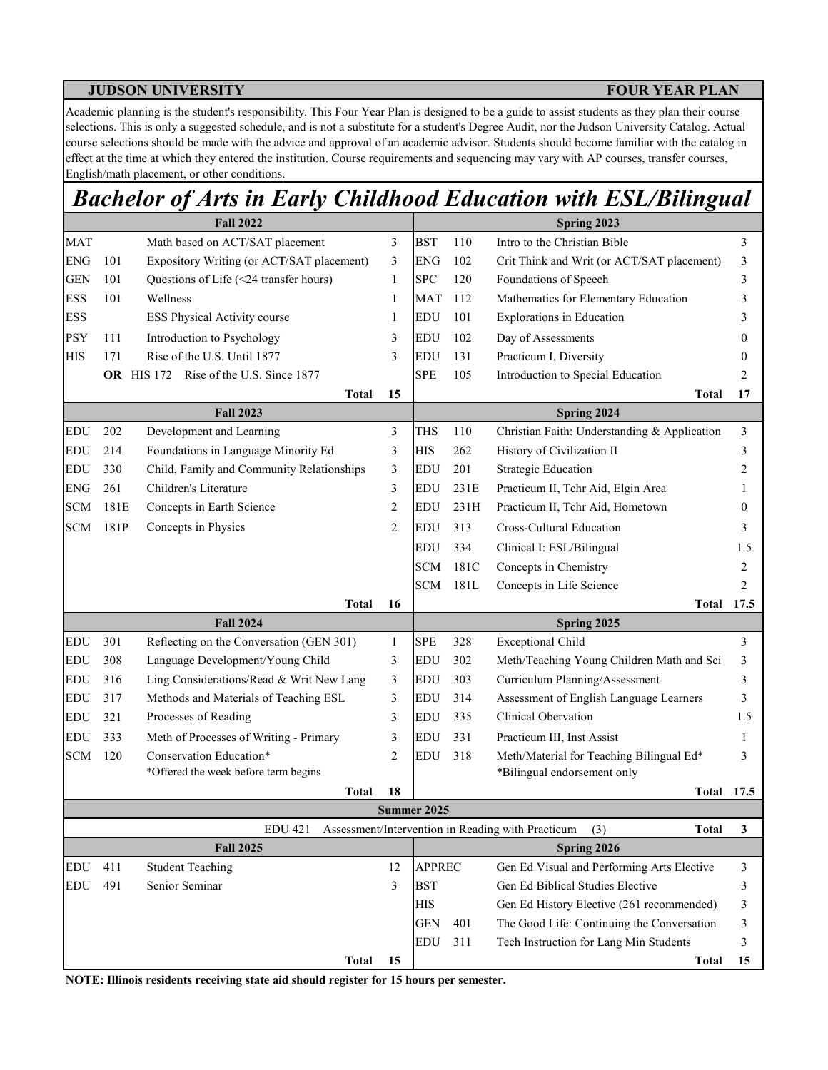**JUDSON UNIVERSITY** **FOUR YEAR PLAN**

Academic planning is the student's responsibility. This Four Year Plan is designed to be a guide to assist students as they plan their course selections. This is only a suggested schedule, and is not a substitute for a student's Degree Audit, nor the Judson University Catalog. Actual course selections should be made with the advice and approval of an academic advisor. Students should become familiar with the catalog in effect at the time at which they entered the institution. Course requirements and sequencing may vary with AP courses, transfer courses, English/math placement, or other conditions.

# *Bachelor of Arts in Early Childhood Education with ESL/Bilingual*

| Fall 2022 | | | | Spring 2023 | | | |
|---|---|---|---|---|---|---|---|
| MAT | | Math based on ACT/SAT placement | 3 | BST | 110 | Intro to the Christian Bible | 3 |
| ENG | 101 | Expository Writing (or ACT/SAT placement) | 3 | ENG | 102 | Crit Think and Writ (or ACT/SAT placement) | 3 |
| GEN | 101 | Questions of Life (<24 transfer hours) | 1 | SPC | 120 | Foundations of Speech | 3 |
| ESS | 101 | Wellness | 1 | MAT | 112 | Mathematics for Elementary Education | 3 |
| ESS | | ESS Physical Activity course | 1 | EDU | 101 | Explorations in Education | 3 |
| PSY | 111 | Introduction to Psychology | 3 | EDU | 102 | Day of Assessments | 0 |
| HIS | 171 | Rise of the U.S. Until 1877 | 3 | EDU | 131 | Practicum I, Diversity | 0 |
| | **OR** HIS 172 | Rise of the U.S. Since 1877 | | SPE | 105 | Introduction to Special Education | 2 |
| | | **Total** | **15** | | | **Total** | **17** |
| **Fall 2023** | | | | **Spring 2024** | | | |
| EDU | 202 | Development and Learning | 3 | THS | 110 | Christian Faith: Understanding & Application | 3 |
| EDU | 214 | Foundations in Language Minority Ed | 3 | HIS | 262 | History of Civilization II | 3 |
| EDU | 330 | Child, Family and Community Relationships | 3 | EDU | 201 | Strategic Education | 2 |
| ENG | 261 | Children's Literature | 3 | EDU | 231E | Practicum II, Tchr Aid, Elgin Area | 1 |
| SCM | 181E | Concepts in Earth Science | 2 | EDU | 231H | Practicum II, Tchr Aid, Hometown | 0 |
| SCM | 181P | Concepts in Physics | 2 | EDU | 313 | Cross-Cultural Education | 3 |
| | | | | EDU | 334 | Clinical I: ESL/Bilingual | 1.5 |
| | | | | SCM | 181C | Concepts in Chemistry | 2 |
| | | | | SCM | 181L | Concepts in Life Science | 2 |
| | | **Total** | **16** | | | **Total** | **17.5** |
| **Fall 2024** | | | | **Spring 2025** | | | |
| EDU | 301 | Reflecting on the Conversation (GEN 301) | 1 | SPE | 328 | Exceptional Child | 3 |
| EDU | 308 | Language Development/Young Child | 3 | EDU | 302 | Meth/Teaching Young Children Math and Sci | 3 |
| EDU | 316 | Ling Considerations/Read & Writ New Lang | 3 | EDU | 303 | Curriculum Planning/Assessment | 3 |
| EDU | 317 | Methods and Materials of Teaching ESL | 3 | EDU | 314 | Assessment of English Language Learners | 3 |
| EDU | 321 | Processes of Reading | 3 | EDU | 335 | Clinical Obervation | 1.5 |
| EDU | 333 | Meth of Processes of Writing - Primary | 3 | EDU | 331 | Practicum III, Inst Assist | 1 |
| SCM | 120 | Conservation Education*<br>*Offered the week before term begins | 2 | EDU | 318 | Meth/Material for Teaching Bilingual Ed*<br>*Bilingual endorsement only | 3 |
| | | **Total** | **18** | | | **Total** | **17.5** |
| **Summer 2025** | | | | | | | |
| | | EDU 421 Assessment/Intervention in Reading with Practicum (3) | | | | **Total** | **3** |
| **Fall 2025** | | | | **Spring 2026** | | | |
| EDU | 411 | Student Teaching | 12 | APPREC | | Gen Ed Visual and Performing Arts Elective | 3 |
| EDU | 491 | Senior Seminar | 3 | BST | | Gen Ed Biblical Studies Elective | 3 |
| | | | | HIS | | Gen Ed History Elective (261 recommended) | 3 |
| | | | | GEN | 401 | The Good Life: Continuing the Conversation | 3 |
| | | | | EDU | 311 | Tech Instruction for Lang Min Students | 3 |
| | | **Total** | **15** | | | **Total** | **15** |

**NOTE: Illinois residents receiving state aid should register for 15 hours per semester.**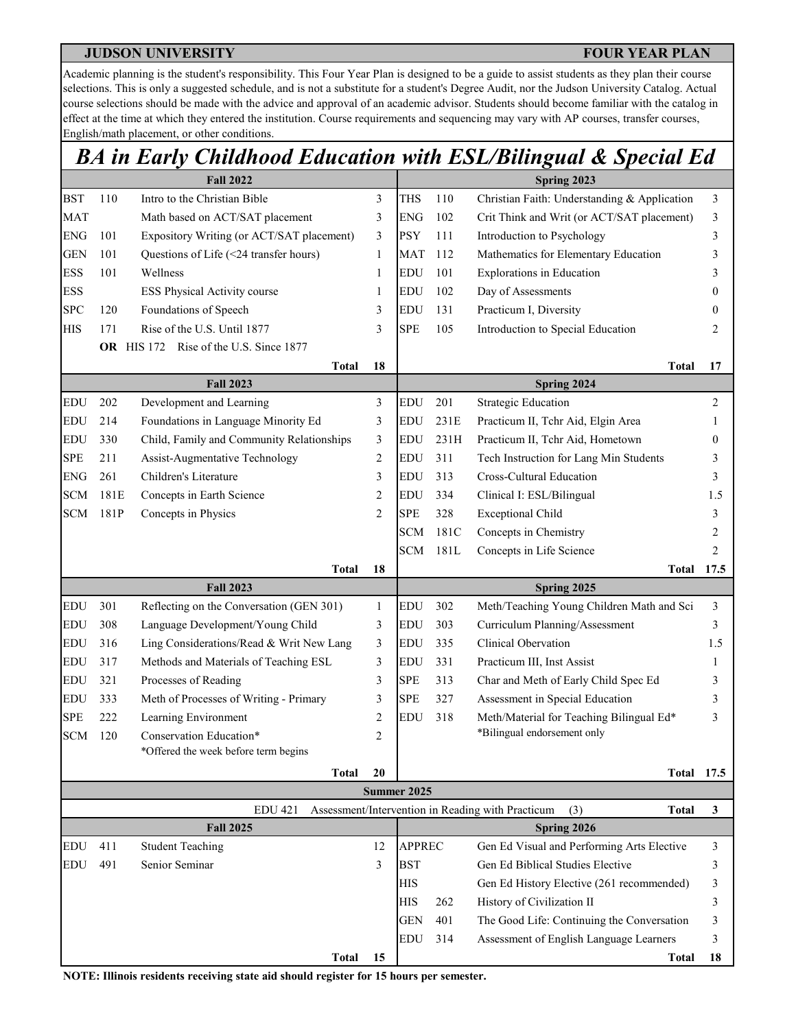**JUDSON UNIVERSITY** **FOUR YEAR PLAN**

Academic planning is the student's responsibility. This Four Year Plan is designed to be a guide to assist students as they plan their course selections. This is only a suggested schedule, and is not a substitute for a student's Degree Audit, nor the Judson University Catalog. Actual course selections should be made with the advice and approval of an academic advisor. Students should become familiar with the catalog in effect at the time at which they entered the institution. Course requirements and sequencing may vary with AP courses, transfer courses, English/math placement, or other conditions.

# *BA in Early Childhood Education with ESL/Bilingual & Special Ed*

| | | **Fall 2022** | | | | **Spring 2023** | |
|---|---|---|---|---|---|---|---|
| BST | 110 | Intro to the Christian Bible | 3 | THS | 110 | Christian Faith: Understanding & Application | 3 |
| MAT | | Math based on ACT/SAT placement | 3 | ENG | 102 | Crit Think and Writ (or ACT/SAT placement) | 3 |
| ENG | 101 | Expository Writing (or ACT/SAT placement) | 3 | PSY | 111 | Introduction to Psychology | 3 |
| GEN | 101 | Questions of Life (<24 transfer hours) | 1 | MAT | 112 | Mathematics for Elementary Education | 3 |
| ESS | 101 | Wellness | 1 | EDU | 101 | Explorations in Education | 3 |
| ESS | | ESS Physical Activity course | 1 | EDU | 102 | Day of Assessments | 0 |
| SPC | 120 | Foundations of Speech | 3 | EDU | 131 | Practicum I, Diversity | 0 |
| HIS | 171 | Rise of the U.S. Until 1877 | 3 | SPE | 105 | Introduction to Special Education | 2 |
| | **OR** | HIS 172 Rise of the U.S. Since 1877 | | | | | |
| | | **Total** | **18** | | | **Total** | **17** |
| | | **Fall 2023** | | | | **Spring 2024** | |
| EDU | 202 | Development and Learning | 3 | EDU | 201 | Strategic Education | 2 |
| EDU | 214 | Foundations in Language Minority Ed | 3 | EDU | 231E | Practicum II, Tchr Aid, Elgin Area | 1 |
| EDU | 330 | Child, Family and Community Relationships | 3 | EDU | 231H | Practicum II, Tchr Aid, Hometown | 0 |
| SPE | 211 | Assist-Augmentative Technology | 2 | EDU | 311 | Tech Instruction for Lang Min Students | 3 |
| ENG | 261 | Children's Literature | 3 | EDU | 313 | Cross-Cultural Education | 3 |
| SCM | 181E | Concepts in Earth Science | 2 | EDU | 334 | Clinical I: ESL/Bilingual | 1.5 |
| SCM | 181P | Concepts in Physics | 2 | SPE | 328 | Exceptional Child | 3 |
| | | | | SCM | 181C | Concepts in Chemistry | 2 |
| | | | | SCM | 181L | Concepts in Life Science | 2 |
| | | **Total** | **18** | | | **Total** | **17.5** |
| | | **Fall 2023** | | | | **Spring 2025** | |
| EDU | 301 | Reflecting on the Conversation (GEN 301) | 1 | EDU | 302 | Meth/Teaching Young Children Math and Sci | 3 |
| EDU | 308 | Language Development/Young Child | 3 | EDU | 303 | Curriculum Planning/Assessment | 3 |
| EDU | 316 | Ling Considerations/Read & Writ New Lang | 3 | EDU | 335 | Clinical Obervation | 1.5 |
| EDU | 317 | Methods and Materials of Teaching ESL | 3 | EDU | 331 | Practicum III, Inst Assist | 1 |
| EDU | 321 | Processes of Reading | 3 | SPE | 313 | Char and Meth of Early Child Spec Ed | 3 |
| EDU | 333 | Meth of Processes of Writing - Primary | 3 | SPE | 327 | Assessment in Special Education | 3 |
| SPE | 222 | Learning Environment | 2 | EDU | 318 | Meth/Material for Teaching Bilingual Ed* | 3 |
| SCM | 120 | Conservation Education* <br> *Offered the week before term begins | 2 | | | *Bilingual endorsement only | |
| | | **Total** | **20** | | | **Total** | **17.5** |
| | | | | **Summer 2025** | | | |
| | | EDU 421 Assessment/Intervention in Reading with Practicum (3) | | | | **Total** | **3** |
| | | **Fall 2025** | | | | **Spring 2026** | |
| EDU | 411 | Student Teaching | 12 | APPREC | | Gen Ed Visual and Performing Arts Elective | 3 |
| EDU | 491 | Senior Seminar | 3 | BST | | Gen Ed Biblical Studies Elective | 3 |
| | | | | HIS | | Gen Ed History Elective (261 recommended) | 3 |
| | | | | HIS | 262 | History of Civilization II | 3 |
| | | | | GEN | 401 | The Good Life: Continuing the Conversation | 3 |
| | | | | EDU | 314 | Assessment of English Language Learners | 3 |
| | | **Total** | **15** | | | **Total** | **18** |

**NOTE: Illinois residents receiving state aid should register for 15 hours per semester.**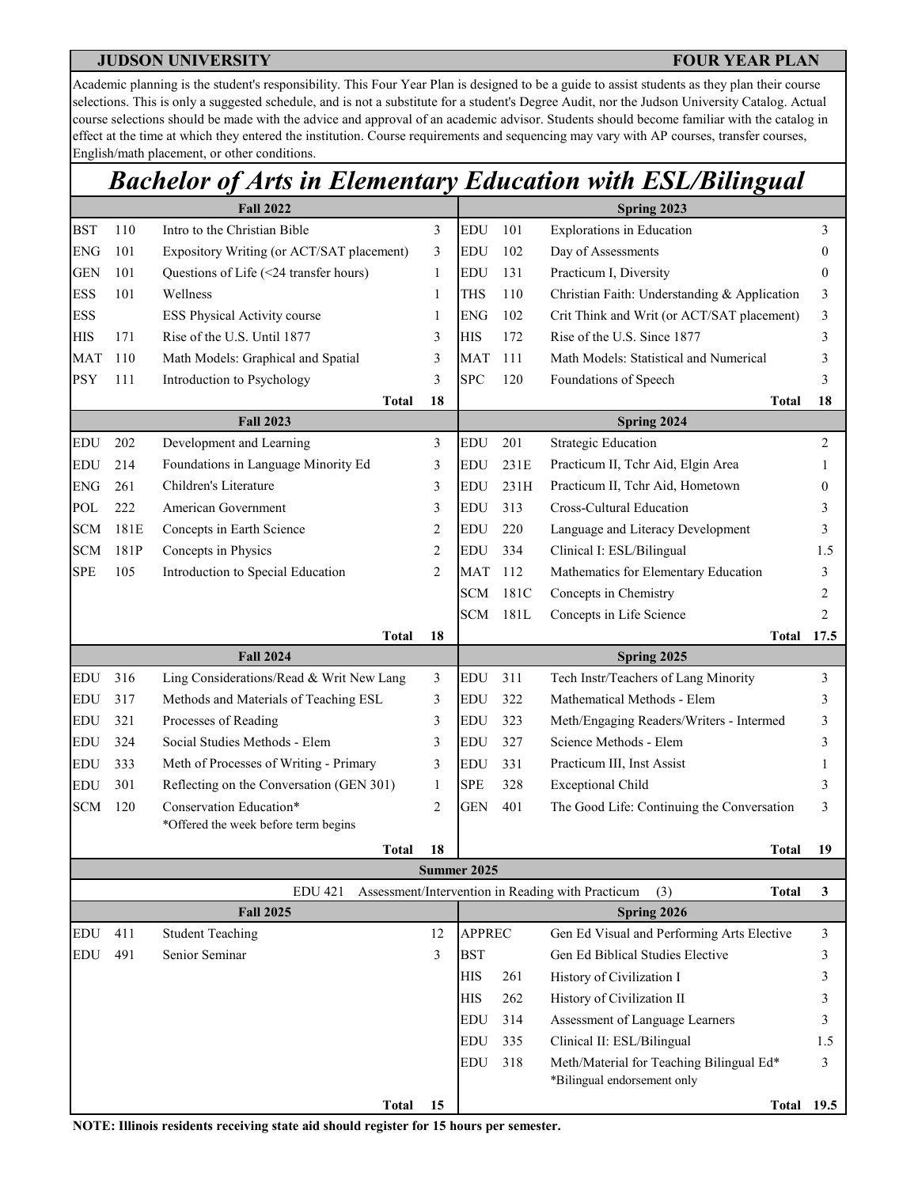**JUDSON UNIVERSITY** **FOUR YEAR PLAN**

Academic planning is the student's responsibility. This Four Year Plan is designed to be a guide to assist students as they plan their course selections. This is only a suggested schedule, and is not a substitute for a student's Degree Audit, nor the Judson University Catalog. Actual course selections should be made with the advice and approval of an academic advisor. Students should become familiar with the catalog in effect at the time at which they entered the institution. Course requirements and sequencing may vary with AP courses, transfer courses, English/math placement, or other conditions.

# *Bachelor of Arts in Elementary Education with ESL/Bilingual*

| | | Fall 2022 | | | | Spring 2023 | |
|---|---|---|---|---|---|---|---|
| BST | 110 | Intro to the Christian Bible | 3 | EDU | 101 | Explorations in Education | 3 |
| ENG | 101 | Expository Writing (or ACT/SAT placement) | 3 | EDU | 102 | Day of Assessments | 0 |
| GEN | 101 | Questions of Life (<24 transfer hours) | 1 | EDU | 131 | Practicum I, Diversity | 0 |
| ESS | 101 | Wellness | 1 | THS | 110 | Christian Faith: Understanding & Application | 3 |
| ESS | | ESS Physical Activity course | 1 | ENG | 102 | Crit Think and Writ (or ACT/SAT placement) | 3 |
| HIS | 171 | Rise of the U.S. Until 1877 | 3 | HIS | 172 | Rise of the U.S. Since 1877 | 3 |
| MAT | 110 | Math Models: Graphical and Spatial | 3 | MAT | 111 | Math Models: Statistical and Numerical | 3 |
| PSY | 111 | Introduction to Psychology | 3 | SPC | 120 | Foundations of Speech | 3 |
| | | **Total** | **18** | | | **Total** | **18** |
| | | **Fall 2023** | | | | **Spring 2024** | |
| EDU | 202 | Development and Learning | 3 | EDU | 201 | Strategic Education | 2 |
| EDU | 214 | Foundations in Language Minority Ed | 3 | EDU | 231E | Practicum II, Tchr Aid, Elgin Area | 1 |
| ENG | 261 | Children's Literature | 3 | EDU | 231H | Practicum II, Tchr Aid, Hometown | 0 |
| POL | 222 | American Government | 3 | EDU | 313 | Cross-Cultural Education | 3 |
| SCM | 181E | Concepts in Earth Science | 2 | EDU | 220 | Language and Literacy Development | 3 |
| SCM | 181P | Concepts in Physics | 2 | EDU | 334 | Clinical I: ESL/Bilingual | 1.5 |
| SPE | 105 | Introduction to Special Education | 2 | MAT | 112 | Mathematics for Elementary Education | 3 |
| | | | | SCM | 181C | Concepts in Chemistry | 2 |
| | | | | SCM | 181L | Concepts in Life Science | 2 |
| | | **Total** | **18** | | | **Total** | **17.5** |
| | | **Fall 2024** | | | | **Spring 2025** | |
| EDU | 316 | Ling Considerations/Read & Writ New Lang | 3 | EDU | 311 | Tech Instr/Teachers of Lang Minority | 3 |
| EDU | 317 | Methods and Materials of Teaching ESL | 3 | EDU | 322 | Mathematical Methods - Elem | 3 |
| EDU | 321 | Processes of Reading | 3 | EDU | 323 | Meth/Engaging Readers/Writers - Intermed | 3 |
| EDU | 324 | Social Studies Methods - Elem | 3 | EDU | 327 | Science Methods - Elem | 3 |
| EDU | 333 | Meth of Processes of Writing - Primary | 3 | EDU | 331 | Practicum III, Inst Assist | 1 |
| EDU | 301 | Reflecting on the Conversation (GEN 301) | 1 | SPE | 328 | Exceptional Child | 3 |
| SCM | 120 | Conservation Education* <br> *Offered the week before term begins | 2 | GEN | 401 | The Good Life: Continuing the Conversation | 3 |
| | | **Total** | **18** | | | **Total** | **19** |
| | | | | **Summer 2025** | | | |
| | | EDU 421 Assessment/Intervention in Reading with Practicum (3) | | | | **Total** | **3** |
| | | **Fall 2025** | | | | **Spring 2026** | |
| EDU | 411 | Student Teaching | 12 | APPREC | | Gen Ed Visual and Performing Arts Elective | 3 |
| EDU | 491 | Senior Seminar | 3 | BST | | Gen Ed Biblical Studies Elective | 3 |
| | | | | HIS | 261 | History of Civilization I | 3 |
| | | | | HIS | 262 | History of Civilization II | 3 |
| | | | | EDU | 314 | Assessment of Language Learners | 3 |
| | | | | EDU | 335 | Clinical II: ESL/Bilingual | 1.5 |
| | | | | EDU | 318 | Meth/Material for Teaching Bilingual Ed* <br> *Bilingual endorsement only | 3 |
| | | **Total** | **15** | | | **Total** | **19.5** |

**NOTE: Illinois residents receiving state aid should register for 15 hours per semester.**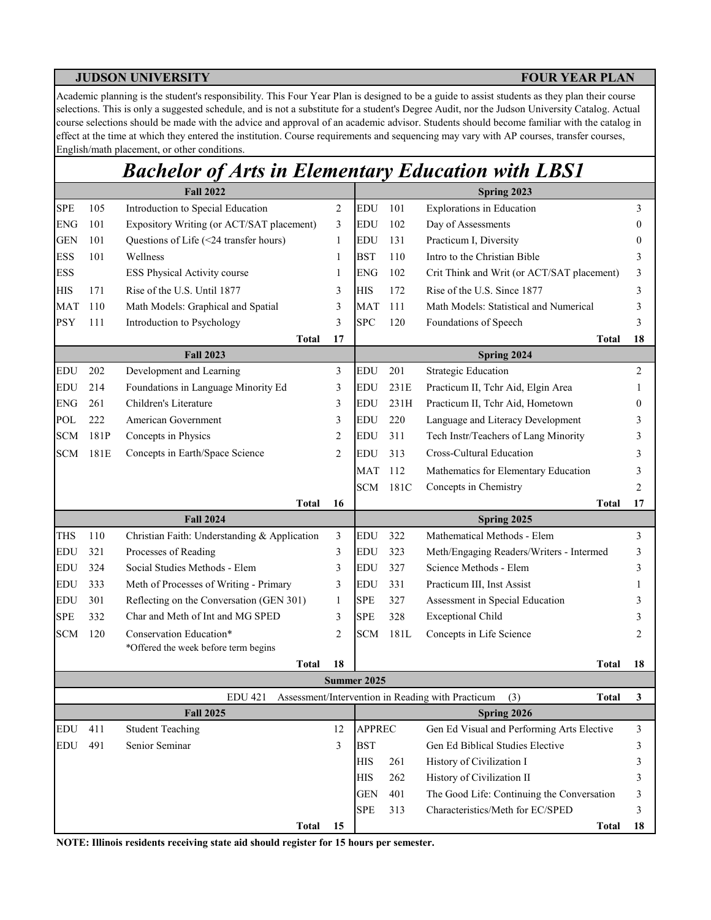**JUDSON UNIVERSITY** **FOUR YEAR PLAN**

Academic planning is the student's responsibility. This Four Year Plan is designed to be a guide to assist students as they plan their course selections. This is only a suggested schedule, and is not a substitute for a student's Degree Audit, nor the Judson University Catalog. Actual course selections should be made with the advice and approval of an academic advisor. Students should become familiar with the catalog in effect at the time at which they entered the institution. Course requirements and sequencing may vary with AP courses, transfer courses, English/math placement, or other conditions.

# *Bachelor of Arts in Elementary Education with LBS1*

| | | Fall 2022 | | | | Spring 2023 | |
|---|---|---|---|---|---|---|---|
| SPE | 105 | Introduction to Special Education | 2 | EDU | 101 | Explorations in Education | 3 |
| ENG | 101 | Expository Writing (or ACT/SAT placement) | 3 | EDU | 102 | Day of Assessments | 0 |
| GEN | 101 | Questions of Life (<24 transfer hours) | 1 | EDU | 131 | Practicum I, Diversity | 0 |
| ESS | 101 | Wellness | 1 | BST | 110 | Intro to the Christian Bible | 3 |
| ESS | | ESS Physical Activity course | 1 | ENG | 102 | Crit Think and Writ (or ACT/SAT placement) | 3 |
| HIS | 171 | Rise of the U.S. Until 1877 | 3 | HIS | 172 | Rise of the U.S. Since 1877 | 3 |
| MAT | 110 | Math Models: Graphical and Spatial | 3 | MAT | 111 | Math Models: Statistical and Numerical | 3 |
| PSY | 111 | Introduction to Psychology | 3 | SPC | 120 | Foundations of Speech | 3 |
| | | **Total** | **17** | | | **Total** | **18** |
| | | **Fall 2023** | | | | **Spring 2024** | |
| EDU | 202 | Development and Learning | 3 | EDU | 201 | Strategic Education | 2 |
| EDU | 214 | Foundations in Language Minority Ed | 3 | EDU | 231E | Practicum II, Tchr Aid, Elgin Area | 1 |
| ENG | 261 | Children's Literature | 3 | EDU | 231H | Practicum II, Tchr Aid, Hometown | 0 |
| POL | 222 | American Government | 3 | EDU | 220 | Language and Literacy Development | 3 |
| SCM | 181P | Concepts in Physics | 2 | EDU | 311 | Tech Instr/Teachers of Lang Minority | 3 |
| SCM | 181E | Concepts in Earth/Space Science | 2 | EDU | 313 | Cross-Cultural Education | 3 |
| | | | | MAT | 112 | Mathematics for Elementary Education | 3 |
| | | | | SCM | 181C | Concepts in Chemistry | 2 |
| | | **Total** | **16** | | | **Total** | **17** |
| | | **Fall 2024** | | | | **Spring 2025** | |
| THS | 110 | Christian Faith: Understanding & Application | 3 | EDU | 322 | Mathematical Methods - Elem | 3 |
| EDU | 321 | Processes of Reading | 3 | EDU | 323 | Meth/Engaging Readers/Writers - Intermed | 3 |
| EDU | 324 | Social Studies Methods - Elem | 3 | EDU | 327 | Science Methods - Elem | 3 |
| EDU | 333 | Meth of Processes of Writing - Primary | 3 | EDU | 331 | Practicum III, Inst Assist | 1 |
| EDU | 301 | Reflecting on the Conversation (GEN 301) | 1 | SPE | 327 | Assessment in Special Education | 3 |
| SPE | 332 | Char and Meth of Int and MG SPED | 3 | SPE | 328 | Exceptional Child | 3 |
| SCM | 120 | Conservation Education*<br>*Offered the week before term begins | 2 | SCM | 181L | Concepts in Life Science | 2 |
| | | **Total** | **18** | | | **Total** | **18** |
| | | **Summer 2025** | | | | | |
| | | EDU 421 Assessment/Intervention in Reading with Practicum (3) | | | | **Total** | **3** |
| | | **Fall 2025** | | | | **Spring 2026** | |
| EDU | 411 | Student Teaching | 12 | APPREC | | Gen Ed Visual and Performing Arts Elective | 3 |
| EDU | 491 | Senior Seminar | 3 | BST | | Gen Ed Biblical Studies Elective | 3 |
| | | | | HIS | 261 | History of Civilization I | 3 |
| | | | | HIS | 262 | History of Civilization II | 3 |
| | | | | GEN | 401 | The Good Life: Continuing the Conversation | 3 |
| | | | | SPE | 313 | Characteristics/Meth for EC/SPED | 3 |
| | | **Total** | **15** | | | **Total** | **18** |

**NOTE: Illinois residents receiving state aid should register for 15 hours per semester.**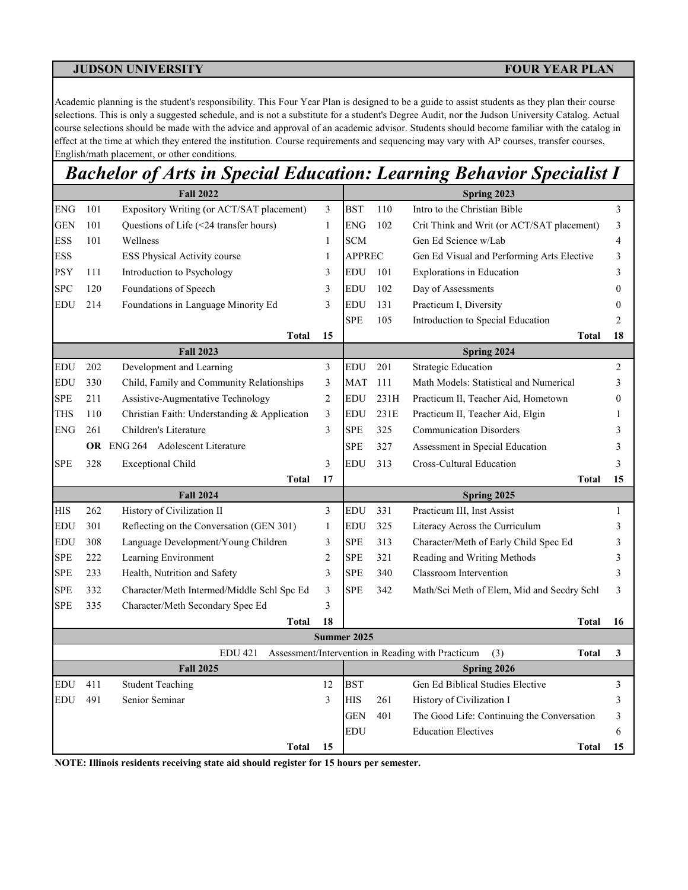**JUDSON UNIVERSITY** **FOUR YEAR PLAN**

Academic planning is the student's responsibility. This Four Year Plan is designed to be a guide to assist students as they plan their course selections. This is only a suggested schedule, and is not a substitute for a student's Degree Audit, nor the Judson University Catalog. Actual course selections should be made with the advice and approval of an academic advisor. Students should become familiar with the catalog in effect at the time at which they entered the institution. Course requirements and sequencing may vary with AP courses, transfer courses, English/math placement, or other conditions.

# *Bachelor of Arts in Special Education: Learning Behavior Specialist I*

| | | **Fall 2022** | | | | **Spring 2023** | |
|---|---|---|---|---|---|---|---|
| ENG | 101 | Expository Writing (or ACT/SAT placement) | 3 | BST | 110 | Intro to the Christian Bible | 3 |
| GEN | 101 | Questions of Life (<24 transfer hours) | 1 | ENG | 102 | Crit Think and Writ (or ACT/SAT placement) | 3 |
| ESS | 101 | Wellness | 1 | SCM | | Gen Ed Science w/Lab | 4 |
| ESS | | ESS Physical Activity course | 1 | APPREC | | Gen Ed Visual and Performing Arts Elective | 3 |
| PSY | 111 | Introduction to Psychology | 3 | EDU | 101 | Explorations in Education | 3 |
| SPC | 120 | Foundations of Speech | 3 | EDU | 102 | Day of Assessments | 0 |
| EDU | 214 | Foundations in Language Minority Ed | 3 | EDU | 131 | Practicum I, Diversity | 0 |
| | | | | SPE | 105 | Introduction to Special Education | 2 |
| | | **Total** | **15** | | | **Total** | **18** |
| | | **Fall 2023** | | | | **Spring 2024** | |
| EDU | 202 | Development and Learning | 3 | EDU | 201 | Strategic Education | 2 |
| EDU | 330 | Child, Family and Community Relationships | 3 | MAT | 111 | Math Models: Statistical and Numerical | 3 |
| SPE | 211 | Assistive-Augmentative Technology | 2 | EDU | 231H | Practicum II, Teacher Aid, Hometown | 0 |
| THS | 110 | Christian Faith: Understanding & Application | 3 | EDU | 231E | Practicum II, Teacher Aid, Elgin | 1 |
| ENG | 261 | Children's Literature | 3 | SPE | 325 | Communication Disorders | 3 |
| | **OR** | ENG 264 Adolescent Literature | | SPE | 327 | Assessment in Special Education | 3 |
| SPE | 328 | Exceptional Child | 3 | EDU | 313 | Cross-Cultural Education | 3 |
| | | **Total** | **17** | | | **Total** | **15** |
| | | **Fall 2024** | | | | **Spring 2025** | |
| HIS | 262 | History of Civilization II | 3 | EDU | 331 | Practicum III, Inst Assist | 1 |
| EDU | 301 | Reflecting on the Conversation (GEN 301) | 1 | EDU | 325 | Literacy Across the Curriculum | 3 |
| EDU | 308 | Language Development/Young Children | 3 | SPE | 313 | Character/Meth of Early Child Spec Ed | 3 |
| SPE | 222 | Learning Environment | 2 | SPE | 321 | Reading and Writing Methods | 3 |
| SPE | 233 | Health, Nutrition and Safety | 3 | SPE | 340 | Classroom Intervention | 3 |
| SPE | 332 | Character/Meth Intermed/Middle Schl Spc Ed | 3 | SPE | 342 | Math/Sci Meth of Elem, Mid and Secdry Schl | 3 |
| SPE | 335 | Character/Meth Secondary Spec Ed | 3 | | | | |
| | | **Total** | **18** | | | **Total** | **16** |
| | | | | **Summer 2025** | | | |
| | | EDU 421 Assessment/Intervention in Reading with Practicum (3) | | | | **Total** | **3** |
| | | **Fall 2025** | | | | **Spring 2026** | |
| EDU | 411 | Student Teaching | 12 | BST | | Gen Ed Biblical Studies Elective | 3 |
| EDU | 491 | Senior Seminar | 3 | HIS | 261 | History of Civilization I | 3 |
| | | | | GEN | 401 | The Good Life: Continuing the Conversation | 3 |
| | | | | EDU | | Education Electives | 6 |
| | | **Total** | **15** | | | **Total** | **15** |

**NOTE: Illinois residents receiving state aid should register for 15 hours per semester.**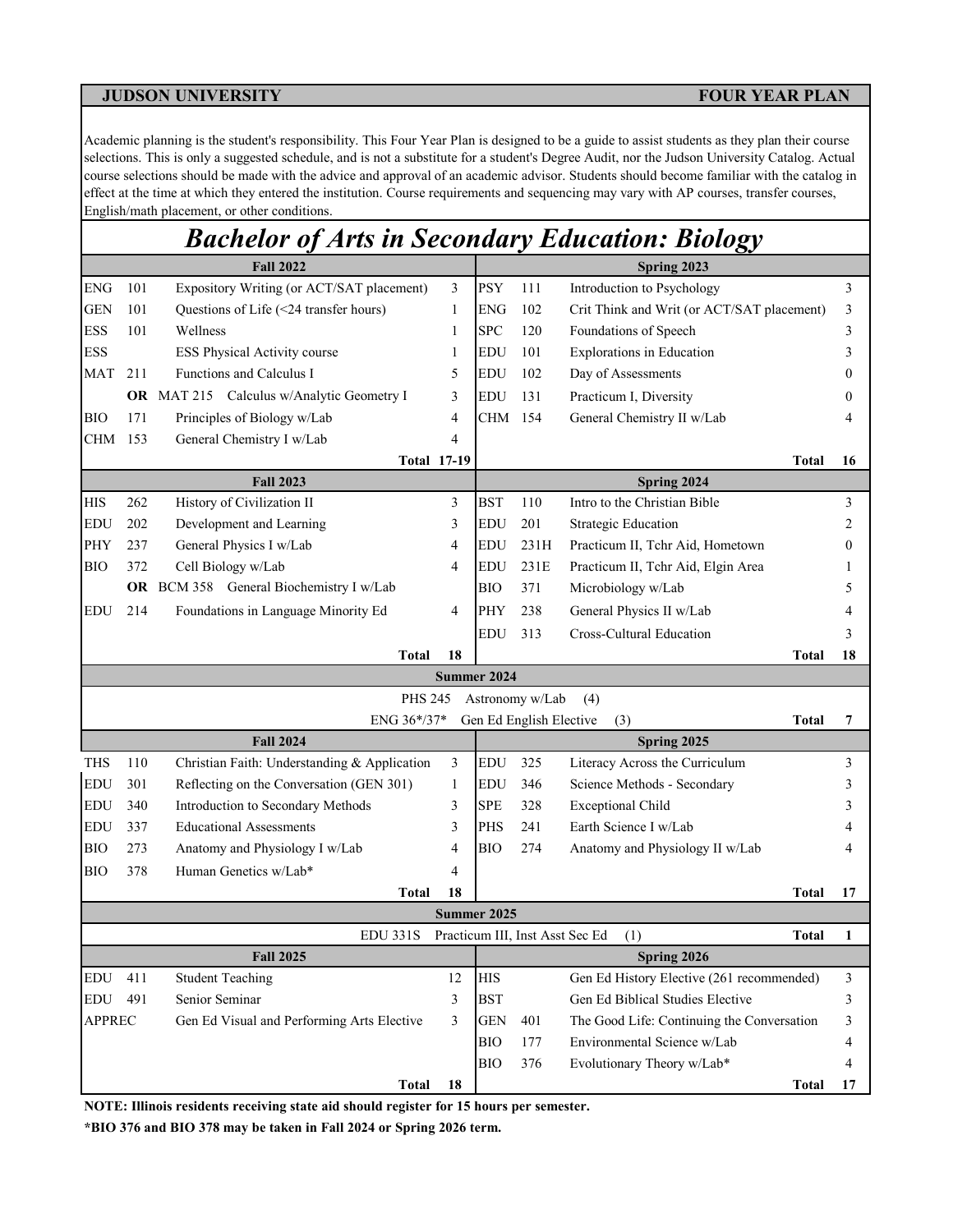**JUDSON UNIVERSITY** **FOUR YEAR PLAN**

Academic planning is the student's responsibility. This Four Year Plan is designed to be a guide to assist students as they plan their course selections. This is only a suggested schedule, and is not a substitute for a student's Degree Audit, nor the Judson University Catalog. Actual course selections should be made with the advice and approval of an academic advisor. Students should become familiar with the catalog in effect at the time at which they entered the institution. Course requirements and sequencing may vary with AP courses, transfer courses, English/math placement, or other conditions.

# *Bachelor of Arts in Secondary Education: Biology*

| Fall 2022 | | | | Spring 2023 | | | |
|---|---|---|---|---|---|---|---|
| ENG | 101 | Expository Writing (or ACT/SAT placement) | 3 | PSY | 111 | Introduction to Psychology | 3 |
| GEN | 101 | Questions of Life (<24 transfer hours) | 1 | ENG | 102 | Crit Think and Writ (or ACT/SAT placement) | 3 |
| ESS | 101 | Wellness | 1 | SPC | 120 | Foundations of Speech | 3 |
| ESS | | ESS Physical Activity course | 1 | EDU | 101 | Explorations in Education | 3 |
| MAT | 211 | Functions and Calculus I | 5 | EDU | 102 | Day of Assessments | 0 |
| | **OR** | MAT 215 Calculus w/Analytic Geometry I | 3 | EDU | 131 | Practicum I, Diversity | 0 |
| BIO | 171 | Principles of Biology w/Lab | 4 | CHM | 154 | General Chemistry II w/Lab | 4 |
| CHM | 153 | General Chemistry I w/Lab | 4 | | | | |
| | | **Total** | **17-19** | | | **Total** | **16** |
| **Fall 2023** | | | | **Spring 2024** | | | |
| HIS | 262 | History of Civilization II | 3 | BST | 110 | Intro to the Christian Bible | 3 |
| EDU | 202 | Development and Learning | 3 | EDU | 201 | Strategic Education | 2 |
| PHY | 237 | General Physics I w/Lab | 4 | EDU | 231H | Practicum II, Tchr Aid, Hometown | 0 |
| BIO | 372 | Cell Biology w/Lab | 4 | EDU | 231E | Practicum II, Tchr Aid, Elgin Area | 1 |
| | **OR** | BCM 358 General Biochemistry I w/Lab | | BIO | 371 | Microbiology w/Lab | 5 |
| EDU | 214 | Foundations in Language Minority Ed | 4 | PHY | 238 | General Physics II w/Lab | 4 |
| | | | | EDU | 313 | Cross-Cultural Education | 3 |
| | | **Total** | **18** | | | **Total** | **18** |
| **Summer 2024** | | | | | | | |
| PHS 245 | | Astronomy w/Lab | (4) | | | | |
| ENG 36*/37* | | Gen Ed English Elective | (3) | | | **Total** | **7** |
| **Fall 2024** | | | | **Spring 2025** | | | |
| THS | 110 | Christian Faith: Understanding & Application | 3 | EDU | 325 | Literacy Across the Curriculum | 3 |
| EDU | 301 | Reflecting on the Conversation (GEN 301) | 1 | EDU | 346 | Science Methods - Secondary | 3 |
| EDU | 340 | Introduction to Secondary Methods | 3 | SPE | 328 | Exceptional Child | 3 |
| EDU | 337 | Educational Assessments | 3 | PHS | 241 | Earth Science I w/Lab | 4 |
| BIO | 273 | Anatomy and Physiology I w/Lab | 4 | BIO | 274 | Anatomy and Physiology II w/Lab | 4 |
| BIO | 378 | Human Genetics w/Lab* | 4 | | | | |
| | | **Total** | **18** | | | **Total** | **17** |
| **Summer 2025** | | | | | | | |
| EDU 331S | | Practicum III, Inst Asst Sec Ed | (1) | | | **Total** | **1** |
| **Fall 2025** | | | | **Spring 2026** | | | |
| EDU | 411 | Student Teaching | 12 | HIS | | Gen Ed History Elective (261 recommended) | 3 |
| EDU | 491 | Senior Seminar | 3 | BST | | Gen Ed Biblical Studies Elective | 3 |
| APPREC | | Gen Ed Visual and Performing Arts Elective | 3 | GEN | 401 | The Good Life: Continuing the Conversation | 3 |
| | | | | BIO | 177 | Environmental Science w/Lab | 4 |
| | | | | BIO | 376 | Evolutionary Theory w/Lab* | 4 |
| | | **Total** | **18** | | | **Total** | **17** |

**NOTE: Illinois residents receiving state aid should register for 15 hours per semester.**

**\*BIO 376 and BIO 378 may be taken in Fall 2024 or Spring 2026 term.**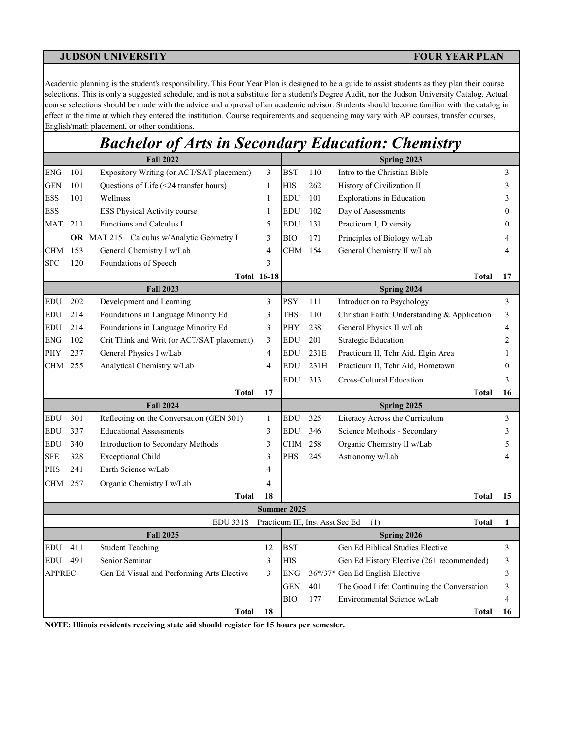**JUDSON UNIVERSITY** **FOUR YEAR PLAN**

Academic planning is the student's responsibility. This Four Year Plan is designed to be a guide to assist students as they plan their course selections. This is only a suggested schedule, and is not a substitute for a student's Degree Audit, nor the Judson University Catalog. Actual course selections should be made with the advice and approval of an academic advisor. Students should become familiar with the catalog in effect at the time at which they entered the institution. Course requirements and sequencing may vary with AP courses, transfer courses, English/math placement, or other conditions.

# *Bachelor of Arts in Secondary Education: Chemistry*

| **Fall 2022** | | | | **Spring 2023** | | | |
|---|---|---|---|---|---|---|---|
| ENG | 101 | Expository Writing (or ACT/SAT placement) | 3 | BST | 110 | Intro to the Christian Bible | 3 |
| GEN | 101 | Questions of Life (<24 transfer hours) | 1 | HIS | 262 | History of Civilization II | 3 |
| ESS | 101 | Wellness | 1 | EDU | 101 | Explorations in Education | 3 |
| ESS | | ESS Physical Activity course | 1 | EDU | 102 | Day of Assessments | 0 |
| MAT | 211 | Functions and Calculus I | 5 | EDU | 131 | Practicum I, Diversity | 0 |
| | **OR** | MAT 215 Calculus w/Analytic Geometry I | 3 | BIO | 171 | Principles of Biology w/Lab | 4 |
| CHM | 153 | General Chemistry I w/Lab | 4 | CHM | 154 | General Chemistry II w/Lab | 4 |
| SPC | 120 | Foundations of Speech | 3 | | | | |
| | | **Total** | **16-18** | | | **Total** | **17** |
| **Fall 2023** | | | | **Spring 2024** | | | |
| EDU | 202 | Development and Learning | 3 | PSY | 111 | Introduction to Psychology | 3 |
| EDU | 214 | Foundations in Language Minority Ed | 3 | THS | 110 | Christian Faith: Understanding & Application | 3 |
| EDU | 214 | Foundations in Language Minority Ed | 3 | PHY | 238 | General Physics II w/Lab | 4 |
| ENG | 102 | Crit Think and Writ (or ACT/SAT placement) | 3 | EDU | 201 | Strategic Education | 2 |
| PHY | 237 | General Physics I w/Lab | 4 | EDU | 231E | Practicum II, Tchr Aid, Elgin Area | 1 |
| CHM | 255 | Analytical Chemistry w/Lab | 4 | EDU | 231H | Practicum II, Tchr Aid, Hometown | 0 |
| | | | | EDU | 313 | Cross-Cultural Education | 3 |
| | | **Total** | **17** | | | **Total** | **16** |
| **Fall 2024** | | | | **Spring 2025** | | | |
| EDU | 301 | Reflecting on the Conversation (GEN 301) | 1 | EDU | 325 | Literacy Across the Curriculum | 3 |
| EDU | 337 | Educational Assessments | 3 | EDU | 346 | Science Methods - Secondary | 3 |
| EDU | 340 | Introduction to Secondary Methods | 3 | CHM | 258 | Organic Chemistry II w/Lab | 5 |
| SPE | 328 | Exceptional Child | 3 | PHS | 245 | Astronomy w/Lab | 4 |
| PHS | 241 | Earth Science w/Lab | 4 | | | | |
| CHM | 257 | Organic Chemistry I w/Lab | 4 | | | | |
| | | **Total** | **18** | | | **Total** | **15** |
| **Summer 2025** | | | | | | | |
| | | EDU 331S | Practicum III, Inst Asst Sec Ed (1) | | | **Total** | **1** |
| **Fall 2025** | | | | **Spring 2026** | | | |
| EDU | 411 | Student Teaching | 12 | BST | | Gen Ed Biblical Studies Elective | 3 |
| EDU | 491 | Senior Seminar | 3 | HIS | | Gen Ed History Elective (261 recommended) | 3 |
| APPREC | | Gen Ed Visual and Performing Arts Elective | 3 | ENG | 36*/37* | Gen Ed English Elective | 3 |
| | | | | GEN | 401 | The Good Life: Continuing the Conversation | 3 |
| | | | | BIO | 177 | Environmental Science w/Lab | 4 |
| | | **Total** | **18** | | | **Total** | **16** |

**NOTE: Illinois residents receiving state aid should register for 15 hours per semester.**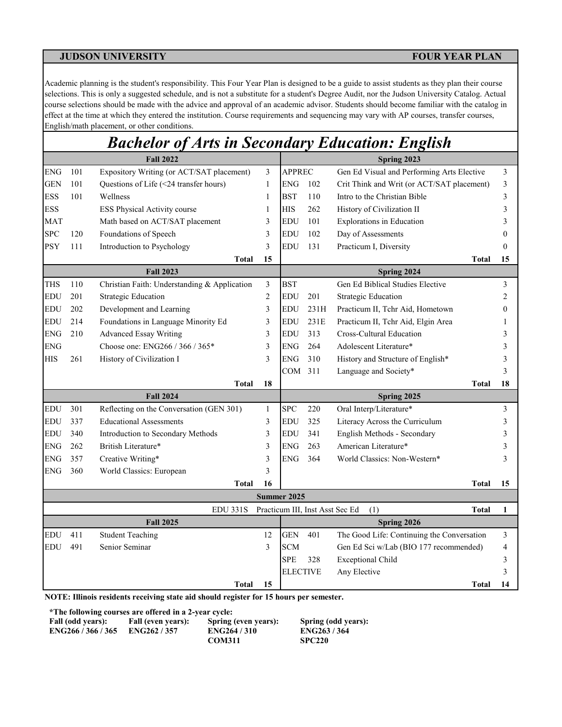**JUDSON UNIVERSITY** **FOUR YEAR PLAN**

Academic planning is the student's responsibility. This Four Year Plan is designed to be a guide to assist students as they plan their course selections. This is only a suggested schedule, and is not a substitute for a student's Degree Audit, nor the Judson University Catalog. Actual course selections should be made with the advice and approval of an academic advisor. Students should become familiar with the catalog in effect at the time at which they entered the institution. Course requirements and sequencing may vary with AP courses, transfer courses, English/math placement, or other conditions.

# *Bachelor of Arts in Secondary Education: English*

| Fall 2022 | | | | Spring 2023 | | | |
|---|---|---|---|---|---|---|---|
| ENG | 101 | Expository Writing (or ACT/SAT placement) | 3 | APPREC | | Gen Ed Visual and Performing Arts Elective | 3 |
| GEN | 101 | Questions of Life (<24 transfer hours) | 1 | ENG | 102 | Crit Think and Writ (or ACT/SAT placement) | 3 |
| ESS | 101 | Wellness | 1 | BST | 110 | Intro to the Christian Bible | 3 |
| ESS | | ESS Physical Activity course | 1 | HIS | 262 | History of Civilization II | 3 |
| MAT | | Math based on ACT/SAT placement | 3 | EDU | 101 | Explorations in Education | 3 |
| SPC | 120 | Foundations of Speech | 3 | EDU | 102 | Day of Assessments | 0 |
| PSY | 111 | Introduction to Psychology | 3 | EDU | 131 | Practicum I, Diversity | 0 |
| | | **Total** | **15** | | | **Total** | **15** |
| **Fall 2023** | | | | **Spring 2024** | | | |
| THS | 110 | Christian Faith: Understanding & Application | 3 | BST | | Gen Ed Biblical Studies Elective | 3 |
| EDU | 201 | Strategic Education | 2 | EDU | 201 | Strategic Education | 2 |
| EDU | 202 | Development and Learning | 3 | EDU | 231H | Practicum II, Tchr Aid, Hometown | 0 |
| EDU | 214 | Foundations in Language Minority Ed | 3 | EDU | 231E | Practicum II, Tchr Aid, Elgin Area | 1 |
| ENG | 210 | Advanced Essay Writing | 3 | EDU | 313 | Cross-Cultural Education | 3 |
| ENG | | Choose one: ENG266 / 366 / 365* | 3 | ENG | 264 | Adolescent Literature* | 3 |
| HIS | 261 | History of Civilization I | 3 | ENG | 310 | History and Structure of English* | 3 |
| | | | | COM | 311 | Language and Society* | 3 |
| | | **Total** | **18** | | | **Total** | **18** |
| **Fall 2024** | | | | **Spring 2025** | | | |
| EDU | 301 | Reflecting on the Conversation (GEN 301) | 1 | SPC | 220 | Oral Interp/Literature* | 3 |
| EDU | 337 | Educational Assessments | 3 | EDU | 325 | Literacy Across the Curriculum | 3 |
| EDU | 340 | Introduction to Secondary Methods | 3 | EDU | 341 | English Methods - Secondary | 3 |
| ENG | 262 | British Literature* | 3 | ENG | 263 | American Literature* | 3 |
| ENG | 357 | Creative Writing* | 3 | ENG | 364 | World Classics: Non-Western* | 3 |
| ENG | 360 | World Classics: European | 3 | | | | |
| | | **Total** | **16** | | | **Total** | **15** |
| **Summer 2025** | | | | | | | |
| | | EDU 331S | | Practicum III, Inst Asst Sec Ed | | (1) **Total** | **1** |
| **Fall 2025** | | | | **Spring 2026** | | | |
| EDU | 411 | Student Teaching | 12 | GEN | 401 | The Good Life: Continuing the Conversation | 3 |
| EDU | 491 | Senior Seminar | 3 | SCM | | Gen Ed Sci w/Lab (BIO 177 recommended) | 4 |
| | | | | SPE | 328 | Exceptional Child | 3 |
| | | | | ELECTIVE | | Any Elective | 3 |
| | | **Total** | **15** | | | **Total** | **14** |

**NOTE: Illinois residents receiving state aid should register for 15 hours per semester.**

**\*The following courses are offered in a 2-year cycle:**

| Fall (odd years): | Fall (even years): | Spring (even years): | Spring (odd years): |
|---|---|---|---|
| ENG266 / 366 / 365 | ENG262 / 357 | ENG264 / 310 | ENG263 / 364 |
| | | COM311 | SPC220 |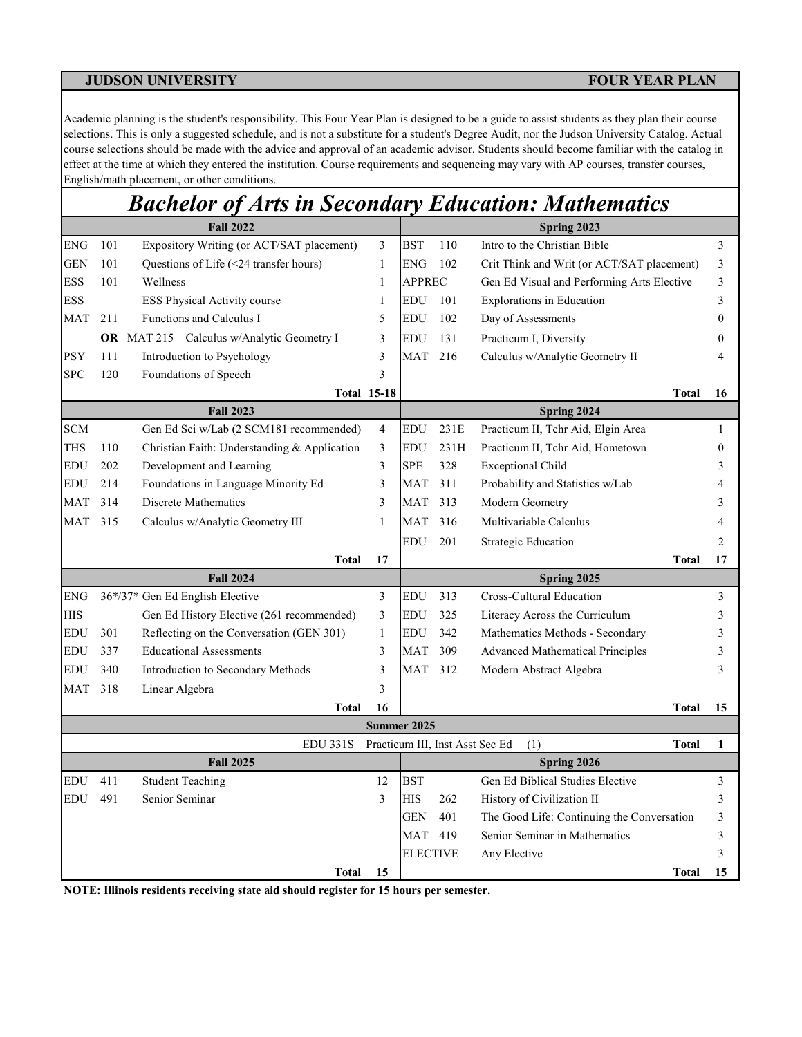**JUDSON UNIVERSITY** **FOUR YEAR PLAN**

Academic planning is the student's responsibility. This Four Year Plan is designed to be a guide to assist students as they plan their course selections. This is only a suggested schedule, and is not a substitute for a student's Degree Audit, nor the Judson University Catalog. Actual course selections should be made with the advice and approval of an academic advisor. Students should become familiar with the catalog in effect at the time at which they entered the institution. Course requirements and sequencing may vary with AP courses, transfer courses, English/math placement, or other conditions.

# *Bachelor of Arts in Secondary Education: Mathematics*

| Fall 2022 | | | | Spring 2023 | | | |
|---|---|---|---|---|---|---|---|
| ENG | 101 | Expository Writing (or ACT/SAT placement) | 3 | BST | 110 | Intro to the Christian Bible | 3 |
| GEN | 101 | Questions of Life (<24 transfer hours) | 1 | ENG | 102 | Crit Think and Writ (or ACT/SAT placement) | 3 |
| ESS | 101 | Wellness | 1 | APPREC | | Gen Ed Visual and Performing Arts Elective | 3 |
| ESS | | ESS Physical Activity course | 1 | EDU | 101 | Explorations in Education | 3 |
| MAT | 211 | Functions and Calculus I | 5 | EDU | 102 | Day of Assessments | 0 |
| | **OR** | MAT 215 Calculus w/Analytic Geometry I | 3 | EDU | 131 | Practicum I, Diversity | 0 |
| PSY | 111 | Introduction to Psychology | 3 | MAT | 216 | Calculus w/Analytic Geometry II | 4 |
| SPC | 120 | Foundations of Speech | 3 | | | | |
| | | **Total** | **15-18** | | | **Total** | **16** |
| **Fall 2023** | | | | **Spring 2024** | | | |
| SCM | | Gen Ed Sci w/Lab (2 SCM181 recommended) | 4 | EDU | 231E | Practicum II, Tchr Aid, Elgin Area | 1 |
| THS | 110 | Christian Faith: Understanding & Application | 3 | EDU | 231H | Practicum II, Tchr Aid, Hometown | 0 |
| EDU | 202 | Development and Learning | 3 | SPE | 328 | Exceptional Child | 3 |
| EDU | 214 | Foundations in Language Minority Ed | 3 | MAT | 311 | Probability and Statistics w/Lab | 4 |
| MAT | 314 | Discrete Mathematics | 3 | MAT | 313 | Modern Geometry | 3 |
| MAT | 315 | Calculus w/Analytic Geometry III | 1 | MAT | 316 | Multivariable Calculus | 4 |
| | | | | EDU | 201 | Strategic Education | 2 |
| | | **Total** | **17** | | | **Total** | **17** |
| **Fall 2024** | | | | **Spring 2025** | | | |
| ENG | 36*/37* | Gen Ed English Elective | 3 | EDU | 313 | Cross-Cultural Education | 3 |
| HIS | | Gen Ed History Elective (261 recommended) | 3 | EDU | 325 | Literacy Across the Curriculum | 3 |
| EDU | 301 | Reflecting on the Conversation (GEN 301) | 1 | EDU | 342 | Mathematics Methods - Secondary | 3 |
| EDU | 337 | Educational Assessments | 3 | MAT | 309 | Advanced Mathematical Principles | 3 |
| EDU | 340 | Introduction to Secondary Methods | 3 | MAT | 312 | Modern Abstract Algebra | 3 |
| MAT | 318 | Linear Algebra | 3 | | | | |
| | | **Total** | **16** | | | **Total** | **15** |
| **Summer 2025** | | | | | | | |
| | | EDU 331S | Practicum III, Inst Asst Sec Ed | (1) | | **Total** | **1** |
| **Fall 2025** | | | | **Spring 2026** | | | |
| EDU | 411 | Student Teaching | 12 | BST | | Gen Ed Biblical Studies Elective | 3 |
| EDU | 491 | Senior Seminar | 3 | HIS | 262 | History of Civilization II | 3 |
| | | | | GEN | 401 | The Good Life: Continuing the Conversation | 3 |
| | | | | MAT | 419 | Senior Seminar in Mathematics | 3 |
| | | | | ELECTIVE | | Any Elective | 3 |
| | | **Total** | **15** | | | **Total** | **15** |

**NOTE: Illinois residents receiving state aid should register for 15 hours per semester.**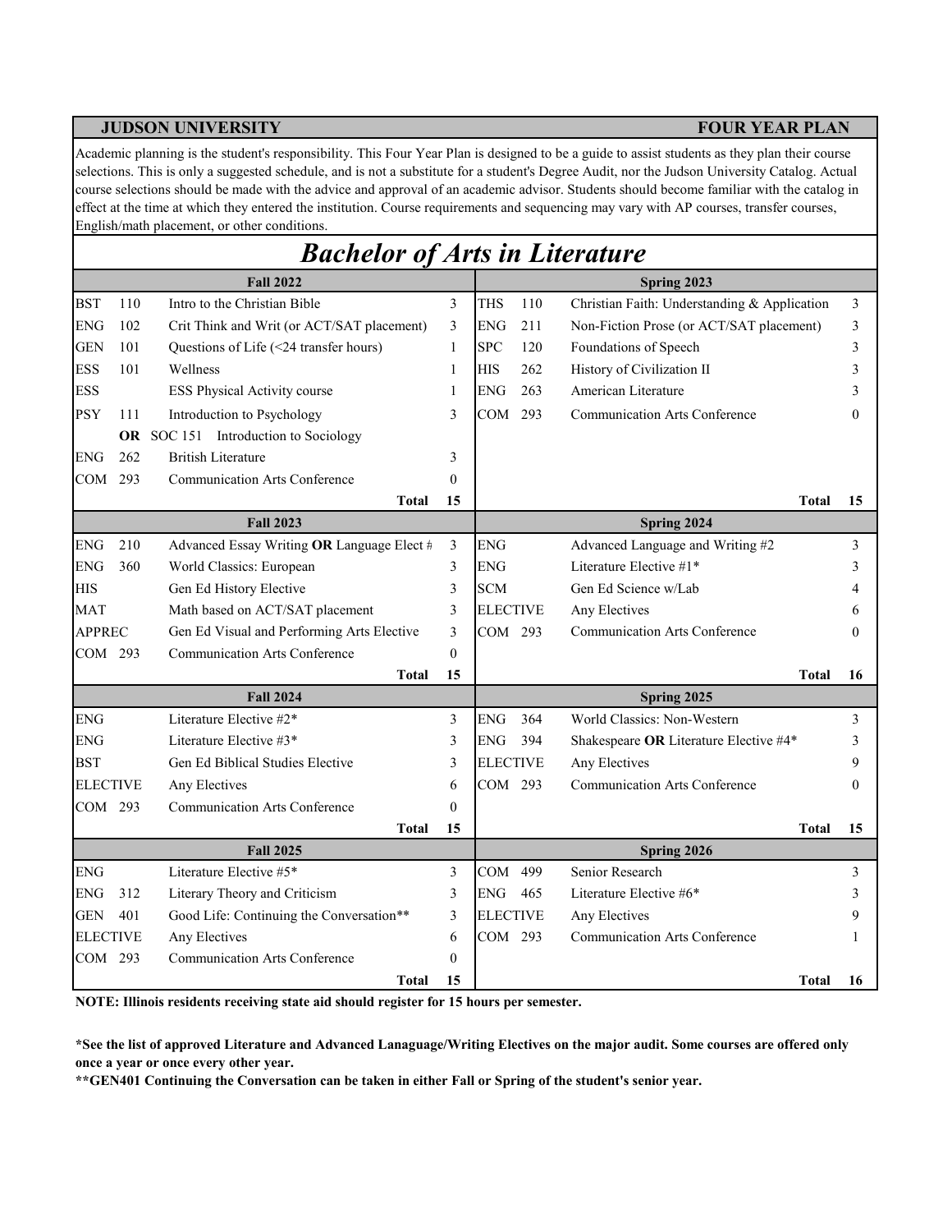**JUDSON UNIVERSITY** **FOUR YEAR PLAN**

Academic planning is the student's responsibility. This Four Year Plan is designed to be a guide to assist students as they plan their course selections. This is only a suggested schedule, and is not a substitute for a student's Degree Audit, nor the Judson University Catalog. Actual course selections should be made with the advice and approval of an academic advisor. Students should become familiar with the catalog in effect at the time at which they entered the institution. Course requirements and sequencing may vary with AP courses, transfer courses, English/math placement, or other conditions.

# *Bachelor of Arts in Literature*

| Fall 2022 | | | | Spring 2023 | | | |
|---|---|---|---|---|---|---|---|
| BST | 110 | Intro to the Christian Bible | 3 | THS | 110 | Christian Faith: Understanding & Application | 3 |
| ENG | 102 | Crit Think and Writ (or ACT/SAT placement) | 3 | ENG | 211 | Non-Fiction Prose (or ACT/SAT placement) | 3 |
| GEN | 101 | Questions of Life (<24 transfer hours) | 1 | SPC | 120 | Foundations of Speech | 3 |
| ESS | 101 | Wellness | 1 | HIS | 262 | History of Civilization II | 3 |
| ESS | | ESS Physical Activity course | 1 | ENG | 263 | American Literature | 3 |
| PSY | 111 | Introduction to Psychology | 3 | COM | 293 | Communication Arts Conference | 0 |
| | **OR** | SOC 151 Introduction to Sociology | | | | | |
| ENG | 262 | British Literature | 3 | | | | |
| COM | 293 | Communication Arts Conference | 0 | | | | |
| | | **Total** | **15** | | | **Total** | **15** |
| **Fall 2023** | | | | **Spring 2024** | | | |
| ENG | 210 | Advanced Essay Writing **OR** Language Elect # | 3 | ENG | | Advanced Language and Writing #2 | 3 |
| ENG | 360 | World Classics: European | 3 | ENG | | Literature Elective #1* | 3 |
| HIS | | Gen Ed History Elective | 3 | SCM | | Gen Ed Science w/Lab | 4 |
| MAT | | Math based on ACT/SAT placement | 3 | ELECTIVE | | Any Electives | 6 |
| APPREC | | Gen Ed Visual and Performing Arts Elective | 3 | COM | 293 | Communication Arts Conference | 0 |
| COM | 293 | Communication Arts Conference | 0 | | | | |
| | | **Total** | **15** | | | **Total** | **16** |
| **Fall 2024** | | | | **Spring 2025** | | | |
| ENG | | Literature Elective #2* | 3 | ENG | 364 | World Classics: Non-Western | 3 |
| ENG | | Literature Elective #3* | 3 | ENG | 394 | Shakespeare **OR** Literature Elective #4* | 3 |
| BST | | Gen Ed Biblical Studies Elective | 3 | ELECTIVE | | Any Electives | 9 |
| ELECTIVE | | Any Electives | 6 | COM | 293 | Communication Arts Conference | 0 |
| COM | 293 | Communication Arts Conference | 0 | | | | |
| | | **Total** | **15** | | | **Total** | **15** |
| **Fall 2025** | | | | **Spring 2026** | | | |
| ENG | | Literature Elective #5* | 3 | COM | 499 | Senior Research | 3 |
| ENG | 312 | Literary Theory and Criticism | 3 | ENG | 465 | Literature Elective #6* | 3 |
| GEN | 401 | Good Life: Continuing the Conversation** | 3 | ELECTIVE | | Any Electives | 9 |
| ELECTIVE | | Any Electives | 6 | COM | 293 | Communication Arts Conference | 1 |
| COM | 293 | Communication Arts Conference | 0 | | | | |
| | | **Total** | **15** | | | **Total** | **16** |

**NOTE: Illinois residents receiving state aid should register for 15 hours per semester.**

**\*See the list of approved Literature and Advanced Lanaguage/Writing Electives on the major audit. Some courses are offered only once a year or once every other year.**

**\*\*GEN401 Continuing the Conversation can be taken in either Fall or Spring of the student's senior year.**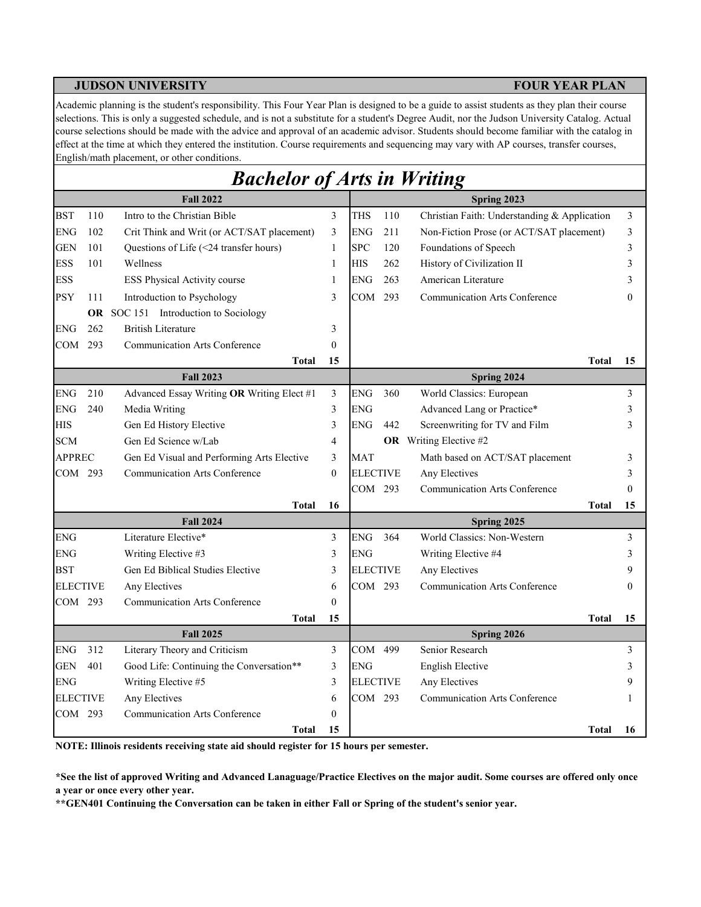**JUDSON UNIVERSITY** **FOUR YEAR PLAN**

Academic planning is the student's responsibility. This Four Year Plan is designed to be a guide to assist students as they plan their course selections. This is only a suggested schedule, and is not a substitute for a student's Degree Audit, nor the Judson University Catalog. Actual course selections should be made with the advice and approval of an academic advisor. Students should become familiar with the catalog in effect at the time at which they entered the institution. Course requirements and sequencing may vary with AP courses, transfer courses, English/math placement, or other conditions.

# *Bachelor of Arts in Writing*

| Fall 2022 | | | | Spring 2023 | | | |
|---|---|---|---|---|---|---|---|
| BST | 110 | Intro to the Christian Bible | 3 | THS | 110 | Christian Faith: Understanding & Application | 3 |
| ENG | 102 | Crit Think and Writ (or ACT/SAT placement) | 3 | ENG | 211 | Non-Fiction Prose (or ACT/SAT placement) | 3 |
| GEN | 101 | Questions of Life (<24 transfer hours) | 1 | SPC | 120 | Foundations of Speech | 3 |
| ESS | 101 | Wellness | 1 | HIS | 262 | History of Civilization II | 3 |
| ESS | | ESS Physical Activity course | 1 | ENG | 263 | American Literature | 3 |
| PSY | 111 | Introduction to Psychology | 3 | COM | 293 | Communication Arts Conference | 0 |
| | **OR** | SOC 151 Introduction to Sociology | | | | | |
| ENG | 262 | British Literature | 3 | | | | |
| COM | 293 | Communication Arts Conference | 0 | | | | |
| | | **Total** | **15** | | | **Total** | **15** |
| **Fall 2023** | | | | **Spring 2024** | | | |
| ENG | 210 | Advanced Essay Writing **OR** Writing Elect #1 | 3 | ENG | 360 | World Classics: European | 3 |
| ENG | 240 | Media Writing | 3 | ENG | | Advanced Lang or Practice* | 3 |
| HIS | | Gen Ed History Elective | 3 | ENG | 442 | Screenwriting for TV and Film | 3 |
| SCM | | Gen Ed Science w/Lab | 4 | | **OR** | Writing Elective #2 | |
| APPREC | | Gen Ed Visual and Performing Arts Elective | 3 | MAT | | Math based on ACT/SAT placement | 3 |
| COM | 293 | Communication Arts Conference | 0 | ELECTIVE | | Any Electives | 3 |
| | | | | COM | 293 | Communication Arts Conference | 0 |
| | | **Total** | **16** | | | **Total** | **15** |
| **Fall 2024** | | | | **Spring 2025** | | | |
| ENG | | Literature Elective* | 3 | ENG | 364 | World Classics: Non-Western | 3 |
| ENG | | Writing Elective #3 | 3 | ENG | | Writing Elective #4 | 3 |
| BST | | Gen Ed Biblical Studies Elective | 3 | ELECTIVE | | Any Electives | 9 |
| ELECTIVE | | Any Electives | 6 | COM | 293 | Communication Arts Conference | 0 |
| COM | 293 | Communication Arts Conference | 0 | | | | |
| | | **Total** | **15** | | | **Total** | **15** |
| **Fall 2025** | | | | **Spring 2026** | | | |
| ENG | 312 | Literary Theory and Criticism | 3 | COM | 499 | Senior Research | 3 |
| GEN | 401 | Good Life: Continuing the Conversation** | 3 | ENG | | English Elective | 3 |
| ENG | | Writing Elective #5 | 3 | ELECTIVE | | Any Electives | 9 |
| ELECTIVE | | Any Electives | 6 | COM | 293 | Communication Arts Conference | 1 |
| COM | 293 | Communication Arts Conference | 0 | | | | |
| | | **Total** | **15** | | | **Total** | **16** |

**NOTE: Illinois residents receiving state aid should register for 15 hours per semester.**

***See the list of approved Writing and Advanced Lanaguage/Practice Electives on the major audit. Some courses are offered only once a year or once every other year.**

****GEN401 Continuing the Conversation can be taken in either Fall or Spring of the student's senior year.**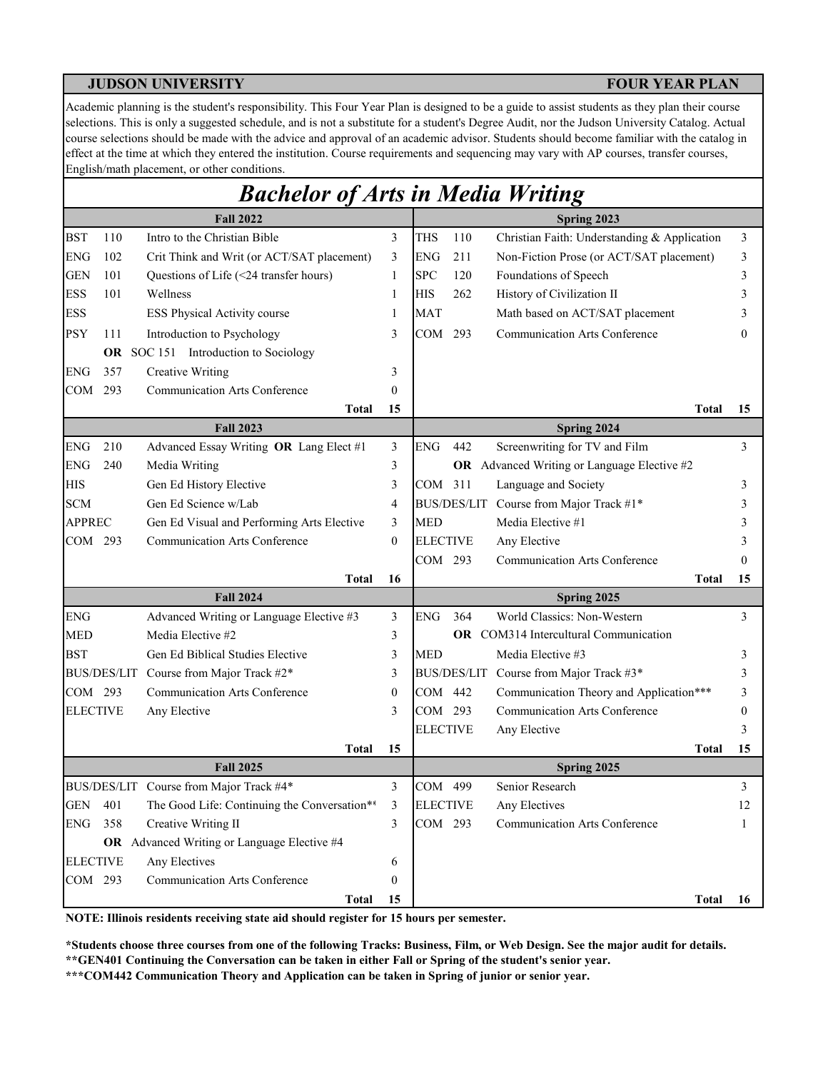**JUDSON UNIVERSITY** **FOUR YEAR PLAN**

Academic planning is the student's responsibility. This Four Year Plan is designed to be a guide to assist students as they plan their course selections. This is only a suggested schedule, and is not a substitute for a student's Degree Audit, nor the Judson University Catalog. Actual course selections should be made with the advice and approval of an academic advisor. Students should become familiar with the catalog in effect at the time at which they entered the institution. Course requirements and sequencing may vary with AP courses, transfer courses, English/math placement, or other conditions.

# *Bachelor of Arts in Media Writing*

| Fall 2022 | | | | Spring 2023 | | | |
|---|---|---|---|---|---|---|---|
| BST | 110 | Intro to the Christian Bible | 3 | THS | 110 | Christian Faith: Understanding & Application | 3 |
| ENG | 102 | Crit Think and Writ (or ACT/SAT placement) | 3 | ENG | 211 | Non-Fiction Prose (or ACT/SAT placement) | 3 |
| GEN | 101 | Questions of Life (<24 transfer hours) | 1 | SPC | 120 | Foundations of Speech | 3 |
| ESS | 101 | Wellness | 1 | HIS | 262 | History of Civilization II | 3 |
| ESS | | ESS Physical Activity course | 1 | MAT | | Math based on ACT/SAT placement | 3 |
| PSY | 111 | Introduction to Psychology | 3 | COM | 293 | Communication Arts Conference | 0 |
| | **OR** | SOC 151 Introduction to Sociology | | | | | |
| ENG | 357 | Creative Writing | 3 | | | | |
| COM | 293 | Communication Arts Conference | 0 | | | | |
| | | **Total** | **15** | | | **Total** | **15** |
| **Fall 2023** | | | | **Spring 2024** | | | |
| ENG | 210 | Advanced Essay Writing **OR** Lang Elect #1 | 3 | ENG | 442 | Screenwriting for TV and Film | 3 |
| ENG | 240 | Media Writing | 3 | | **OR** | Advanced Writing or Language Elective #2 | |
| HIS | | Gen Ed History Elective | 3 | COM | 311 | Language and Society | 3 |
| SCM | | Gen Ed Science w/Lab | 4 | BUS/DES/LIT | | Course from Major Track #1* | 3 |
| APPREC | | Gen Ed Visual and Performing Arts Elective | 3 | MED | | Media Elective #1 | 3 |
| COM | 293 | Communication Arts Conference | 0 | ELECTIVE | | Any Elective | 3 |
| | | | | COM | 293 | Communication Arts Conference | 0 |
| | | **Total** | **16** | | | **Total** | **15** |
| **Fall 2024** | | | | **Spring 2025** | | | |
| ENG | | Advanced Writing or Language Elective #3 | 3 | ENG | 364 | World Classics: Non-Western | 3 |
| MED | | Media Elective #2 | 3 | | **OR** | COM314 Intercultural Communication | |
| BST | | Gen Ed Biblical Studies Elective | 3 | MED | | Media Elective #3 | 3 |
| BUS/DES/LIT | | Course from Major Track #2* | 3 | BUS/DES/LIT | | Course from Major Track #3* | 3 |
| COM | 293 | Communication Arts Conference | 0 | COM | 442 | Communication Theory and Application*** | 3 |
| ELECTIVE | | Any Elective | 3 | COM | 293 | Communication Arts Conference | 0 |
| | | | | ELECTIVE | | Any Elective | 3 |
| | | **Total** | **15** | | | **Total** | **15** |
| **Fall 2025** | | | | **Spring 2025** | | | |
| BUS/DES/LIT | | Course from Major Track #4* | 3 | COM | 499 | Senior Research | 3 |
| GEN | 401 | The Good Life: Continuing the Conversation** | 3 | ELECTIVE | | Any Electives | 12 |
| ENG | 358 | Creative Writing II | 3 | COM | 293 | Communication Arts Conference | 1 |
| | **OR** | Advanced Writing or Language Elective #4 | | | | | |
| ELECTIVE | | Any Electives | 6 | | | | |
| COM | 293 | Communication Arts Conference | 0 | | | | |
| | | **Total** | **15** | | | **Total** | **16** |

**NOTE: Illinois residents receiving state aid should register for 15 hours per semester.**

**\*Students choose three courses from one of the following Tracks: Business, Film, or Web Design. See the major audit for details.**
**\*\*GEN401 Continuing the Conversation can be taken in either Fall or Spring of the student's senior year.**
**\*\*\*COM442 Communication Theory and Application can be taken in Spring of junior or senior year.**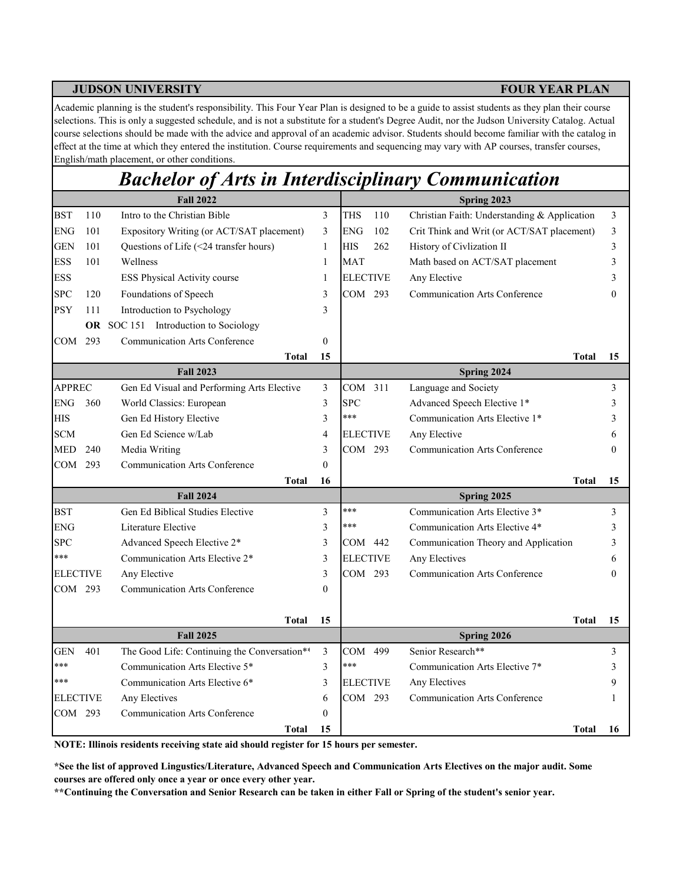**JUDSON UNIVERSITY** **FOUR YEAR PLAN**

Academic planning is the student's responsibility. This Four Year Plan is designed to be a guide to assist students as they plan their course selections. This is only a suggested schedule, and is not a substitute for a student's Degree Audit, nor the Judson University Catalog. Actual course selections should be made with the advice and approval of an academic advisor. Students should become familiar with the catalog in effect at the time at which they entered the institution. Course requirements and sequencing may vary with AP courses, transfer courses, English/math placement, or other conditions.

# *Bachelor of Arts in Interdisciplinary Communication*

| Fall 2022 | | | | Spring 2023 | | | |
|---|---|---|---|---|---|---|---|
| BST | 110 | Intro to the Christian Bible | 3 | THS | 110 | Christian Faith: Understanding & Application | 3 |
| ENG | 101 | Expository Writing (or ACT/SAT placement) | 3 | ENG | 102 | Crit Think and Writ (or ACT/SAT placement) | 3 |
| GEN | 101 | Questions of Life (<24 transfer hours) | 1 | HIS | 262 | History of Civlization II | 3 |
| ESS | 101 | Wellness | 1 | MAT | | Math based on ACT/SAT placement | 3 |
| ESS | | ESS Physical Activity course | 1 | ELECTIVE | | Any Elective | 3 |
| SPC | 120 | Foundations of Speech | 3 | COM | 293 | Communication Arts Conference | 0 |
| PSY | 111 | Introduction to Psychology | 3 | | | | |
| | **OR** | SOC 151 Introduction to Sociology | | | | | |
| COM | 293 | Communication Arts Conference | 0 | | | | |
| | | **Total** | **15** | | | **Total** | **15** |
| **Fall 2023** | | | | **Spring 2024** | | | |
| APPREC | | Gen Ed Visual and Performing Arts Elective | 3 | COM | 311 | Language and Society | 3 |
| ENG | 360 | World Classics: European | 3 | SPC | | Advanced Speech Elective 1* | 3 |
| HIS | | Gen Ed History Elective | 3 | *** | | Communication Arts Elective 1* | 3 |
| SCM | | Gen Ed Science w/Lab | 4 | ELECTIVE | | Any Elective | 6 |
| MED | 240 | Media Writing | 3 | COM | 293 | Communication Arts Conference | 0 |
| COM | 293 | Communication Arts Conference | 0 | | | | |
| | | **Total** | **16** | | | **Total** | **15** |
| **Fall 2024** | | | | **Spring 2025** | | | |
| BST | | Gen Ed Biblical Studies Elective | 3 | *** | | Communication Arts Elective 3* | 3 |
| ENG | | Literature Elective | 3 | *** | | Communication Arts Elective 4* | 3 |
| SPC | | Advanced Speech Elective 2* | 3 | COM | 442 | Communication Theory and Application | 3 |
| *** | | Communication Arts Elective 2* | 3 | ELECTIVE | | Any Electives | 6 |
| ELECTIVE | | Any Elective | 3 | COM | 293 | Communication Arts Conference | 0 |
| COM | 293 | Communication Arts Conference | 0 | | | | |
| | | **Total** | **15** | | | **Total** | **15** |
| **Fall 2025** | | | | **Spring 2026** | | | |
| GEN | 401 | The Good Life: Continuing the Conversation** | 3 | COM | 499 | Senior Research** | 3 |
| *** | | Communication Arts Elective 5* | 3 | *** | | Communication Arts Elective 7* | 3 |
| *** | | Communication Arts Elective 6* | 3 | ELECTIVE | | Any Electives | 9 |
| ELECTIVE | | Any Electives | 6 | COM | 293 | Communication Arts Conference | 1 |
| COM | 293 | Communication Arts Conference | 0 | | | | |
| | | **Total** | **15** | | | **Total** | **16** |

**NOTE: Illinois residents receiving state aid should register for 15 hours per semester.**

**\*See the list of approved Lingustics/Literature, Advanced Speech and Communication Arts Electives on the major audit. Some courses are offered only once a year or once every other year.**

**\*\*Continuing the Conversation and Senior Research can be taken in either Fall or Spring of the student's senior year.**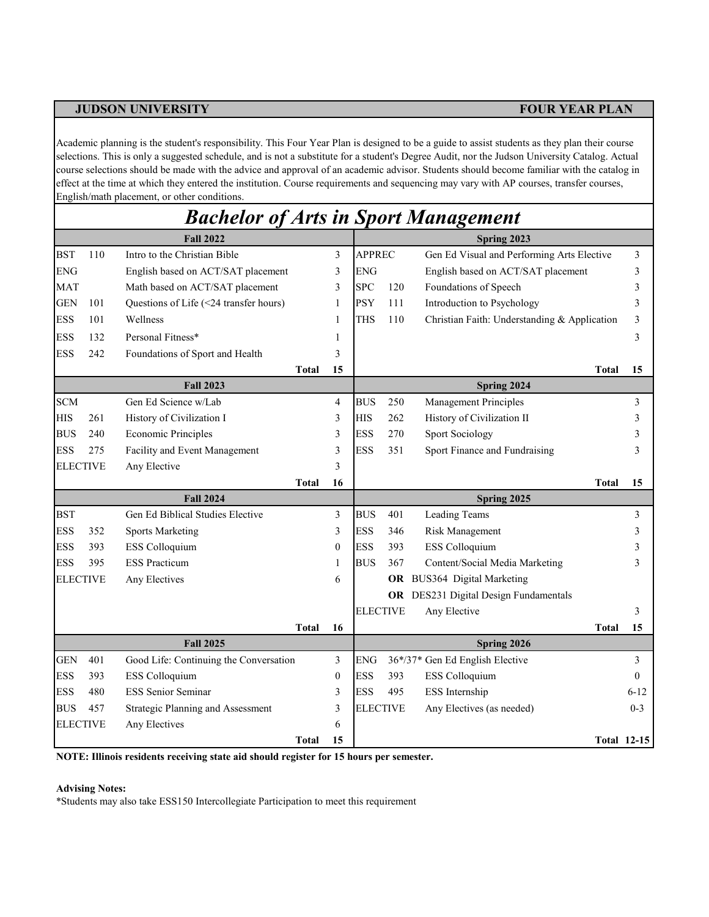**JUDSON UNIVERSITY** | **FOUR YEAR PLAN**

Academic planning is the student's responsibility. This Four Year Plan is designed to be a guide to assist students as they plan their course selections. This is only a suggested schedule, and is not a substitute for a student's Degree Audit, nor the Judson University Catalog. Actual course selections should be made with the advice and approval of an academic advisor. Students should become familiar with the catalog in effect at the time at which they entered the institution. Course requirements and sequencing may vary with AP courses, transfer courses, English/math placement, or other conditions.

# *Bachelor of Arts in Sport Management*

| **Fall 2022** | | | | **Spring 2023** | | | |
|---|---|---|---|---|---|---|---|
| BST | 110 | Intro to the Christian Bible | 3 | APPREC | | Gen Ed Visual and Performing Arts Elective | 3 |
| ENG | | English based on ACT/SAT placement | 3 | ENG | | English based on ACT/SAT placement | 3 |
| MAT | | Math based on ACT/SAT placement | 3 | SPC | 120 | Foundations of Speech | 3 |
| GEN | 101 | Questions of Life (<24 transfer hours) | 1 | PSY | 111 | Introduction to Psychology | 3 |
| ESS | 101 | Wellness | 1 | THS | 110 | Christian Faith: Understanding & Application | 3 |
| ESS | 132 | Personal Fitness* | 1 | | | | 3 |
| ESS | 242 | Foundations of Sport and Health | 3 | | | | |
| | | **Total** | **15** | | | **Total** | **15** |
| **Fall 2023** | | | | **Spring 2024** | | | |
| SCM | | Gen Ed Science w/Lab | 4 | BUS | 250 | Management Principles | 3 |
| HIS | 261 | History of Civilization I | 3 | HIS | 262 | History of Civilization II | 3 |
| BUS | 240 | Economic Principles | 3 | ESS | 270 | Sport Sociology | 3 |
| ESS | 275 | Facility and Event Management | 3 | ESS | 351 | Sport Finance and Fundraising | 3 |
| ELECTIVE | | Any Elective | 3 | | | | |
| | | **Total** | **16** | | | **Total** | **15** |
| **Fall 2024** | | | | **Spring 2025** | | | |
| BST | | Gen Ed Biblical Studies Elective | 3 | BUS | 401 | Leading Teams | 3 |
| ESS | 352 | Sports Marketing | 3 | ESS | 346 | Risk Management | 3 |
| ESS | 393 | ESS Colloquium | 0 | ESS | 393 | ESS Colloquium | 3 |
| ESS | 395 | ESS Practicum | 1 | BUS | 367 | Content/Social Media Marketing | 3 |
| ELECTIVE | | Any Electives | 6 | | **OR** | BUS364 Digital Marketing | |
| | | | | | **OR** | DES231 Digital Design Fundamentals | |
| | | | | ELECTIVE | | Any Elective | 3 |
| | | **Total** | **16** | | | **Total** | **15** |
| **Fall 2025** | | | | **Spring 2026** | | | |
| GEN | 401 | Good Life: Continuing the Conversation | 3 | ENG | 36*/37* | Gen Ed English Elective | 3 |
| ESS | 393 | ESS Colloquium | 0 | ESS | 393 | ESS Colloquium | 0 |
| ESS | 480 | ESS Senior Seminar | 3 | ESS | 495 | ESS Internship | 6-12 |
| BUS | 457 | Strategic Planning and Assessment | 3 | ELECTIVE | | Any Electives (as needed) | 0-3 |
| ELECTIVE | | Any Electives | 6 | | | | |
| | | **Total** | **15** | | | **Total** | **12-15** |

**NOTE: Illinois residents receiving state aid should register for 15 hours per semester.**

**Advising Notes:**

*Students may also take ESS150 Intercollegiate Participation to meet this requirement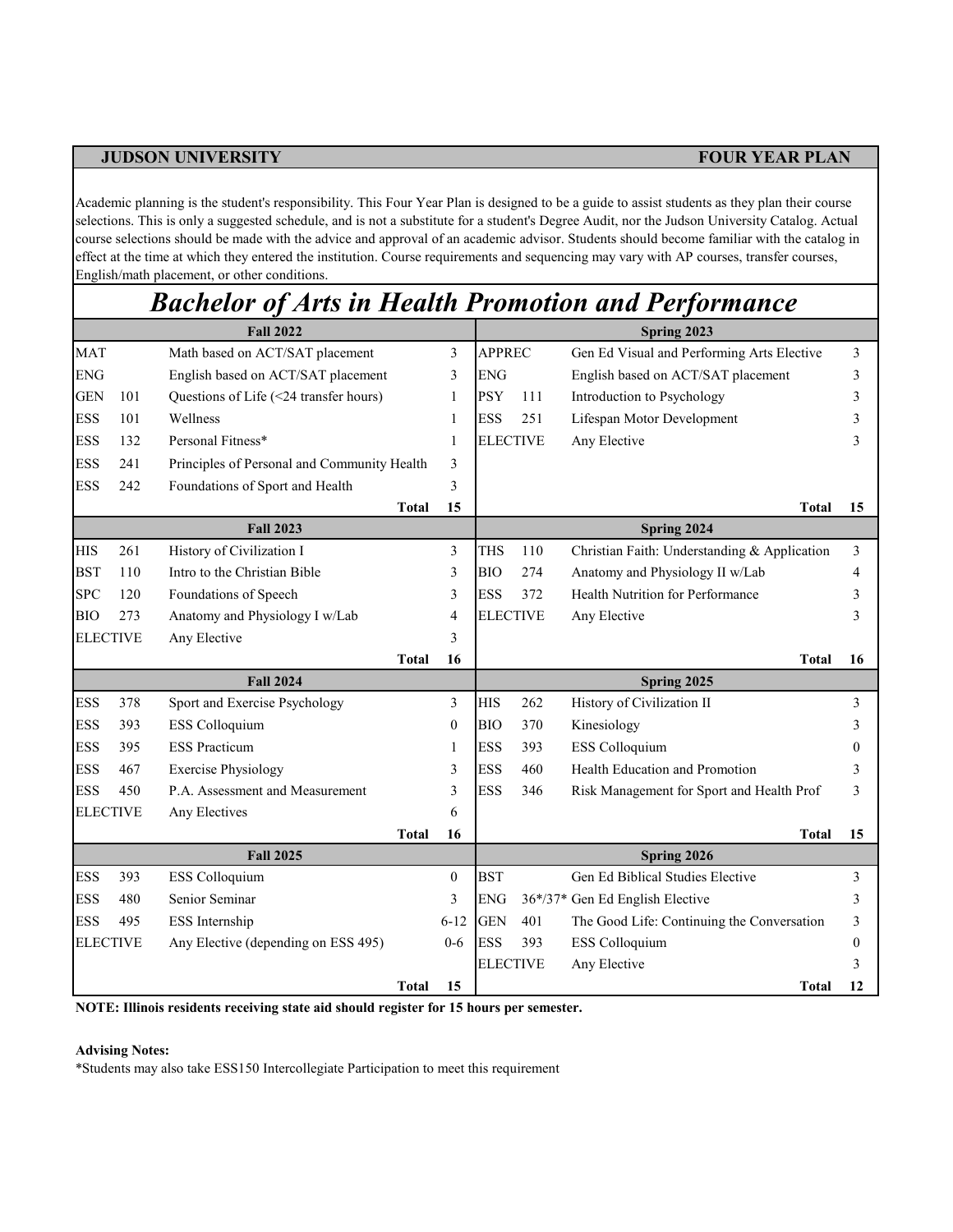**JUDSON UNIVERSITY** **FOUR YEAR PLAN**

Academic planning is the student's responsibility. This Four Year Plan is designed to be a guide to assist students as they plan their course selections. This is only a suggested schedule, and is not a substitute for a student's Degree Audit, nor the Judson University Catalog. Actual course selections should be made with the advice and approval of an academic advisor. Students should become familiar with the catalog in effect at the time at which they entered the institution. Course requirements and sequencing may vary with AP courses, transfer courses, English/math placement, or other conditions.

# *Bachelor of Arts in Health Promotion and Performance*

| **Fall 2022** | | | | **Spring 2023** | | | |
|---|---|---|---|---|---|---|---|
| MAT | | Math based on ACT/SAT placement | 3 | APPREC | | Gen Ed Visual and Performing Arts Elective | 3 |
| ENG | | English based on ACT/SAT placement | 3 | ENG | | English based on ACT/SAT placement | 3 |
| GEN | 101 | Questions of Life (<24 transfer hours) | 1 | PSY | 111 | Introduction to Psychology | 3 |
| ESS | 101 | Wellness | 1 | ESS | 251 | Lifespan Motor Development | 3 |
| ESS | 132 | Personal Fitness* | 1 | ELECTIVE | | Any Elective | 3 |
| ESS | 241 | Principles of Personal and Community Health | 3 | | | | |
| ESS | 242 | Foundations of Sport and Health | 3 | | | | |
| | | **Total** | **15** | | | **Total** | **15** |
| **Fall 2023** | | | | **Spring 2024** | | | |
| HIS | 261 | History of Civilization I | 3 | THS | 110 | Christian Faith: Understanding & Application | 3 |
| BST | 110 | Intro to the Christian Bible | 3 | BIO | 274 | Anatomy and Physiology II w/Lab | 4 |
| SPC | 120 | Foundations of Speech | 3 | ESS | 372 | Health Nutrition for Performance | 3 |
| BIO | 273 | Anatomy and Physiology I w/Lab | 4 | ELECTIVE | | Any Elective | 3 |
| ELECTIVE | | Any Elective | 3 | | | | |
| | | **Total** | **16** | | | **Total** | **16** |
| **Fall 2024** | | | | **Spring 2025** | | | |
| ESS | 378 | Sport and Exercise Psychology | 3 | HIS | 262 | History of Civilization II | 3 |
| ESS | 393 | ESS Colloquium | 0 | BIO | 370 | Kinesiology | 3 |
| ESS | 395 | ESS Practicum | 1 | ESS | 393 | ESS Colloquium | 0 |
| ESS | 467 | Exercise Physiology | 3 | ESS | 460 | Health Education and Promotion | 3 |
| ESS | 450 | P.A. Assessment and Measurement | 3 | ESS | 346 | Risk Management for Sport and Health Prof | 3 |
| ELECTIVE | | Any Electives | 6 | | | | |
| | | **Total** | **16** | | | **Total** | **15** |
| **Fall 2025** | | | | **Spring 2026** | | | |
| ESS | 393 | ESS Colloquium | 0 | BST | | Gen Ed Biblical Studies Elective | 3 |
| ESS | 480 | Senior Seminar | 3 | ENG | 36*/37* | Gen Ed English Elective | 3 |
| ESS | 495 | ESS Internship | 6-12 | GEN | 401 | The Good Life: Continuing the Conversation | 3 |
| ELECTIVE | | Any Elective (depending on ESS 495) | 0-6 | ESS | 393 | ESS Colloquium | 0 |
| | | | | ELECTIVE | | Any Elective | 3 |
| | | **Total** | **15** | | | **Total** | **12** |

**NOTE: Illinois residents receiving state aid should register for 15 hours per semester.**

**Advising Notes:**

*Students may also take ESS150 Intercollegiate Participation to meet this requirement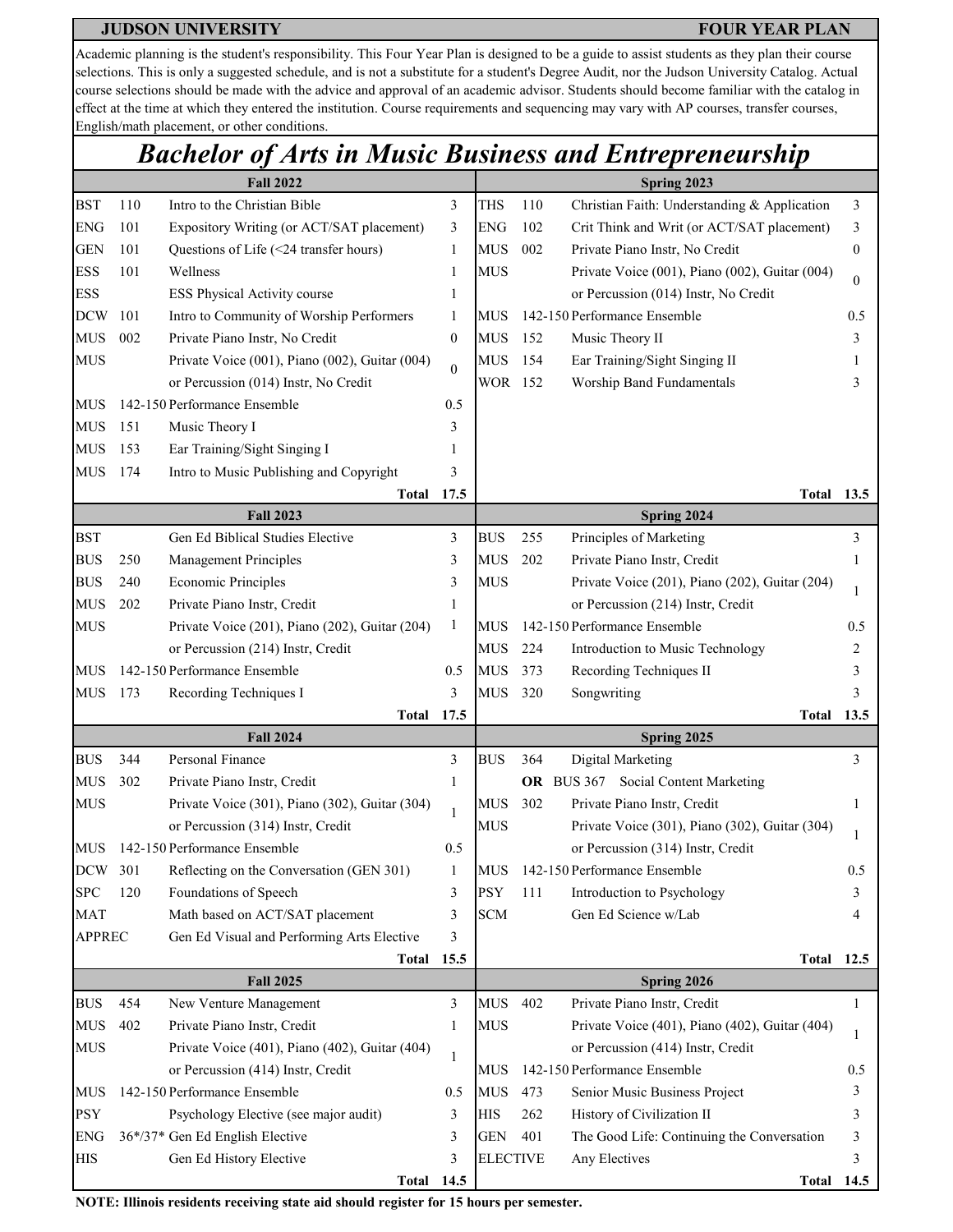**JUDSON UNIVERSITY** **FOUR YEAR PLAN**

Academic planning is the student's responsibility. This Four Year Plan is designed to be a guide to assist students as they plan their course selections. This is only a suggested schedule, and is not a substitute for a student's Degree Audit, nor the Judson University Catalog. Actual course selections should be made with the advice and approval of an academic advisor. Students should become familiar with the catalog in effect at the time at which they entered the institution. Course requirements and sequencing may vary with AP courses, transfer courses, English/math placement, or other conditions.

# *Bachelor of Arts in Music Business and Entrepreneurship*

| Fall 2022 | | | | Spring 2023 | | | |
|---|---|---|---|---|---|---|---|
| BST | 110 | Intro to the Christian Bible | 3 | THS | 110 | Christian Faith: Understanding & Application | 3 |
| ENG | 101 | Expository Writing (or ACT/SAT placement) | 3 | ENG | 102 | Crit Think and Writ (or ACT/SAT placement) | 3 |
| GEN | 101 | Questions of Life (<24 transfer hours) | 1 | MUS | 002 | Private Piano Instr, No Credit | 0 |
| ESS | 101 | Wellness | 1 | MUS | | Private Voice (001), Piano (002), Guitar (004) or Percussion (014) Instr, No Credit | 0 |
| ESS | | ESS Physical Activity course | 1 | | | | |
| DCW | 101 | Intro to Community of Worship Performers | 1 | MUS | 142-150 | Performance Ensemble | 0.5 |
| MUS | 002 | Private Piano Instr, No Credit | 0 | MUS | 152 | Music Theory II | 3 |
| MUS | | Private Voice (001), Piano (002), Guitar (004) or Percussion (014) Instr, No Credit | 0 | MUS | 154 | Ear Training/Sight Singing II | 1 |
| | | | | WOR | 152 | Worship Band Fundamentals | 3 |
| MUS | 142-150 | Performance Ensemble | 0.5 | | | | |
| MUS | 151 | Music Theory I | 3 | | | | |
| MUS | 153 | Ear Training/Sight Singing I | 1 | | | | |
| MUS | 174 | Intro to Music Publishing and Copyright | 3 | | | | |
| | | **Total** | **17.5** | | | **Total** | **13.5** |
| **Fall 2023** | | | | **Spring 2024** | | | |
| BST | | Gen Ed Biblical Studies Elective | 3 | BUS | 255 | Principles of Marketing | 3 |
| BUS | 250 | Management Principles | 3 | MUS | 202 | Private Piano Instr, Credit | 1 |
| BUS | 240 | Economic Principles | 3 | MUS | | Private Voice (201), Piano (202), Guitar (204) or Percussion (214) Instr, Credit | 1 |
| MUS | 202 | Private Piano Instr, Credit | 1 | | | | |
| MUS | | Private Voice (201), Piano (202), Guitar (204) or Percussion (214) Instr, Credit | 1 | MUS | 142-150 | Performance Ensemble | 0.5 |
| | | | | MUS | 224 | Introduction to Music Technology | 2 |
| MUS | 142-150 | Performance Ensemble | 0.5 | MUS | 373 | Recording Techniques II | 3 |
| MUS | 173 | Recording Techniques I | 3 | MUS | 320 | Songwriting | 3 |
| | | **Total** | **17.5** | | | **Total** | **13.5** |
| **Fall 2024** | | | | **Spring 2025** | | | |
| BUS | 344 | Personal Finance | 3 | BUS | 364 | Digital Marketing **OR** BUS 367 Social Content Marketing | 3 |
| MUS | 302 | Private Piano Instr, Credit | 1 | MUS | 302 | Private Piano Instr, Credit | 1 |
| MUS | | Private Voice (301), Piano (302), Guitar (304) or Percussion (314) Instr, Credit | 1 | MUS | | Private Voice (301), Piano (302), Guitar (304) or Percussion (314) Instr, Credit | 1 |
| MUS | 142-150 | Performance Ensemble | 0.5 | MUS | 142-150 | Performance Ensemble | 0.5 |
| DCW | 301 | Reflecting on the Conversation (GEN 301) | 1 | PSY | 111 | Introduction to Psychology | 3 |
| SPC | 120 | Foundations of Speech | 3 | SCM | | Gen Ed Science w/Lab | 4 |
| MAT | | Math based on ACT/SAT placement | 3 | | | | |
| APPREC | | Gen Ed Visual and Performing Arts Elective | 3 | | | | |
| | | **Total** | **15.5** | | | **Total** | **12.5** |
| **Fall 2025** | | | | **Spring 2026** | | | |
| BUS | 454 | New Venture Management | 3 | MUS | 402 | Private Piano Instr, Credit | 1 |
| MUS | 402 | Private Piano Instr, Credit | 1 | MUS | | Private Voice (401), Piano (402), Guitar (404) or Percussion (414) Instr, Credit | 1 |
| MUS | | Private Voice (401), Piano (402), Guitar (404) or Percussion (414) Instr, Credit | 1 | MUS | 142-150 | Performance Ensemble | 0.5 |
| MUS | 142-150 | Performance Ensemble | 0.5 | MUS | 473 | Senior Music Business Project | 3 |
| PSY | | Psychology Elective (see major audit) | 3 | HIS | 262 | History of Civilization II | 3 |
| ENG | 36*/37* | Gen Ed English Elective | 3 | GEN | 401 | The Good Life: Continuing the Conversation | 3 |
| HIS | | Gen Ed History Elective | 3 | ELECTIVE | | Any Electives | 3 |
| | | **Total** | **14.5** | | | **Total** | **14.5** |

**NOTE: Illinois residents receiving state aid should register for 15 hours per semester.**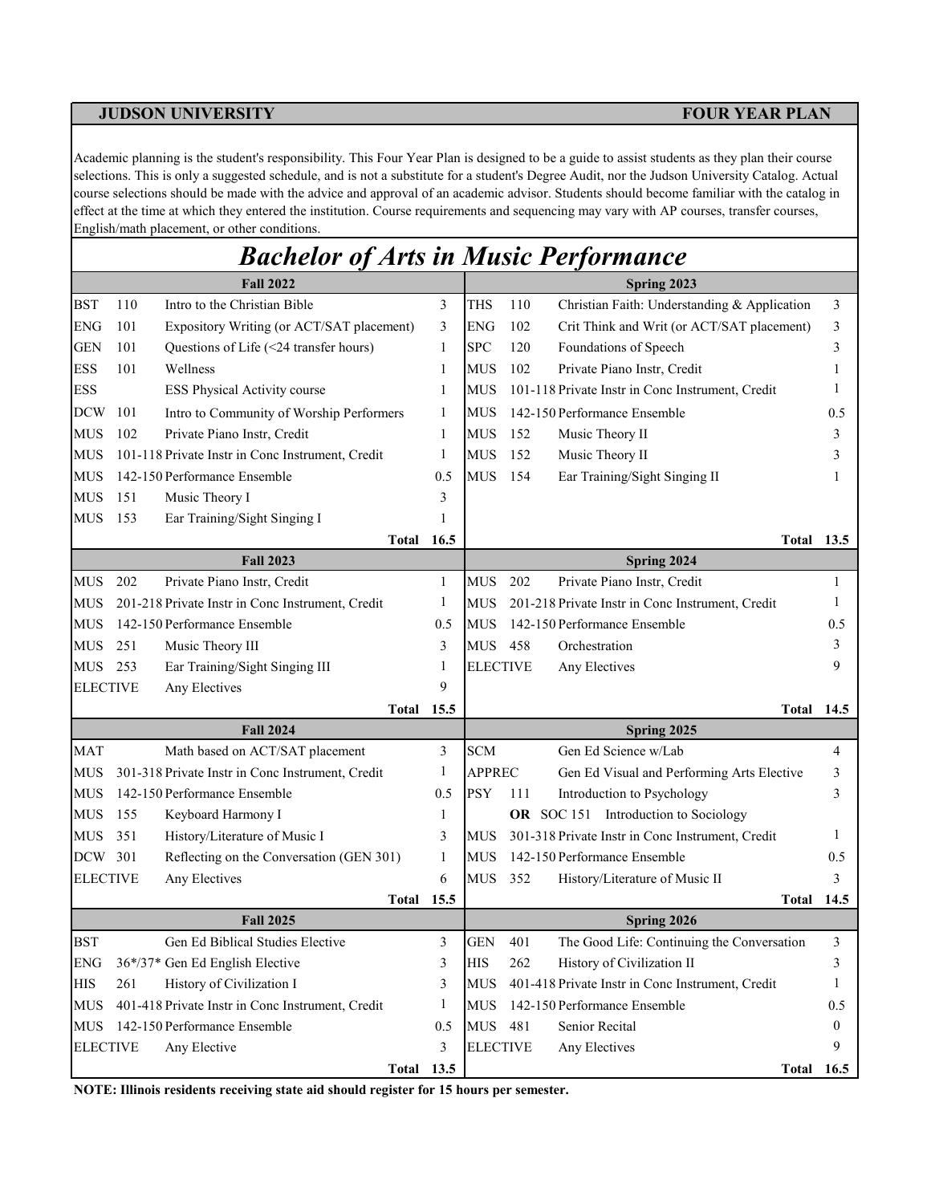**JUDSON UNIVERSITY** | **FOUR YEAR PLAN**

Academic planning is the student's responsibility. This Four Year Plan is designed to be a guide to assist students as they plan their course selections. This is only a suggested schedule, and is not a substitute for a student's Degree Audit, nor the Judson University Catalog. Actual course selections should be made with the advice and approval of an academic advisor. Students should become familiar with the catalog in effect at the time at which they entered the institution. Course requirements and sequencing may vary with AP courses, transfer courses, English/math placement, or other conditions.

# *Bachelor of Arts in Music Performance*

| **Fall 2022** | | | | **Spring 2023** | | | |
|---|---|---|---|---|---|---|---|
| BST | 110 | Intro to the Christian Bible | 3 | THS | 110 | Christian Faith: Understanding & Application | 3 |
| ENG | 101 | Expository Writing (or ACT/SAT placement) | 3 | ENG | 102 | Crit Think and Writ (or ACT/SAT placement) | 3 |
| GEN | 101 | Questions of Life (<24 transfer hours) | 1 | SPC | 120 | Foundations of Speech | 3 |
| ESS | 101 | Wellness | 1 | MUS | 102 | Private Piano Instr, Credit | 1 |
| ESS | | ESS Physical Activity course | 1 | MUS | 101-118 | Private Instr in Conc Instrument, Credit | 1 |
| DCW | 101 | Intro to Community of Worship Performers | 1 | MUS | 142-150 | Performance Ensemble | 0.5 |
| MUS | 102 | Private Piano Instr, Credit | 1 | MUS | 152 | Music Theory II | 3 |
| MUS | 101-118 | Private Instr in Conc Instrument, Credit | 1 | MUS | 152 | Music Theory II | 3 |
| MUS | 142-150 | Performance Ensemble | 0.5 | MUS | 154 | Ear Training/Sight Singing II | 1 |
| MUS | 151 | Music Theory I | 3 | | | | |
| MUS | 153 | Ear Training/Sight Singing I | 1 | | | | |
| | | **Total** | **16.5** | | | **Total** | **13.5** |
| **Fall 2023** | | | | **Spring 2024** | | | |
| MUS | 202 | Private Piano Instr, Credit | 1 | MUS | 202 | Private Piano Instr, Credit | 1 |
| MUS | 201-218 | Private Instr in Conc Instrument, Credit | 1 | MUS | 201-218 | Private Instr in Conc Instrument, Credit | 1 |
| MUS | 142-150 | Performance Ensemble | 0.5 | MUS | 142-150 | Performance Ensemble | 0.5 |
| MUS | 251 | Music Theory III | 3 | MUS | 458 | Orchestration | 3 |
| MUS | 253 | Ear Training/Sight Singing III | 1 | ELECTIVE | | Any Electives | 9 |
| ELECTIVE | | Any Electives | 9 | | | | |
| | | **Total** | **15.5** | | | **Total** | **14.5** |
| **Fall 2024** | | | | **Spring 2025** | | | |
| MAT | | Math based on ACT/SAT placement | 3 | SCM | | Gen Ed Science w/Lab | 4 |
| MUS | 301-318 | Private Instr in Conc Instrument, Credit | 1 | APPREC | | Gen Ed Visual and Performing Arts Elective | 3 |
| MUS | 142-150 | Performance Ensemble | 0.5 | PSY | 111 | Introduction to Psychology | 3 |
| MUS | 155 | Keyboard Harmony I | 1 | | **OR** SOC 151 | Introduction to Sociology | |
| MUS | 351 | History/Literature of Music I | 3 | MUS | 301-318 | Private Instr in Conc Instrument, Credit | 1 |
| DCW | 301 | Reflecting on the Conversation (GEN 301) | 1 | MUS | 142-150 | Performance Ensemble | 0.5 |
| ELECTIVE | | Any Electives | 6 | MUS | 352 | History/Literature of Music II | 3 |
| | | **Total** | **15.5** | | | **Total** | **14.5** |
| **Fall 2025** | | | | **Spring 2026** | | | |
| BST | | Gen Ed Biblical Studies Elective | 3 | GEN | 401 | The Good Life: Continuing the Conversation | 3 |
| ENG | 36*/37* | Gen Ed English Elective | 3 | HIS | 262 | History of Civilization II | 3 |
| HIS | 261 | History of Civilization I | 3 | MUS | 401-418 | Private Instr in Conc Instrument, Credit | 1 |
| MUS | 401-418 | Private Instr in Conc Instrument, Credit | 1 | MUS | 142-150 | Performance Ensemble | 0.5 |
| MUS | 142-150 | Performance Ensemble | 0.5 | MUS | 481 | Senior Recital | 0 |
| ELECTIVE | | Any Elective | 3 | ELECTIVE | | Any Electives | 9 |
| | | **Total** | **13.5** | | | **Total** | **16.5** |

**NOTE: Illinois residents receiving state aid should register for 15 hours per semester.**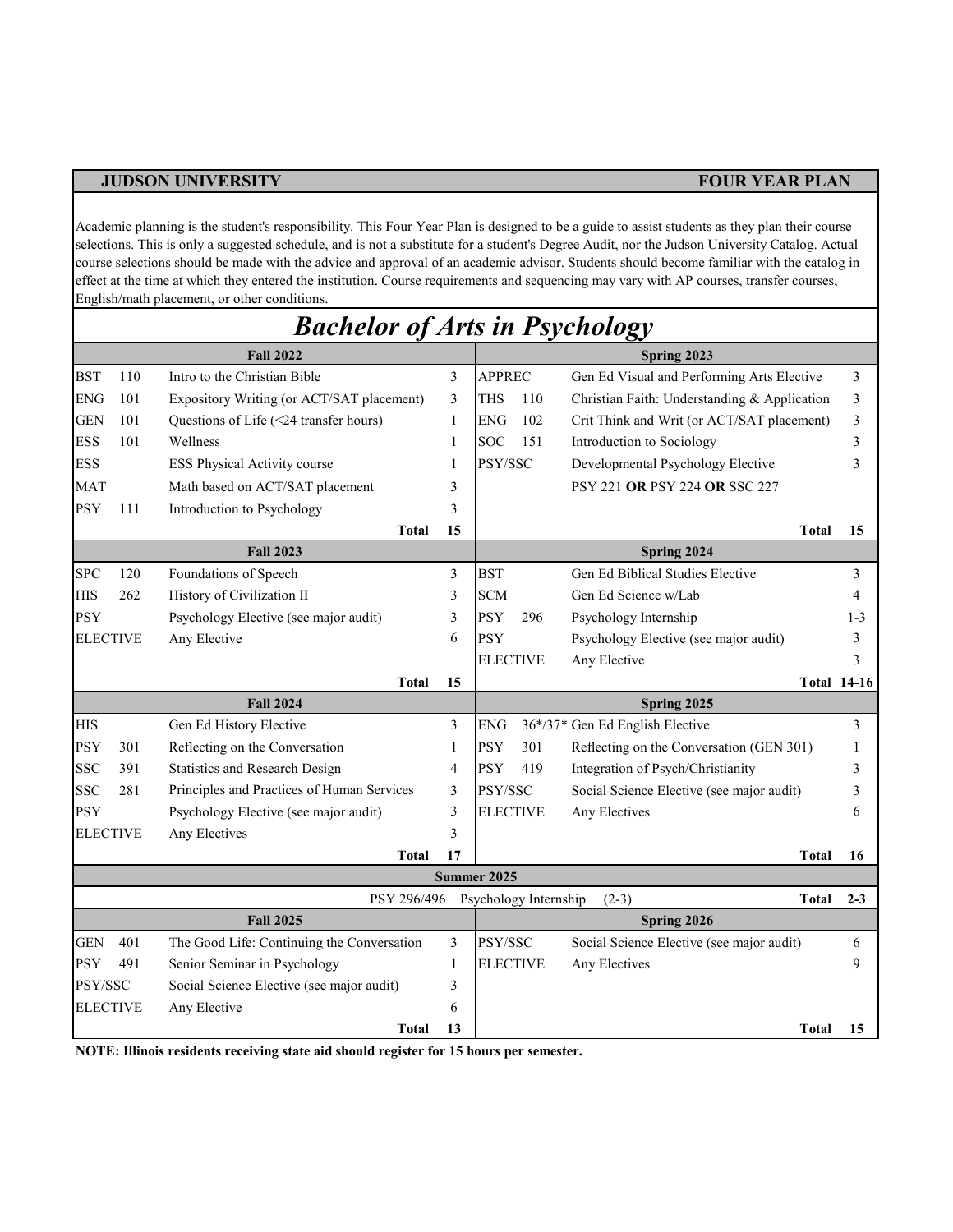**JUDSON UNIVERSITY** **FOUR YEAR PLAN**

Academic planning is the student's responsibility. This Four Year Plan is designed to be a guide to assist students as they plan their course selections. This is only a suggested schedule, and is not a substitute for a student's Degree Audit, nor the Judson University Catalog. Actual course selections should be made with the advice and approval of an academic advisor. Students should become familiar with the catalog in effect at the time at which they entered the institution. Course requirements and sequencing may vary with AP courses, transfer courses, English/math placement, or other conditions.

# *Bachelor of Arts in Psychology*

| **Fall 2022** | | | | **Spring 2023** | | | |
|---|---|---|---|---|---|---|---|
| BST | 110 | Intro to the Christian Bible | 3 | APPREC | | Gen Ed Visual and Performing Arts Elective | 3 |
| ENG | 101 | Expository Writing (or ACT/SAT placement) | 3 | THS | 110 | Christian Faith: Understanding & Application | 3 |
| GEN | 101 | Questions of Life (<24 transfer hours) | 1 | ENG | 102 | Crit Think and Writ (or ACT/SAT placement) | 3 |
| ESS | 101 | Wellness | 1 | SOC | 151 | Introduction to Sociology | 3 |
| ESS | | ESS Physical Activity course | 1 | PSY/SSC | | Developmental Psychology Elective | 3 |
| MAT | | Math based on ACT/SAT placement | 3 | | | PSY 221 **OR** PSY 224 **OR** SSC 227 | |
| PSY | 111 | Introduction to Psychology | 3 | | | | |
| | | **Total** | **15** | | | **Total** | **15** |
| **Fall 2023** | | | | **Spring 2024** | | | |
| SPC | 120 | Foundations of Speech | 3 | BST | | Gen Ed Biblical Studies Elective | 3 |
| HIS | 262 | History of Civilization II | 3 | SCM | | Gen Ed Science w/Lab | 4 |
| PSY | | Psychology Elective (see major audit) | 3 | PSY | 296 | Psychology Internship | 1-3 |
| ELECTIVE | | Any Elective | 6 | PSY | | Psychology Elective (see major audit) | 3 |
| | | | | ELECTIVE | | Any Elective | 3 |
| | | **Total** | **15** | | | **Total** | **14-16** |
| **Fall 2024** | | | | **Spring 2025** | | | |
| HIS | | Gen Ed History Elective | 3 | ENG | 36*/37* | Gen Ed English Elective | 3 |
| PSY | 301 | Reflecting on the Conversation | 1 | PSY | 301 | Reflecting on the Conversation (GEN 301) | 1 |
| SSC | 391 | Statistics and Research Design | 4 | PSY | 419 | Integration of Psych/Christianity | 3 |
| SSC | 281 | Principles and Practices of Human Services | 3 | PSY/SSC | | Social Science Elective (see major audit) | 3 |
| PSY | | Psychology Elective (see major audit) | 3 | ELECTIVE | | Any Electives | 6 |
| ELECTIVE | | Any Electives | 3 | | | | |
| | | **Total** | **17** | | | **Total** | **16** |
| **Summer 2025** | | | | | | | |
| | | PSY 296/496 | | Psychology Internship | | (2-3) **Total** | **2-3** |
| **Fall 2025** | | | | **Spring 2026** | | | |
| GEN | 401 | The Good Life: Continuing the Conversation | 3 | PSY/SSC | | Social Science Elective (see major audit) | 6 |
| PSY | 491 | Senior Seminar in Psychology | 1 | ELECTIVE | | Any Electives | 9 |
| PSY/SSC | | Social Science Elective (see major audit) | 3 | | | | |
| ELECTIVE | | Any Elective | 6 | | | | |
| | | **Total** | **13** | | | **Total** | **15** |

**NOTE: Illinois residents receiving state aid should register for 15 hours per semester.**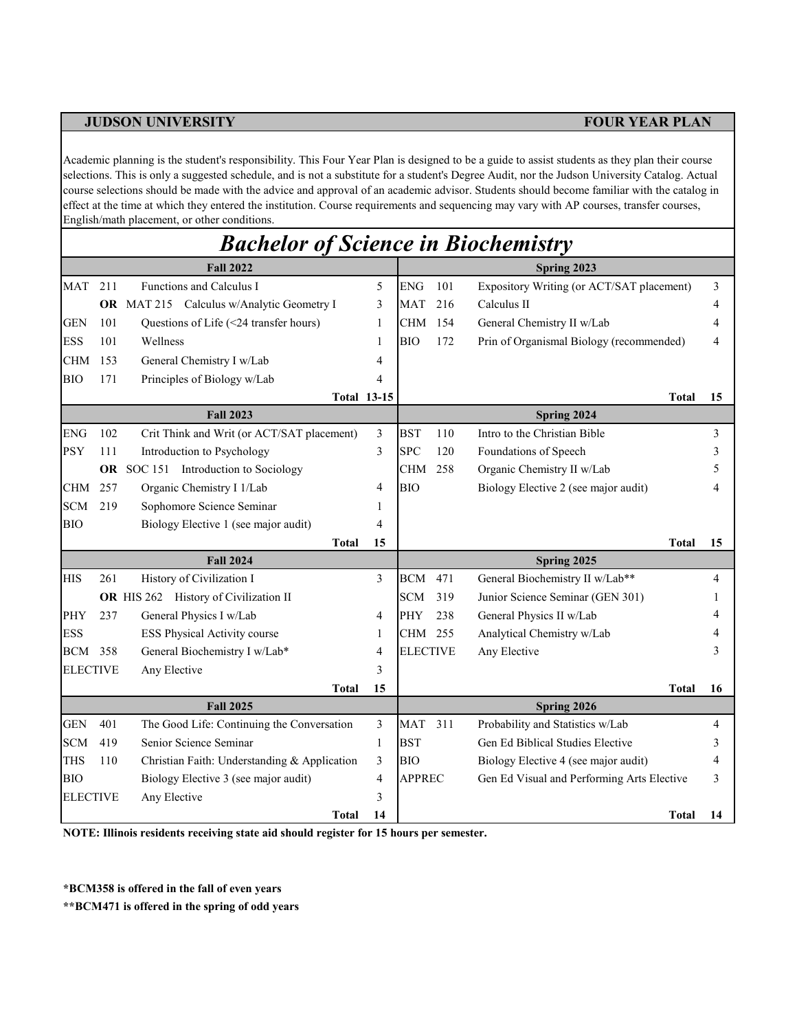**JUDSON UNIVERSITY** **FOUR YEAR PLAN**

Academic planning is the student's responsibility. This Four Year Plan is designed to be a guide to assist students as they plan their course selections. This is only a suggested schedule, and is not a substitute for a student's Degree Audit, nor the Judson University Catalog. Actual course selections should be made with the advice and approval of an academic advisor. Students should become familiar with the catalog in effect at the time at which they entered the institution. Course requirements and sequencing may vary with AP courses, transfer courses, English/math placement, or other conditions.

# *Bachelor of Science in Biochemistry*

| **Fall 2022** | | | | **Spring 2023** | | | |
|---|---|---|---|---|---|---|---|
| MAT | 211 | Functions and Calculus I | 5 | ENG | 101 | Expository Writing (or ACT/SAT placement) | 3 |
| | **OR** | MAT 215 Calculus w/Analytic Geometry I | 3 | MAT | 216 | Calculus II | 4 |
| GEN | 101 | Questions of Life (<24 transfer hours) | 1 | CHM | 154 | General Chemistry II w/Lab | 4 |
| ESS | 101 | Wellness | 1 | BIO | 172 | Prin of Organismal Biology (recommended) | 4 |
| CHM | 153 | General Chemistry I w/Lab | 4 | | | | |
| BIO | 171 | Principles of Biology w/Lab | 4 | | | | |
| | | **Total** | **13-15** | | | **Total** | **15** |
| **Fall 2023** | | | | **Spring 2024** | | | |
| ENG | 102 | Crit Think and Writ (or ACT/SAT placement) | 3 | BST | 110 | Intro to the Christian Bible | 3 |
| PSY | 111 | Introduction to Psychology | 3 | SPC | 120 | Foundations of Speech | 3 |
| | **OR** | SOC 151 Introduction to Sociology | | CHM | 258 | Organic Chemistry II w/Lab | 5 |
| CHM | 257 | Organic Chemistry I 1/Lab | 4 | BIO | | Biology Elective 2 (see major audit) | 4 |
| SCM | 219 | Sophomore Science Seminar | 1 | | | | |
| BIO | | Biology Elective 1 (see major audit) | 4 | | | | |
| | | **Total** | **15** | | | **Total** | **15** |
| **Fall 2024** | | | | **Spring 2025** | | | |
| HIS | 261 | History of Civilization I | 3 | BCM | 471 | General Biochemistry II w/Lab** | 4 |
| | **OR** | HIS 262 History of Civilization II | | SCM | 319 | Junior Science Seminar (GEN 301) | 1 |
| PHY | 237 | General Physics I w/Lab | 4 | PHY | 238 | General Physics II w/Lab | 4 |
| ESS | | ESS Physical Activity course | 1 | CHM | 255 | Analytical Chemistry w/Lab | 4 |
| BCM | 358 | General Biochemistry I w/Lab* | 4 | ELECTIVE | | Any Elective | 3 |
| ELECTIVE | | Any Elective | 3 | | | | |
| | | **Total** | **15** | | | **Total** | **16** |
| **Fall 2025** | | | | **Spring 2026** | | | |
| GEN | 401 | The Good Life: Continuing the Conversation | 3 | MAT | 311 | Probability and Statistics w/Lab | 4 |
| SCM | 419 | Senior Science Seminar | 1 | BST | | Gen Ed Biblical Studies Elective | 3 |
| THS | 110 | Christian Faith: Understanding & Application | 3 | BIO | | Biology Elective 4 (see major audit) | 4 |
| BIO | | Biology Elective 3 (see major audit) | 4 | APPREC | | Gen Ed Visual and Performing Arts Elective | 3 |
| ELECTIVE | | Any Elective | 3 | | | | |
| | | **Total** | **14** | | | **Total** | **14** |

**NOTE: Illinois residents receiving state aid should register for 15 hours per semester.**

***BCM358 is offered in the fall of even years**

****BCM471 is offered in the spring of odd years**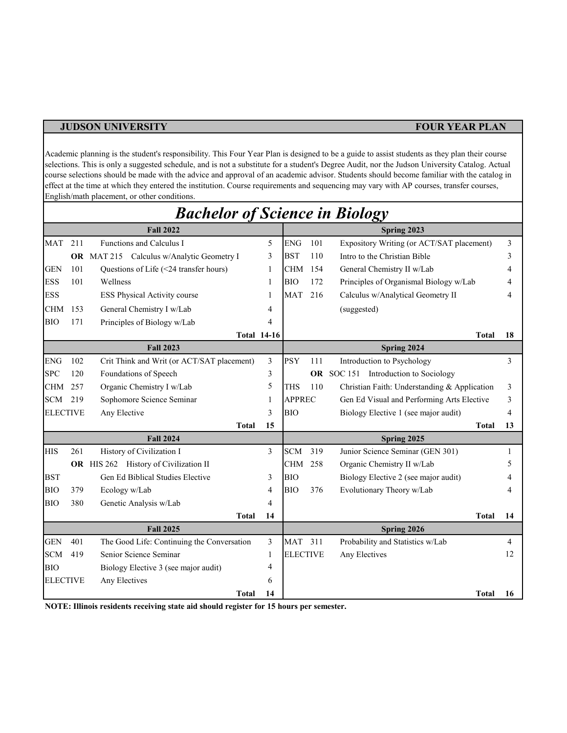**JUDSON UNIVERSITY** **FOUR YEAR PLAN**

Academic planning is the student's responsibility. This Four Year Plan is designed to be a guide to assist students as they plan their course selections. This is only a suggested schedule, and is not a substitute for a student's Degree Audit, nor the Judson University Catalog. Actual course selections should be made with the advice and approval of an academic advisor. Students should become familiar with the catalog in effect at the time at which they entered the institution. Course requirements and sequencing may vary with AP courses, transfer courses, English/math placement, or other conditions.

# *Bachelor of Science in Biology*

| **Fall 2022** | | | | **Spring 2023** | | | |
|---|---|---|---|---|---|---|---|
| MAT | 211 | Functions and Calculus I | 5 | ENG | 101 | Expository Writing (or ACT/SAT placement) | 3 |
| | **OR** | MAT 215 Calculus w/Analytic Geometry I | 3 | BST | 110 | Intro to the Christian Bible | 3 |
| GEN | 101 | Questions of Life (<24 transfer hours) | 1 | CHM | 154 | General Chemistry II w/Lab | 4 |
| ESS | 101 | Wellness | 1 | BIO | 172 | Principles of Organismal Biology w/Lab | 4 |
| ESS | | ESS Physical Activity course | 1 | MAT | 216 | Calculus w/Analytical Geometry II | 4 |
| CHM | 153 | General Chemistry I w/Lab | 4 | | | (suggested) | |
| BIO | 171 | Principles of Biology w/Lab | 4 | | | | |
| | | **Total** | **14-16** | | | **Total** | **18** |
| **Fall 2023** | | | | **Spring 2024** | | | |
| ENG | 102 | Crit Think and Writ (or ACT/SAT placement) | 3 | PSY | 111 | Introduction to Psychology | 3 |
| SPC | 120 | Foundations of Speech | 3 | | **OR** | SOC 151 Introduction to Sociology | |
| CHM | 257 | Organic Chemistry I w/Lab | 5 | THS | 110 | Christian Faith: Understanding & Application | 3 |
| SCM | 219 | Sophomore Science Seminar | 1 | APPREC | | Gen Ed Visual and Performing Arts Elective | 3 |
| ELECTIVE | | Any Elective | 3 | BIO | | Biology Elective 1 (see major audit) | 4 |
| | | **Total** | **15** | | | **Total** | **13** |
| **Fall 2024** | | | | **Spring 2025** | | | |
| HIS | 261 | History of Civilization I | 3 | SCM | 319 | Junior Science Seminar (GEN 301) | 1 |
| | **OR** | HIS 262 History of Civilization II | | CHM | 258 | Organic Chemistry II w/Lab | 5 |
| BST | | Gen Ed Biblical Studies Elective | 3 | BIO | | Biology Elective 2 (see major audit) | 4 |
| BIO | 379 | Ecology w/Lab | 4 | BIO | 376 | Evolutionary Theory w/Lab | 4 |
| BIO | 380 | Genetic Analysis w/Lab | 4 | | | | |
| | | **Total** | **14** | | | **Total** | **14** |
| **Fall 2025** | | | | **Spring 2026** | | | |
| GEN | 401 | The Good Life: Continuing the Conversation | 3 | MAT | 311 | Probability and Statistics w/Lab | 4 |
| SCM | 419 | Senior Science Seminar | 1 | ELECTIVE | | Any Electives | 12 |
| BIO | | Biology Elective 3 (see major audit) | 4 | | | | |
| ELECTIVE | | Any Electives | 6 | | | | |
| | | **Total** | **14** | | | **Total** | **16** |

**NOTE: Illinois residents receiving state aid should register for 15 hours per semester.**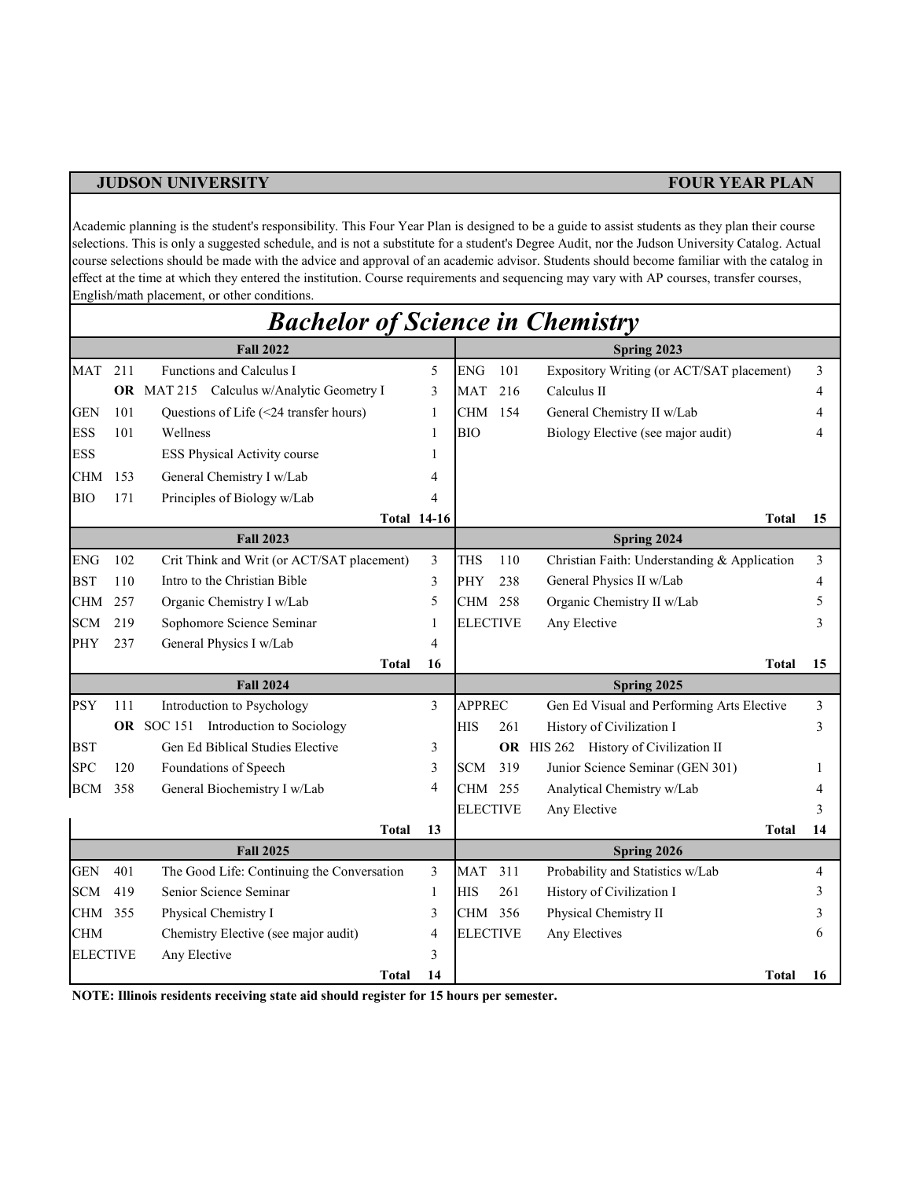**JUDSON UNIVERSITY** | **FOUR YEAR PLAN**

Academic planning is the student's responsibility. This Four Year Plan is designed to be a guide to assist students as they plan their course selections. This is only a suggested schedule, and is not a substitute for a student's Degree Audit, nor the Judson University Catalog. Actual course selections should be made with the advice and approval of an academic advisor. Students should become familiar with the catalog in effect at the time at which they entered the institution. Course requirements and sequencing may vary with AP courses, transfer courses, English/math placement, or other conditions.

# *Bachelor of Science in Chemistry*

| **Fall 2022** | | | | **Spring 2023** | | | |
|---|---|---|---|---|---|---|---|
| MAT | 211 | Functions and Calculus I | 5 | ENG | 101 | Expository Writing (or ACT/SAT placement) | 3 |
| | **OR** | MAT 215 Calculus w/Analytic Geometry I | 3 | MAT | 216 | Calculus II | 4 |
| GEN | 101 | Questions of Life (<24 transfer hours) | 1 | CHM | 154 | General Chemistry II w/Lab | 4 |
| ESS | 101 | Wellness | 1 | BIO | | Biology Elective (see major audit) | 4 |
| ESS | | ESS Physical Activity course | 1 | | | | |
| CHM | 153 | General Chemistry I w/Lab | 4 | | | | |
| BIO | 171 | Principles of Biology w/Lab | 4 | | | | |
| | | **Total** | **14-16** | | | **Total** | **15** |
| **Fall 2023** | | | | **Spring 2024** | | | |
| ENG | 102 | Crit Think and Writ (or ACT/SAT placement) | 3 | THS | 110 | Christian Faith: Understanding & Application | 3 |
| BST | 110 | Intro to the Christian Bible | 3 | PHY | 238 | General Physics II w/Lab | 4 |
| CHM | 257 | Organic Chemistry I w/Lab | 5 | CHM | 258 | Organic Chemistry II w/Lab | 5 |
| SCM | 219 | Sophomore Science Seminar | 1 | ELECTIVE | | Any Elective | 3 |
| PHY | 237 | General Physics I w/Lab | 4 | | | | |
| | | **Total** | **16** | | | **Total** | **15** |
| **Fall 2024** | | | | **Spring 2025** | | | |
| PSY | 111 | Introduction to Psychology | 3 | APPREC | | Gen Ed Visual and Performing Arts Elective | 3 |
| | **OR** | SOC 151 Introduction to Sociology | | HIS | 261 | History of Civilization I | 3 |
| BST | | Gen Ed Biblical Studies Elective | 3 | | **OR** | HIS 262 History of Civilization II | |
| SPC | 120 | Foundations of Speech | 3 | SCM | 319 | Junior Science Seminar (GEN 301) | 1 |
| BCM | 358 | General Biochemistry I w/Lab | 4 | CHM | 255 | Analytical Chemistry w/Lab | 4 |
| | | | | ELECTIVE | | Any Elective | 3 |
| | | **Total** | **13** | | | **Total** | **14** |
| **Fall 2025** | | | | **Spring 2026** | | | |
| GEN | 401 | The Good Life: Continuing the Conversation | 3 | MAT | 311 | Probability and Statistics w/Lab | 4 |
| SCM | 419 | Senior Science Seminar | 1 | HIS | 261 | History of Civilization I | 3 |
| CHM | 355 | Physical Chemistry I | 3 | CHM | 356 | Physical Chemistry II | 3 |
| CHM | | Chemistry Elective (see major audit) | 4 | ELECTIVE | | Any Electives | 6 |
| ELECTIVE | | Any Elective | 3 | | | | |
| | | **Total** | **14** | | | **Total** | **16** |

**NOTE: Illinois residents receiving state aid should register for 15 hours per semester.**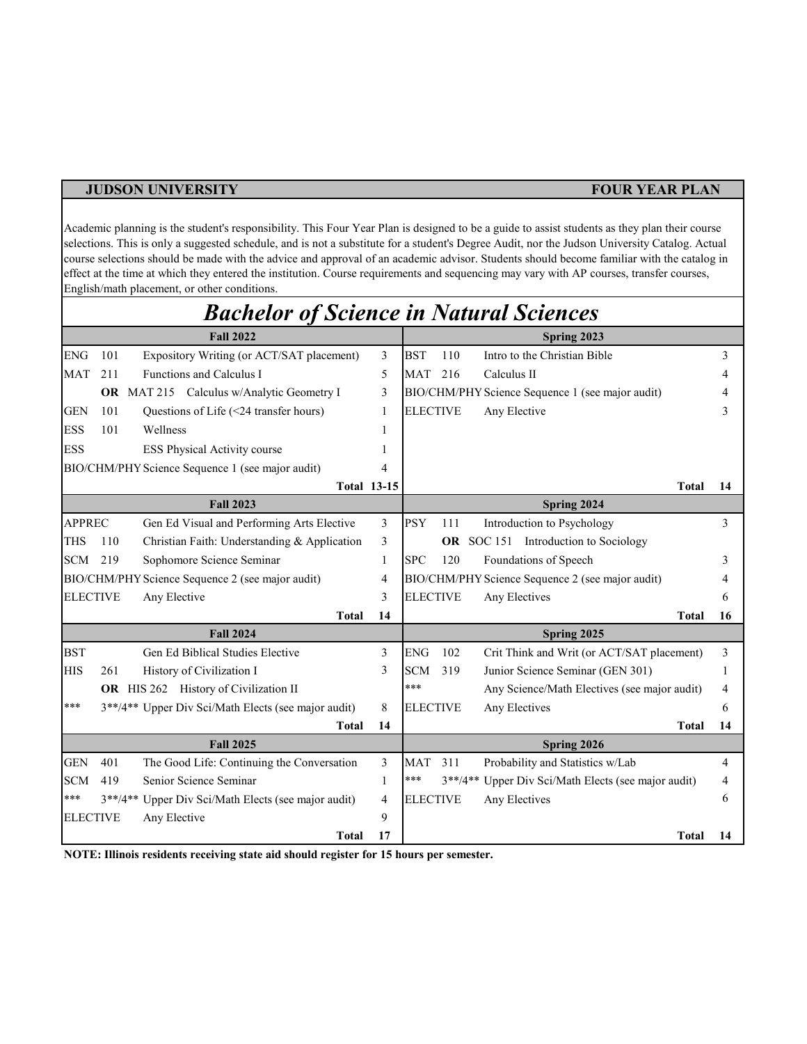**JUDSON UNIVERSITY** **FOUR YEAR PLAN**

Academic planning is the student's responsibility. This Four Year Plan is designed to be a guide to assist students as they plan their course selections. This is only a suggested schedule, and is not a substitute for a student's Degree Audit, nor the Judson University Catalog. Actual course selections should be made with the advice and approval of an academic advisor. Students should become familiar with the catalog in effect at the time at which they entered the institution. Course requirements and sequencing may vary with AP courses, transfer courses, English/math placement, or other conditions.

# *Bachelor of Science in Natural Sciences*

| Fall 2022 | | | | Spring 2023 | | | |
|---|---|---|---|---|---|---|---|
| ENG | 101 | Expository Writing (or ACT/SAT placement) | 3 | BST | 110 | Intro to the Christian Bible | 3 |
| MAT | 211 | Functions and Calculus I | 5 | MAT | 216 | Calculus II | 4 |
| | **OR** MAT 215 | Calculus w/Analytic Geometry I | 3 | BIO/CHM/PHY | | Science Sequence 1 (see major audit) | 4 |
| GEN | 101 | Questions of Life (<24 transfer hours) | 1 | ELECTIVE | | Any Elective | 3 |
| ESS | 101 | Wellness | 1 | | | | |
| ESS | | ESS Physical Activity course | 1 | | | | |
| BIO/CHM/PHY | | Science Sequence 1 (see major audit) | 4 | | | | |
| | | **Total** | **13-15** | | | **Total** | **14** |
| **Fall 2023** | | | | **Spring 2024** | | | |
| APPREC | | Gen Ed Visual and Performing Arts Elective | 3 | PSY | 111 | Introduction to Psychology | 3 |
| THS | 110 | Christian Faith: Understanding & Application | 3 | | **OR** SOC 151 | Introduction to Sociology | |
| SCM | 219 | Sophomore Science Seminar | 1 | SPC | 120 | Foundations of Speech | 3 |
| BIO/CHM/PHY | | Science Sequence 2 (see major audit) | 4 | BIO/CHM/PHY | | Science Sequence 2 (see major audit) | 4 |
| ELECTIVE | | Any Elective | 3 | ELECTIVE | | Any Electives | 6 |
| | | **Total** | **14** | | | **Total** | **16** |
| **Fall 2024** | | | | **Spring 2025** | | | |
| BST | | Gen Ed Biblical Studies Elective | 3 | ENG | 102 | Crit Think and Writ (or ACT/SAT placement) | 3 |
| HIS | 261 | History of Civilization I | 3 | SCM | 319 | Junior Science Seminar (GEN 301) | 1 |
| | **OR** HIS 262 | History of Civilization II | | *** | | Any Science/Math Electives (see major audit) | 4 |
| *** | 3**/4** | Upper Div Sci/Math Elects (see major audit) | 8 | ELECTIVE | | Any Electives | 6 |
| | | **Total** | **14** | | | **Total** | **14** |
| **Fall 2025** | | | | **Spring 2026** | | | |
| GEN | 401 | The Good Life: Continuing the Conversation | 3 | MAT | 311 | Probability and Statistics w/Lab | 4 |
| SCM | 419 | Senior Science Seminar | 1 | *** | 3**/4** | Upper Div Sci/Math Elects (see major audit) | 4 |
| *** | 3**/4** | Upper Div Sci/Math Elects (see major audit) | 4 | ELECTIVE | | Any Electives | 6 |
| ELECTIVE | | Any Elective | 9 | | | | |
| | | **Total** | **17** | | | **Total** | **14** |

**NOTE: Illinois residents receiving state aid should register for 15 hours per semester.**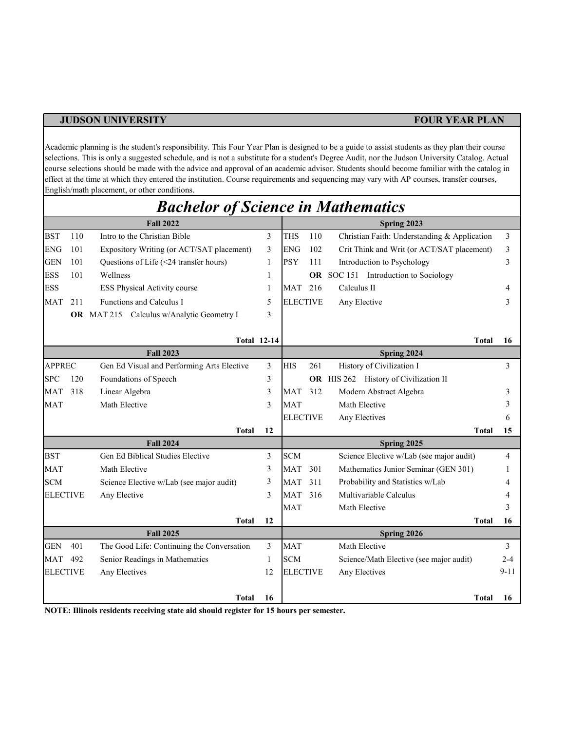**JUDSON UNIVERSITY** **FOUR YEAR PLAN**

Academic planning is the student's responsibility. This Four Year Plan is designed to be a guide to assist students as they plan their course selections. This is only a suggested schedule, and is not a substitute for a student's Degree Audit, nor the Judson University Catalog. Actual course selections should be made with the advice and approval of an academic advisor. Students should become familiar with the catalog in effect at the time at which they entered the institution. Course requirements and sequencing may vary with AP courses, transfer courses, English/math placement, or other conditions.

# *Bachelor of Science in Mathematics*

| Fall 2022 | | | | Spring 2023 | | | |
|---|---|---|---|---|---|---|---|
| BST | 110 | Intro to the Christian Bible | 3 | THS | 110 | Christian Faith: Understanding & Application | 3 |
| ENG | 101 | Expository Writing (or ACT/SAT placement) | 3 | ENG | 102 | Crit Think and Writ (or ACT/SAT placement) | 3 |
| GEN | 101 | Questions of Life (<24 transfer hours) | 1 | PSY | 111 | Introduction to Psychology | 3 |
| ESS | 101 | Wellness | 1 | | **OR** SOC 151 | Introduction to Sociology | |
| ESS | | ESS Physical Activity course | 1 | MAT | 216 | Calculus II | 4 |
| MAT | 211 | Functions and Calculus I | 5 | ELECTIVE | | Any Elective | 3 |
| | **OR** MAT 215 | Calculus w/Analytic Geometry I | 3 | | | | |
| | | **Total** | **12-14** | | | **Total** | **16** |
| **Fall 2023** | | | | **Spring 2024** | | | |
| APPREC | | Gen Ed Visual and Performing Arts Elective | 3 | HIS | 261 | History of Civilization I | 3 |
| SPC | 120 | Foundations of Speech | 3 | | **OR** HIS 262 | History of Civilization II | |
| MAT | 318 | Linear Algebra | 3 | MAT | 312 | Modern Abstract Algebra | 3 |
| MAT | | Math Elective | 3 | MAT | | Math Elective | 3 |
| | | | | ELECTIVE | | Any Electives | 6 |
| | | **Total** | **12** | | | **Total** | **15** |
| **Fall 2024** | | | | **Spring 2025** | | | |
| BST | | Gen Ed Biblical Studies Elective | 3 | SCM | | Science Elective w/Lab (see major audit) | 4 |
| MAT | | Math Elective | 3 | MAT | 301 | Mathematics Junior Seminar (GEN 301) | 1 |
| SCM | | Science Elective w/Lab (see major audit) | 3 | MAT | 311 | Probability and Statistics w/Lab | 4 |
| ELECTIVE | | Any Elective | 3 | MAT | 316 | Multivariable Calculus | 4 |
| | | | | MAT | | Math Elective | 3 |
| | | **Total** | **12** | | | **Total** | **16** |
| **Fall 2025** | | | | **Spring 2026** | | | |
| GEN | 401 | The Good Life: Continuing the Conversation | 3 | MAT | | Math Elective | 3 |
| MAT | 492 | Senior Readings in Mathematics | 1 | SCM | | Science/Math Elective (see major audit) | 2-4 |
| ELECTIVE | | Any Electives | 12 | ELECTIVE | | Any Electives | 9-11 |
| | | **Total** | **16** | | | **Total** | **16** |

**NOTE: Illinois residents receiving state aid should register for 15 hours per semester.**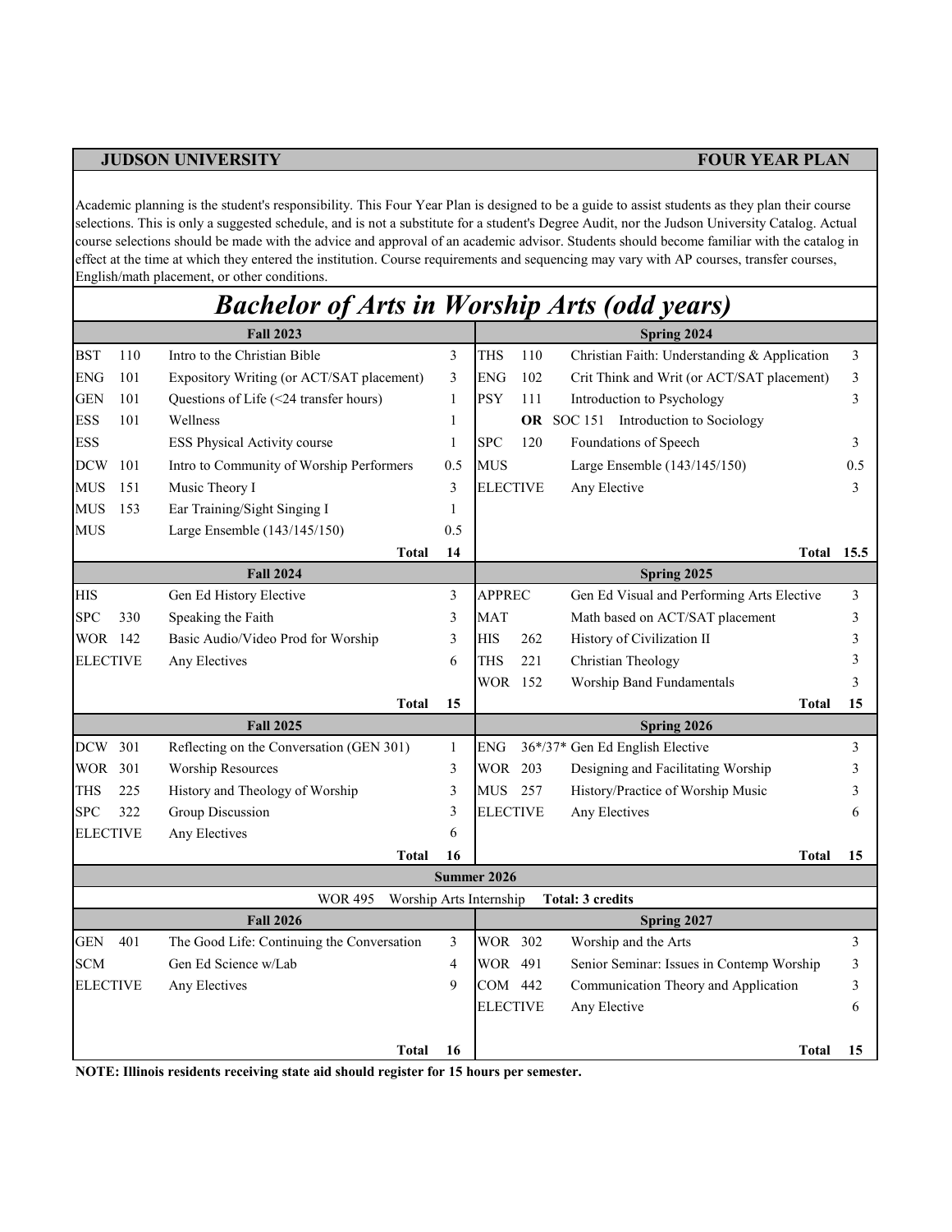**JUDSON UNIVERSITY** **FOUR YEAR PLAN**

Academic planning is the student's responsibility. This Four Year Plan is designed to be a guide to assist students as they plan their course selections. This is only a suggested schedule, and is not a substitute for a student's Degree Audit, nor the Judson University Catalog. Actual course selections should be made with the advice and approval of an academic advisor. Students should become familiar with the catalog in effect at the time at which they entered the institution. Course requirements and sequencing may vary with AP courses, transfer courses, English/math placement, or other conditions.

# *Bachelor of Arts in Worship Arts (odd years)*

| Fall 2023 | | | | Spring 2024 | | | |
|---|---|---|---|---|---|---|---|
| BST | 110 | Intro to the Christian Bible | 3 | THS | 110 | Christian Faith: Understanding & Application | 3 |
| ENG | 101 | Expository Writing (or ACT/SAT placement) | 3 | ENG | 102 | Crit Think and Writ (or ACT/SAT placement) | 3 |
| GEN | 101 | Questions of Life (<24 transfer hours) | 1 | PSY | 111 | Introduction to Psychology | 3 |
| ESS | 101 | Wellness | 1 | | **OR** | SOC 151 Introduction to Sociology | |
| ESS | | ESS Physical Activity course | 1 | SPC | 120 | Foundations of Speech | 3 |
| DCW | 101 | Intro to Community of Worship Performers | 0.5 | MUS | | Large Ensemble (143/145/150) | 0.5 |
| MUS | 151 | Music Theory I | 3 | ELECTIVE | | Any Elective | 3 |
| MUS | 153 | Ear Training/Sight Singing I | 1 | | | | |
| MUS | | Large Ensemble (143/145/150) | 0.5 | | | | |
| | | **Total** | **14** | | | **Total** | **15.5** |
| **Fall 2024** | | | | **Spring 2025** | | | |
| HIS | | Gen Ed History Elective | 3 | APPREC | | Gen Ed Visual and Performing Arts Elective | 3 |
| SPC | 330 | Speaking the Faith | 3 | MAT | | Math based on ACT/SAT placement | 3 |
| WOR | 142 | Basic Audio/Video Prod for Worship | 3 | HIS | 262 | History of Civilization II | 3 |
| ELECTIVE | | Any Electives | 6 | THS | 221 | Christian Theology | 3 |
| | | | | WOR | 152 | Worship Band Fundamentals | 3 |
| | | **Total** | **15** | | | **Total** | **15** |
| **Fall 2025** | | | | **Spring 2026** | | | |
| DCW | 301 | Reflecting on the Conversation (GEN 301) | 1 | ENG | 36*/37* | Gen Ed English Elective | 3 |
| WOR | 301 | Worship Resources | 3 | WOR | 203 | Designing and Facilitating Worship | 3 |
| THS | 225 | History and Theology of Worship | 3 | MUS | 257 | History/Practice of Worship Music | 3 |
| SPC | 322 | Group Discussion | 3 | ELECTIVE | | Any Electives | 6 |
| ELECTIVE | | Any Electives | 6 | | | | |
| | | **Total** | **16** | | | **Total** | **15** |
| **Summer 2026** | | | | | | | |
| WOR 495 | | Worship Arts Internship | | **Total: 3 credits** | | | |
| **Fall 2026** | | | | **Spring 2027** | | | |
| GEN | 401 | The Good Life: Continuing the Conversation | 3 | WOR | 302 | Worship and the Arts | 3 |
| SCM | | Gen Ed Science w/Lab | 4 | WOR | 491 | Senior Seminar: Issues in Contemp Worship | 3 |
| ELECTIVE | | Any Electives | 9 | COM | 442 | Communication Theory and Application | 3 |
| | | | | ELECTIVE | | Any Elective | 6 |
| | | **Total** | **16** | | | **Total** | **15** |

**NOTE: Illinois residents receiving state aid should register for 15 hours per semester.**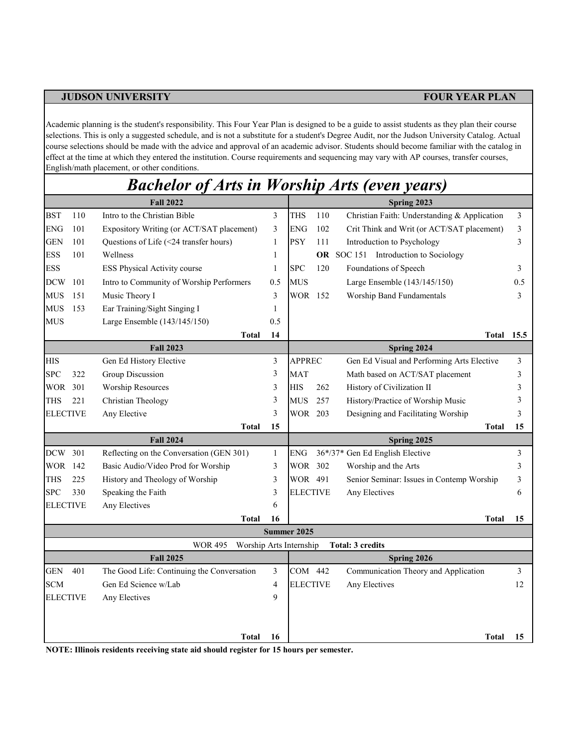**JUDSON UNIVERSITY** **FOUR YEAR PLAN**

Academic planning is the student's responsibility. This Four Year Plan is designed to be a guide to assist students as they plan their course selections. This is only a suggested schedule, and is not a substitute for a student's Degree Audit, nor the Judson University Catalog. Actual course selections should be made with the advice and approval of an academic advisor. Students should become familiar with the catalog in effect at the time at which they entered the institution. Course requirements and sequencing may vary with AP courses, transfer courses, English/math placement, or other conditions.

# *Bachelor of Arts in Worship Arts (even years)*

| Fall 2022 | | | | Spring 2023 | | | |
|---|---|---|---|---|---|---|---|
| BST | 110 | Intro to the Christian Bible | 3 | THS | 110 | Christian Faith: Understanding & Application | 3 |
| ENG | 101 | Expository Writing (or ACT/SAT placement) | 3 | ENG | 102 | Crit Think and Writ (or ACT/SAT placement) | 3 |
| GEN | 101 | Questions of Life (<24 transfer hours) | 1 | PSY | 111 | Introduction to Psychology | 3 |
| ESS | 101 | Wellness | 1 | | **OR** | SOC 151 Introduction to Sociology | |
| ESS | | ESS Physical Activity course | 1 | SPC | 120 | Foundations of Speech | 3 |
| DCW | 101 | Intro to Community of Worship Performers | 0.5 | MUS | | Large Ensemble (143/145/150) | 0.5 |
| MUS | 151 | Music Theory I | 3 | WOR | 152 | Worship Band Fundamentals | 3 |
| MUS | 153 | Ear Training/Sight Singing I | 1 | | | | |
| MUS | | Large Ensemble (143/145/150) | 0.5 | | | | |
| | | **Total** | **14** | | | **Total** | **15.5** |
| **Fall 2023** | | | | **Spring 2024** | | | |
| HIS | | Gen Ed History Elective | 3 | APPREC | | Gen Ed Visual and Performing Arts Elective | 3 |
| SPC | 322 | Group Discussion | 3 | MAT | | Math based on ACT/SAT placement | 3 |
| WOR | 301 | Worship Resources | 3 | HIS | 262 | History of Civilization II | 3 |
| THS | 221 | Christian Theology | 3 | MUS | 257 | History/Practice of Worship Music | 3 |
| ELECTIVE | | Any Elective | 3 | WOR | 203 | Designing and Facilitating Worship | 3 |
| | | **Total** | **15** | | | **Total** | **15** |
| **Fall 2024** | | | | **Spring 2025** | | | |
| DCW | 301 | Reflecting on the Conversation (GEN 301) | 1 | ENG | 36*/37* | Gen Ed English Elective | 3 |
| WOR | 142 | Basic Audio/Video Prod for Worship | 3 | WOR | 302 | Worship and the Arts | 3 |
| THS | 225 | History and Theology of Worship | 3 | WOR | 491 | Senior Seminar: Issues in Contemp Worship | 3 |
| SPC | 330 | Speaking the Faith | 3 | ELECTIVE | | Any Electives | 6 |
| ELECTIVE | | Any Electives | 6 | | | | |
| | | **Total** | **16** | | | **Total** | **15** |
| **Summer 2025** | | | | | | | |
| WOR 495 | | Worship Arts Internship | | **Total: 3 credits** | | | |
| **Fall 2025** | | | | **Spring 2026** | | | |
| GEN | 401 | The Good Life: Continuing the Conversation | 3 | COM | 442 | Communication Theory and Application | 3 |
| SCM | | Gen Ed Science w/Lab | 4 | ELECTIVE | | Any Electives | 12 |
| ELECTIVE | | Any Electives | 9 | | | | |
| | | **Total** | **16** | | | **Total** | **15** |

**NOTE: Illinois residents receiving state aid should register for 15 hours per semester.**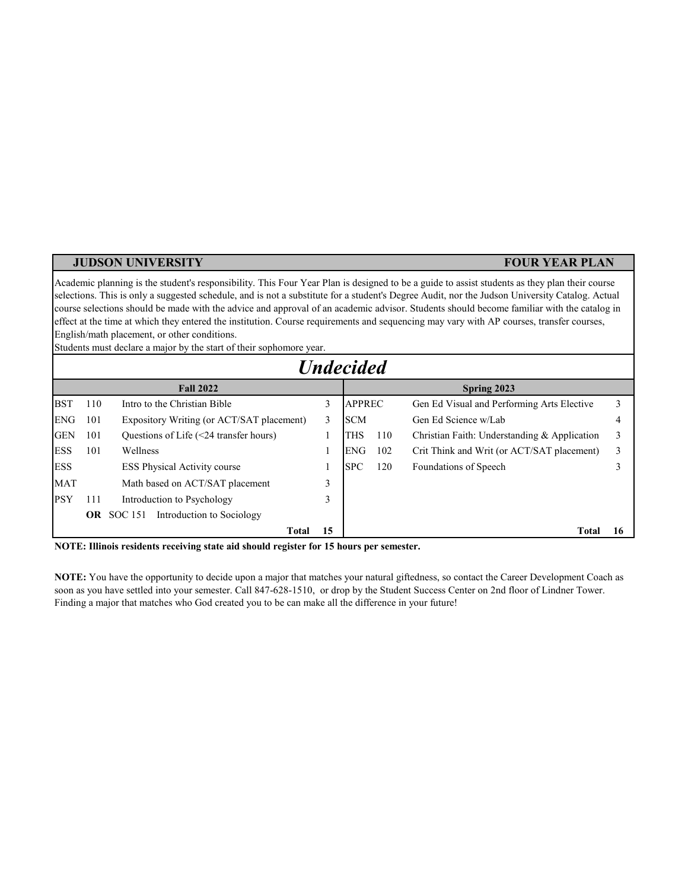**JUDSON UNIVERSITY** **FOUR YEAR PLAN**

Academic planning is the student's responsibility. This Four Year Plan is designed to be a guide to assist students as they plan their course selections. This is only a suggested schedule, and is not a substitute for a student's Degree Audit, nor the Judson University Catalog. Actual course selections should be made with the advice and approval of an academic advisor. Students should become familiar with the catalog in effect at the time at which they entered the institution. Course requirements and sequencing may vary with AP courses, transfer courses, English/math placement, or other conditions.
Students must declare a major by the start of their sophomore year.

# *Undecided*

| Fall 2022 | | | | Spring 2023 | | | |
|---|---|---|---|---|---|---|---|
| BST | 110 | Intro to the Christian Bible | 3 | APPREC | | Gen Ed Visual and Performing Arts Elective | 3 |
| ENG | 101 | Expository Writing (or ACT/SAT placement) | 3 | SCM | | Gen Ed Science w/Lab | 4 |
| GEN | 101 | Questions of Life (<24 transfer hours) | 1 | THS | 110 | Christian Faith: Understanding & Application | 3 |
| ESS | 101 | Wellness | 1 | ENG | 102 | Crit Think and Writ (or ACT/SAT placement) | 3 |
| ESS | | ESS Physical Activity course | 1 | SPC | 120 | Foundations of Speech | 3 |
| MAT | | Math based on ACT/SAT placement | 3 | | | | |
| PSY | 111 | Introduction to Psychology | 3 | | | | |
| | **OR** | SOC 151 Introduction to Sociology | | | | | |
| | | **Total** | **15** | | | **Total** | **16** |

**NOTE: Illinois residents receiving state aid should register for 15 hours per semester.**

**NOTE:** You have the opportunity to decide upon a major that matches your natural giftedness, so contact the Career Development Coach as soon as you have settled into your semester. Call 847-628-1510, or drop by the Student Success Center on 2nd floor of Lindner Tower. Finding a major that matches who God created you to be can make all the difference in your future!